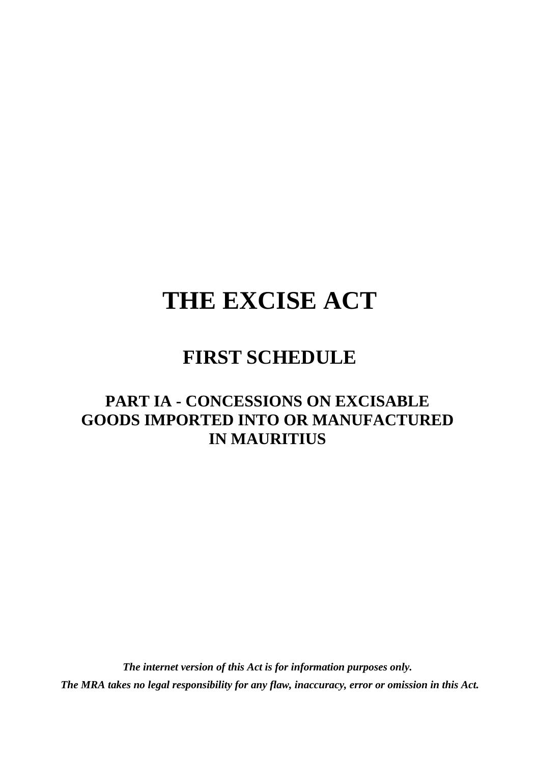# THE EXCISE ACT

## FIRST SCHEDULE

### PART IA - CONCESSIONS ON EXCISABLE GOODS IMPORTED INTO OR MANUFACTURED IN MAURITIUS

***The internet version of this Act is for information purposes only.***

***The MRA takes no legal responsibility for any flaw, inaccuracy, error or omission in this Act.***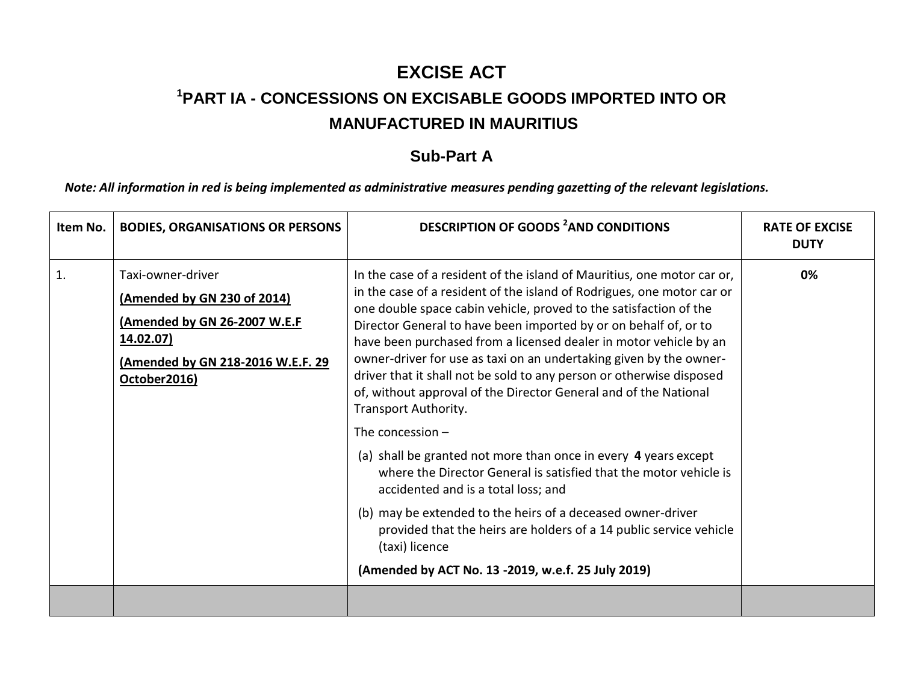# EXCISE ACT

## [1]PART IA - CONCESSIONS ON EXCISABLE GOODS IMPORTED INTO OR MANUFACTURED IN MAURITIUS

### Sub-Part A

***Note: All information in red is being implemented as administrative measures pending gazetting of the relevant legislations.***

| Item No. | BODIES, ORGANISATIONS OR PERSONS | DESCRIPTION OF GOODS [2]AND CONDITIONS | RATE OF EXCISE DUTY |
|---|---|---|---|
| 1. | Taxi-owner-driver<br>**(Amended by GN 230 of 2014)**<br>**(Amended by GN 26-2007 W.E.F 14.02.07)**<br>**(Amended by GN 218-2016 W.E.F. 29 October2016)** | In the case of a resident of the island of Mauritius, one motor car or, in the case of a resident of the island of Rodrigues, one motor car or one double space cabin vehicle, proved to the satisfaction of the Director General to have been imported by or on behalf of, or to have been purchased from a licensed dealer in motor vehicle by an owner-driver for use as taxi on an undertaking given by the owner-driver that it shall not be sold to any person or otherwise disposed of, without approval of the Director General and of the National Transport Authority.<br>The concession –<br>(a) shall be granted not more than once in every **4** years except where the Director General is satisfied that the motor vehicle is accidented and is a total loss; and<br>(b) may be extended to the heirs of a deceased owner-driver provided that the heirs are holders of a 14 public service vehicle (taxi) licence<br>**(Amended by ACT No. 13 -2019, w.e.f. 25 July 2019)** | **0%** |
| | | | |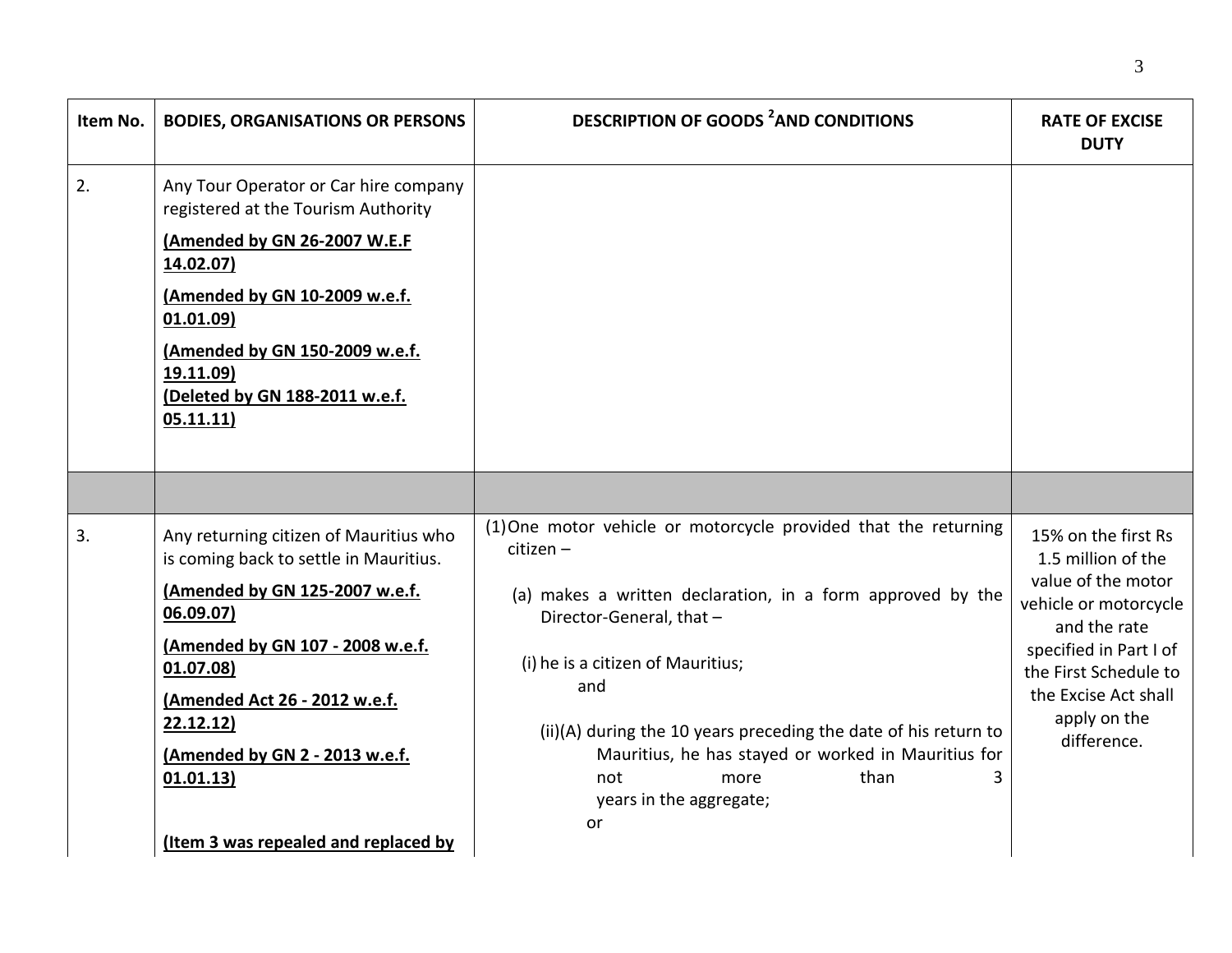| Item No. | BODIES, ORGANISATIONS OR PERSONS | DESCRIPTION OF GOODS [2] AND CONDITIONS | RATE OF EXCISE DUTY |
|---|---|---|---|
| 2. | Any Tour Operator or Car hire company registered at the Tourism Authority<br><br>**(Amended by GN 26-2007 W.E.F 14.02.07)**<br><br>**(Amended by GN 10-2009 w.e.f. 01.01.09)**<br><br>**(Amended by GN 150-2009 w.e.f. 19.11.09)**<br>**(Deleted by GN 188-2011 w.e.f. 05.11.11)** | | |
| | | | |
| 3. | Any returning citizen of Mauritius who is coming back to settle in Mauritius.<br><br>**(Amended by GN 125-2007 w.e.f. 06.09.07)**<br><br>**(Amended by GN 107 - 2008 w.e.f. 01.07.08)**<br><br>**(Amended Act 26 - 2012 w.e.f. 22.12.12)**<br><br>**(Amended by GN 2 - 2013 w.e.f. 01.01.13)**<br><br>**(Item 3 was repealed and replaced by** | (1) One motor vehicle or motorcycle provided that the returning citizen –<br><br>(a) makes a written declaration, in a form approved by the Director-General, that –<br><br>(i) he is a citizen of Mauritius;<br>and<br><br>(ii)(A) during the 10 years preceding the date of his return to Mauritius, he has stayed or worked in Mauritius for not more than 3 years in the aggregate;<br>or | 15% on the first Rs 1.5 million of the value of the motor vehicle or motorcycle and the rate specified in Part I of the First Schedule to the Excise Act shall apply on the difference. |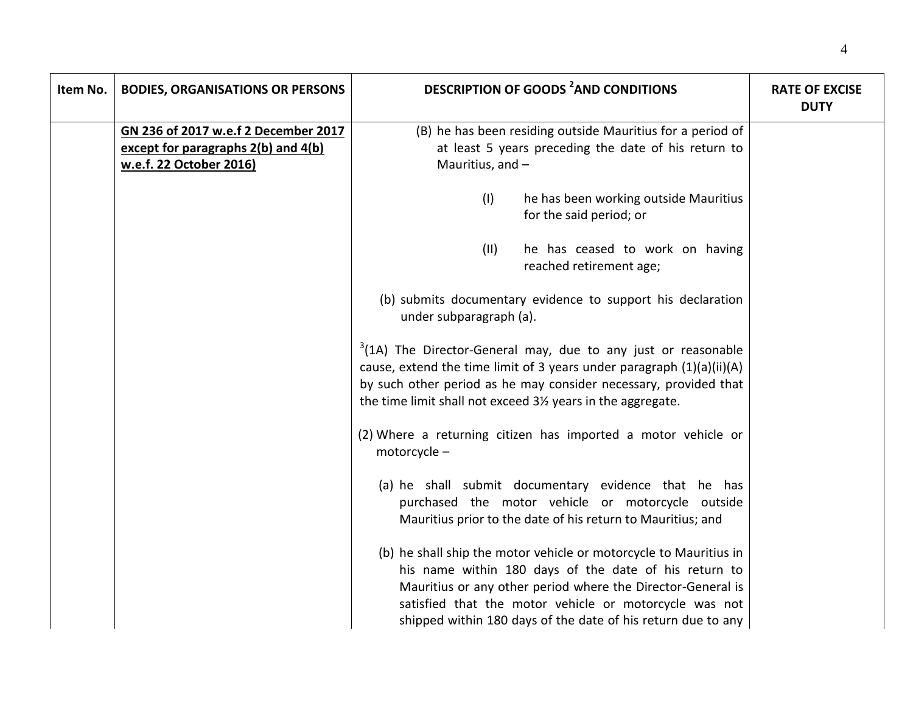| Item No. | BODIES, ORGANISATIONS OR PERSONS | DESCRIPTION OF GOODS [2] AND CONDITIONS | RATE OF EXCISE DUTY |
|---|---|---|---|
| | **GN 236 of 2017 w.e.f 2 December 2017 except for paragraphs 2(b) and 4(b) w.e.f. 22 October 2016)** | (B) he has been residing outside Mauritius for a period of at least 5 years preceding the date of his return to Mauritius, and –<br><br>(I) he has been working outside Mauritius for the said period; or<br><br>(II) he has ceased to work on having reached retirement age;<br><br>(b) submits documentary evidence to support his declaration under subparagraph (a).<br><br>[3](1A) The Director-General may, due to any just or reasonable cause, extend the time limit of 3 years under paragraph (1)(a)(ii)(A) by such other period as he may consider necessary, provided that the time limit shall not exceed 3½ years in the aggregate.<br><br>(2) Where a returning citizen has imported a motor vehicle or motorcycle –<br><br>(a) he shall submit documentary evidence that he has purchased the motor vehicle or motorcycle outside Mauritius prior to the date of his return to Mauritius; and<br><br>(b) he shall ship the motor vehicle or motorcycle to Mauritius in his name within 180 days of the date of his return to Mauritius or any other period where the Director-General is satisfied that the motor vehicle or motorcycle was not shipped within 180 days of the date of his return due to any | |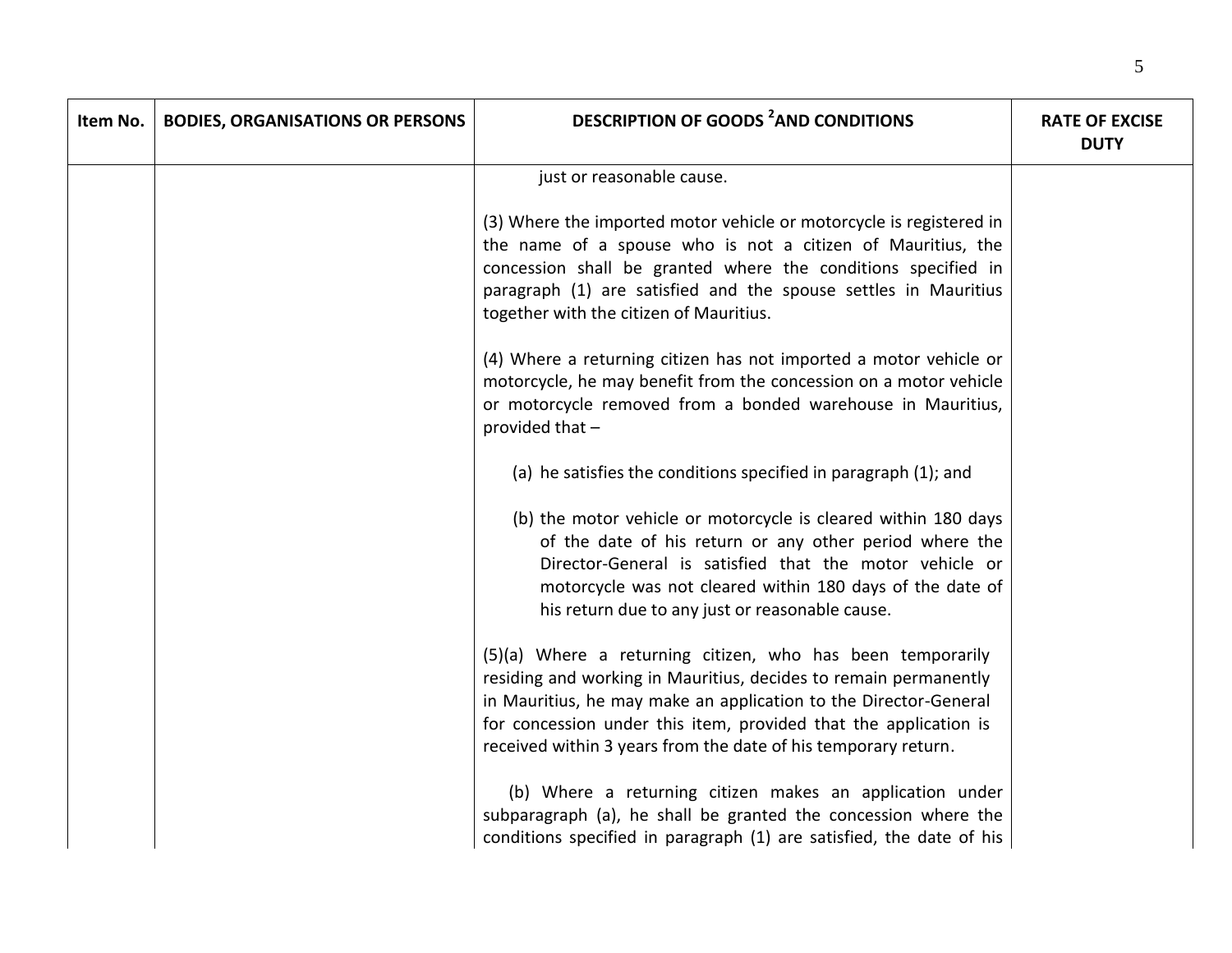| Item No. | BODIES, ORGANISATIONS OR PERSONS | DESCRIPTION OF GOODS [2] AND CONDITIONS | RATE OF EXCISE DUTY |
|---|---|---|---|
| | | just or reasonable cause.<br><br>(3) Where the imported motor vehicle or motorcycle is registered in the name of a spouse who is not a citizen of Mauritius, the concession shall be granted where the conditions specified in paragraph (1) are satisfied and the spouse settles in Mauritius together with the citizen of Mauritius.<br><br>(4) Where a returning citizen has not imported a motor vehicle or motorcycle, he may benefit from the concession on a motor vehicle or motorcycle removed from a bonded warehouse in Mauritius, provided that –<br><br>(a) he satisfies the conditions specified in paragraph (1); and<br><br>(b) the motor vehicle or motorcycle is cleared within 180 days of the date of his return or any other period where the Director-General is satisfied that the motor vehicle or motorcycle was not cleared within 180 days of the date of his return due to any just or reasonable cause.<br><br>(5)(a) Where a returning citizen, who has been temporarily residing and working in Mauritius, decides to remain permanently in Mauritius, he may make an application to the Director-General for concession under this item, provided that the application is received within 3 years from the date of his temporary return.<br><br>(b) Where a returning citizen makes an application under subparagraph (a), he shall be granted the concession where the conditions specified in paragraph (1) are satisfied, the date of his | |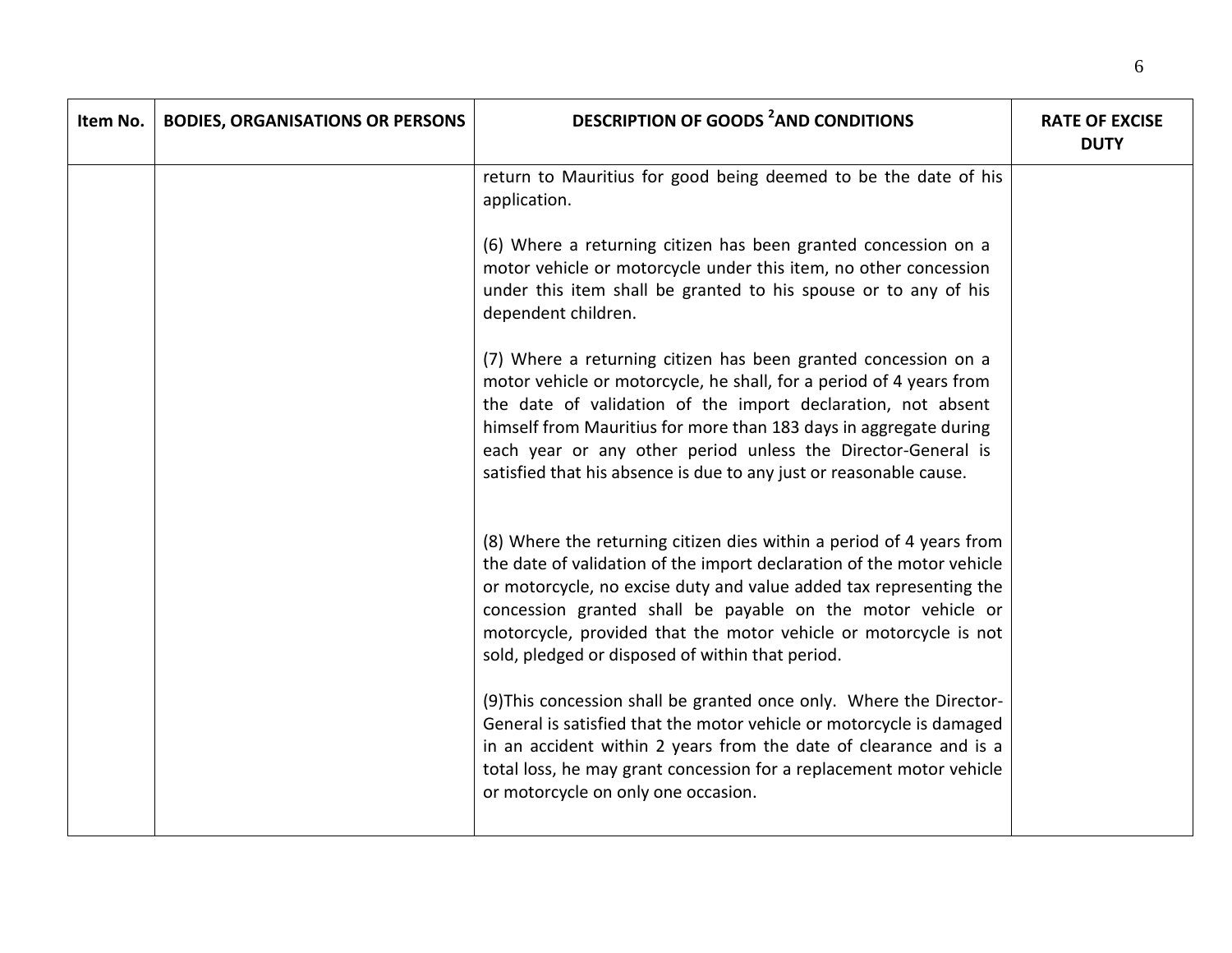| Item No. | BODIES, ORGANISATIONS OR PERSONS | DESCRIPTION OF GOODS [2] AND CONDITIONS | RATE OF EXCISE DUTY |
|---|---|---|---|
| | | return to Mauritius for good being deemed to be the date of his application.<br><br>(6) Where a returning citizen has been granted concession on a motor vehicle or motorcycle under this item, no other concession under this item shall be granted to his spouse or to any of his dependent children.<br><br>(7) Where a returning citizen has been granted concession on a motor vehicle or motorcycle, he shall, for a period of 4 years from the date of validation of the import declaration, not absent himself from Mauritius for more than 183 days in aggregate during each year or any other period unless the Director-General is satisfied that his absence is due to any just or reasonable cause.<br><br>(8) Where the returning citizen dies within a period of 4 years from the date of validation of the import declaration of the motor vehicle or motorcycle, no excise duty and value added tax representing the concession granted shall be payable on the motor vehicle or motorcycle, provided that the motor vehicle or motorcycle is not sold, pledged or disposed of within that period.<br><br>(9)This concession shall be granted once only. Where the Director-General is satisfied that the motor vehicle or motorcycle is damaged in an accident within 2 years from the date of clearance and is a total loss, he may grant concession for a replacement motor vehicle or motorcycle on only one occasion. | |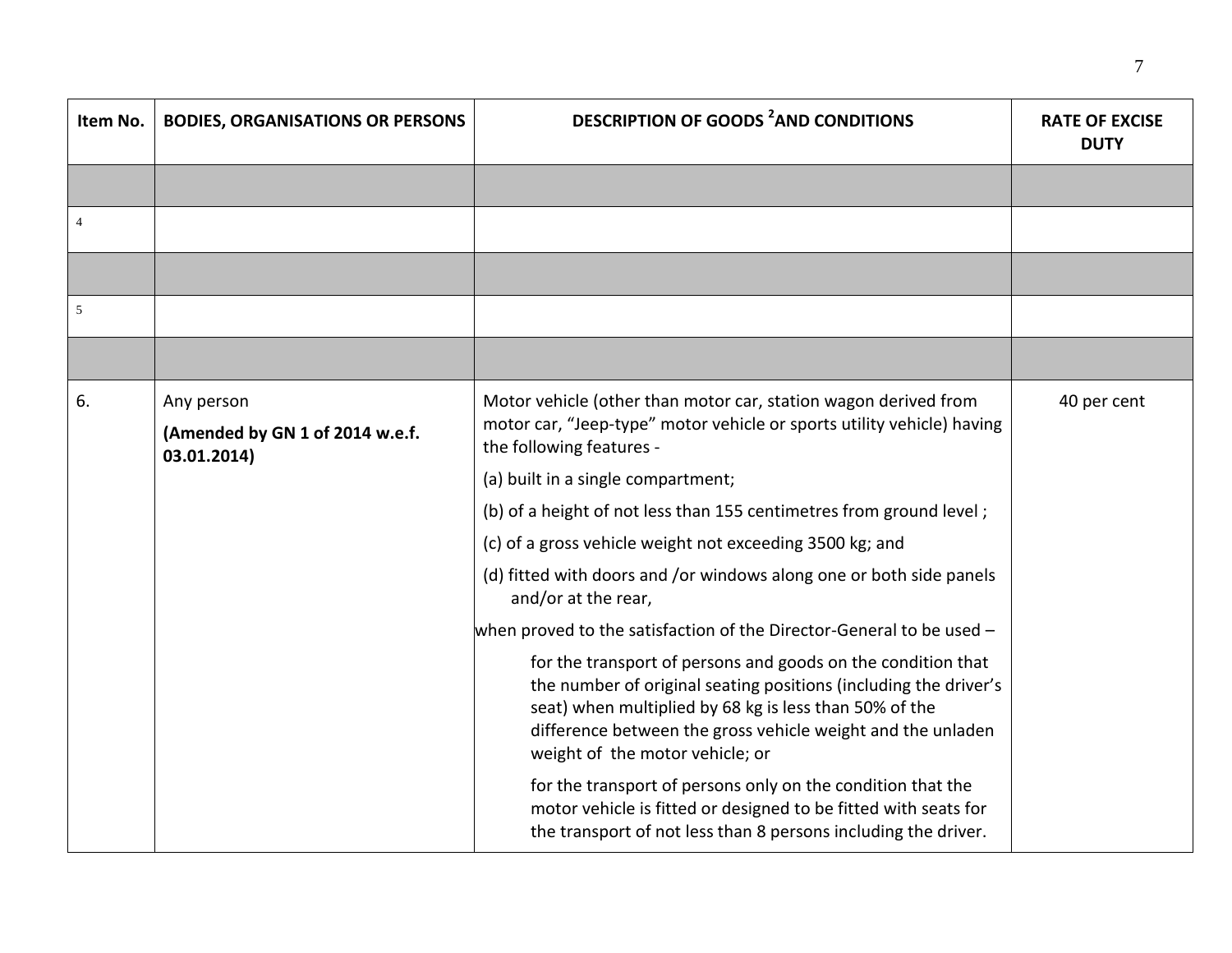| Item No. | BODIES, ORGANISATIONS OR PERSONS | DESCRIPTION OF GOODS [2] AND CONDITIONS | RATE OF EXCISE DUTY |
|---|---|---|---|
| | | | |
| 4 | | | |
| | | | |
| 5 | | | |
| | | | |
| 6. | Any person<br>**(Amended by GN 1 of 2014 w.e.f. 03.01.2014)** | Motor vehicle (other than motor car, station wagon derived from motor car, "Jeep-type" motor vehicle or sports utility vehicle) having the following features -<br>(a) built in a single compartment;<br>(b) of a height of not less than 155 centimetres from ground level ;<br>(c) of a gross vehicle weight not exceeding 3500 kg; and<br>(d) fitted with doors and /or windows along one or both side panels and/or at the rear,<br>when proved to the satisfaction of the Director-General to be used –<br>for the transport of persons and goods on the condition that the number of original seating positions (including the driver's seat) when multiplied by 68 kg is less than 50% of the difference between the gross vehicle weight and the unladen weight of the motor vehicle; or<br>for the transport of persons only on the condition that the motor vehicle is fitted or designed to be fitted with seats for the transport of not less than 8 persons including the driver. | 40 per cent |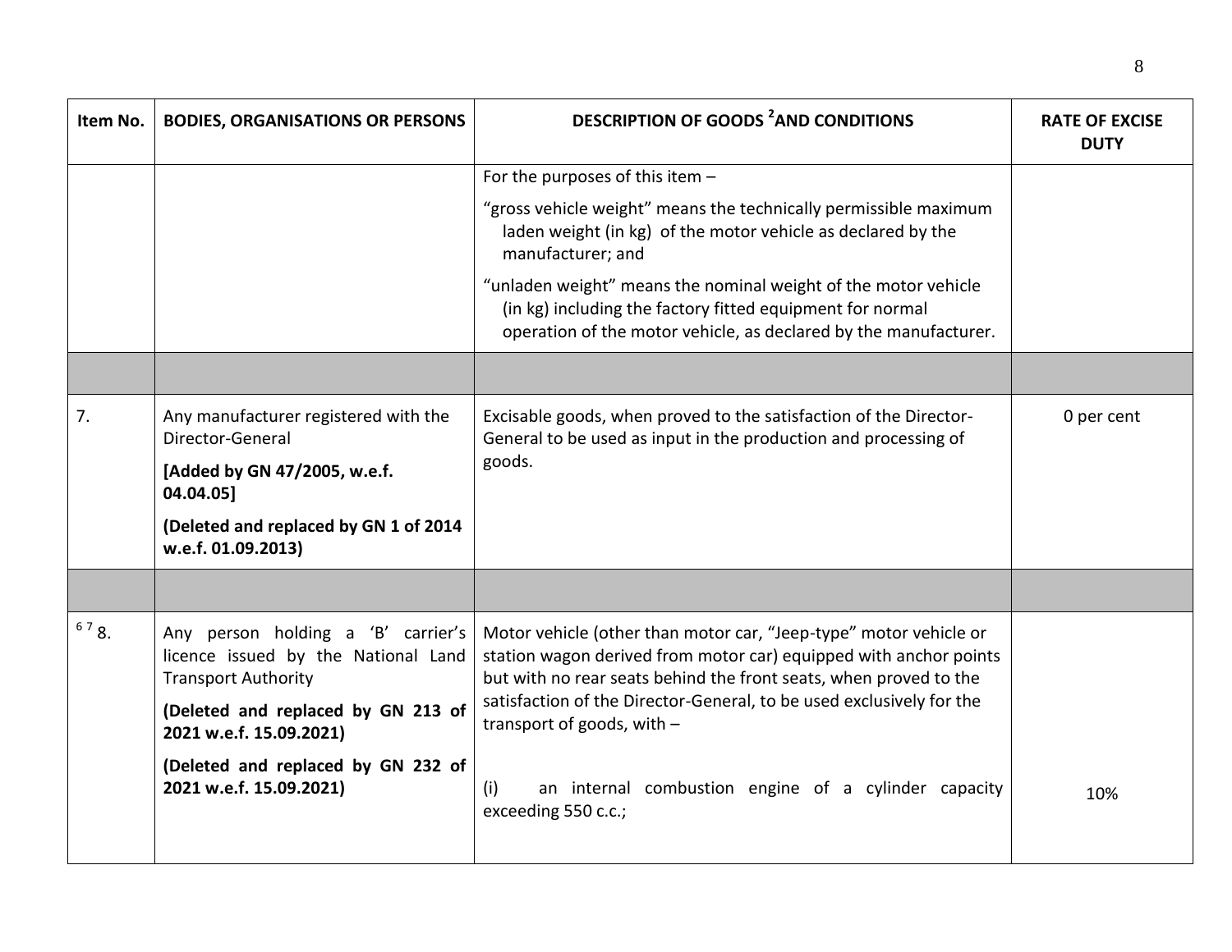| Item No. | BODIES, ORGANISATIONS OR PERSONS | DESCRIPTION OF GOODS [2] AND CONDITIONS | RATE OF EXCISE DUTY |
|---|---|---|---|
| | | For the purposes of this item –<br>"gross vehicle weight" means the technically permissible maximum laden weight (in kg) of the motor vehicle as declared by the manufacturer; and<br>"unladen weight" means the nominal weight of the motor vehicle (in kg) including the factory fitted equipment for normal operation of the motor vehicle, as declared by the manufacturer. | |
| | | | |
| 7. | Any manufacturer registered with the Director-General<br>**[Added by GN 47/2005, w.e.f. 04.04.05]**<br>**(Deleted and replaced by GN 1 of 2014 w.e.f. 01.09.2013)** | Excisable goods, when proved to the satisfaction of the Director-General to be used as input in the production and processing of goods. | 0 per cent |
| | | | |
| [6] [7] 8. | Any person holding a 'B' carrier's licence issued by the National Land Transport Authority<br>**(Deleted and replaced by GN 213 of 2021 w.e.f. 15.09.2021)**<br>**(Deleted and replaced by GN 232 of 2021 w.e.f. 15.09.2021)** | Motor vehicle (other than motor car, "Jeep-type" motor vehicle or station wagon derived from motor car) equipped with anchor points but with no rear seats behind the front seats, when proved to the satisfaction of the Director-General, to be used exclusively for the transport of goods, with –<br><br>(i) an internal combustion engine of a cylinder capacity exceeding 550 c.c.; | 10% |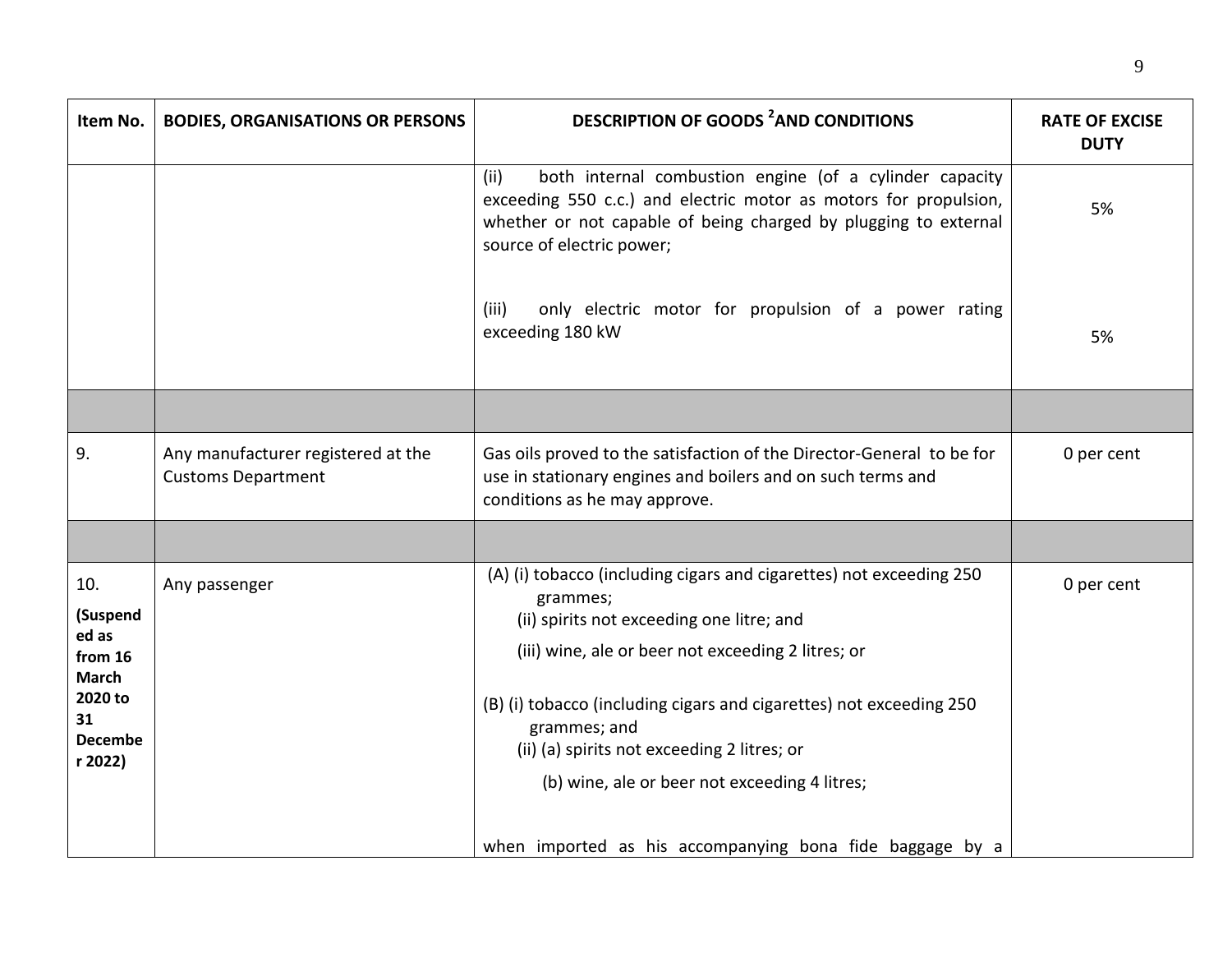| Item No. | BODIES, ORGANISATIONS OR PERSONS | DESCRIPTION OF GOODS [2] AND CONDITIONS | RATE OF EXCISE DUTY |
|---|---|---|---|
| | | (ii) both internal combustion engine (of a cylinder capacity exceeding 550 c.c.) and electric motor as motors for propulsion, whether or not capable of being charged by plugging to external source of electric power; | 5% |
| | | (iii) only electric motor for propulsion of a power rating exceeding 180 kW | 5% |
| | | | |
| 9. | Any manufacturer registered at the Customs Department | Gas oils proved to the satisfaction of the Director-General to be for use in stationary engines and boilers and on such terms and conditions as he may approve. | 0 per cent |
| | | | |
| 10. **(Suspended as from 16 March 2020 to 31 December 2022)** | Any passenger | (A) (i) tobacco (including cigars and cigarettes) not exceeding 250 grammes;<br>(ii) spirits not exceeding one litre; and<br>(iii) wine, ale or beer not exceeding 2 litres; or<br><br>(B) (i) tobacco (including cigars and cigarettes) not exceeding 250 grammes; and<br>(ii) (a) spirits not exceeding 2 litres; or<br>(b) wine, ale or beer not exceeding 4 litres;<br><br>when imported as his accompanying bona fide baggage by a | 0 per cent |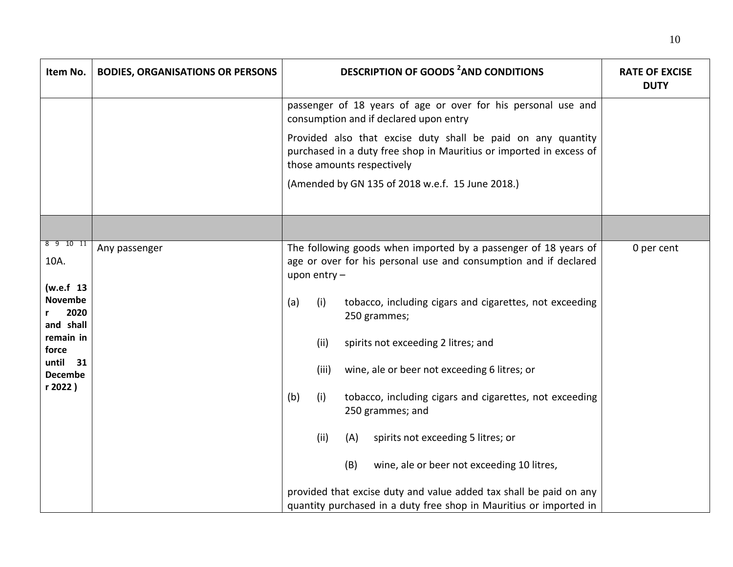| Item No. | BODIES, ORGANISATIONS OR PERSONS | DESCRIPTION OF GOODS [2] AND CONDITIONS | RATE OF EXCISE DUTY |
|---|---|---|---|
| | | passenger of 18 years of age or over for his personal use and consumption and if declared upon entry<br><br>Provided also that excise duty shall be paid on any quantity purchased in a duty free shop in Mauritius or imported in excess of those amounts respectively<br><br>(Amended by GN 135 of 2018 w.e.f. 15 June 2018.) | |
| | | | |
| [8] [9] [10] [11] 10A.<br><br>**(w.e.f 13 November 2020 and shall remain in force until 31 December 2022 )** | Any passenger | The following goods when imported by a passenger of 18 years of age or over for his personal use and consumption and if declared upon entry –<br><br>(a) (i) tobacco, including cigars and cigarettes, not exceeding 250 grammes;<br><br>(ii) spirits not exceeding 2 litres; and<br><br>(iii) wine, ale or beer not exceeding 6 litres; or<br><br>(b) (i) tobacco, including cigars and cigarettes, not exceeding 250 grammes; and<br><br>(ii) (A) spirits not exceeding 5 litres; or<br><br>(B) wine, ale or beer not exceeding 10 litres,<br><br>provided that excise duty and value added tax shall be paid on any quantity purchased in a duty free shop in Mauritius or imported in | 0 per cent |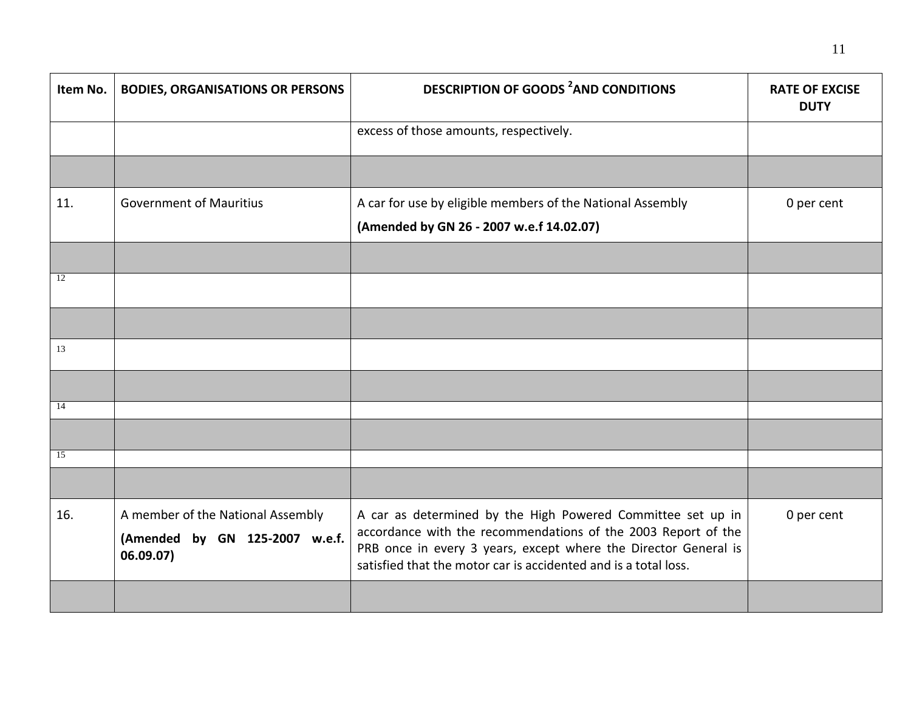| Item No. | BODIES, ORGANISATIONS OR PERSONS | DESCRIPTION OF GOODS [2] AND CONDITIONS | RATE OF EXCISE DUTY |
|---|---|---|---|
| | | excess of those amounts, respectively. | |
| | | | |
| 11. | Government of Mauritius | A car for use by eligible members of the National Assembly **(Amended by GN 26 - 2007 w.e.f 14.02.07)** | 0 per cent |
| | | | |
| 12 | | | |
| | | | |
| 13 | | | |
| | | | |
| 14 | | | |
| | | | |
| 15 | | | |
| | | | |
| 16. | A member of the National Assembly **(Amended by GN 125-2007 w.e.f. 06.09.07)** | A car as determined by the High Powered Committee set up in accordance with the recommendations of the 2003 Report of the PRB once in every 3 years, except where the Director General is satisfied that the motor car is accidented and is a total loss. | 0 per cent |
| | | | |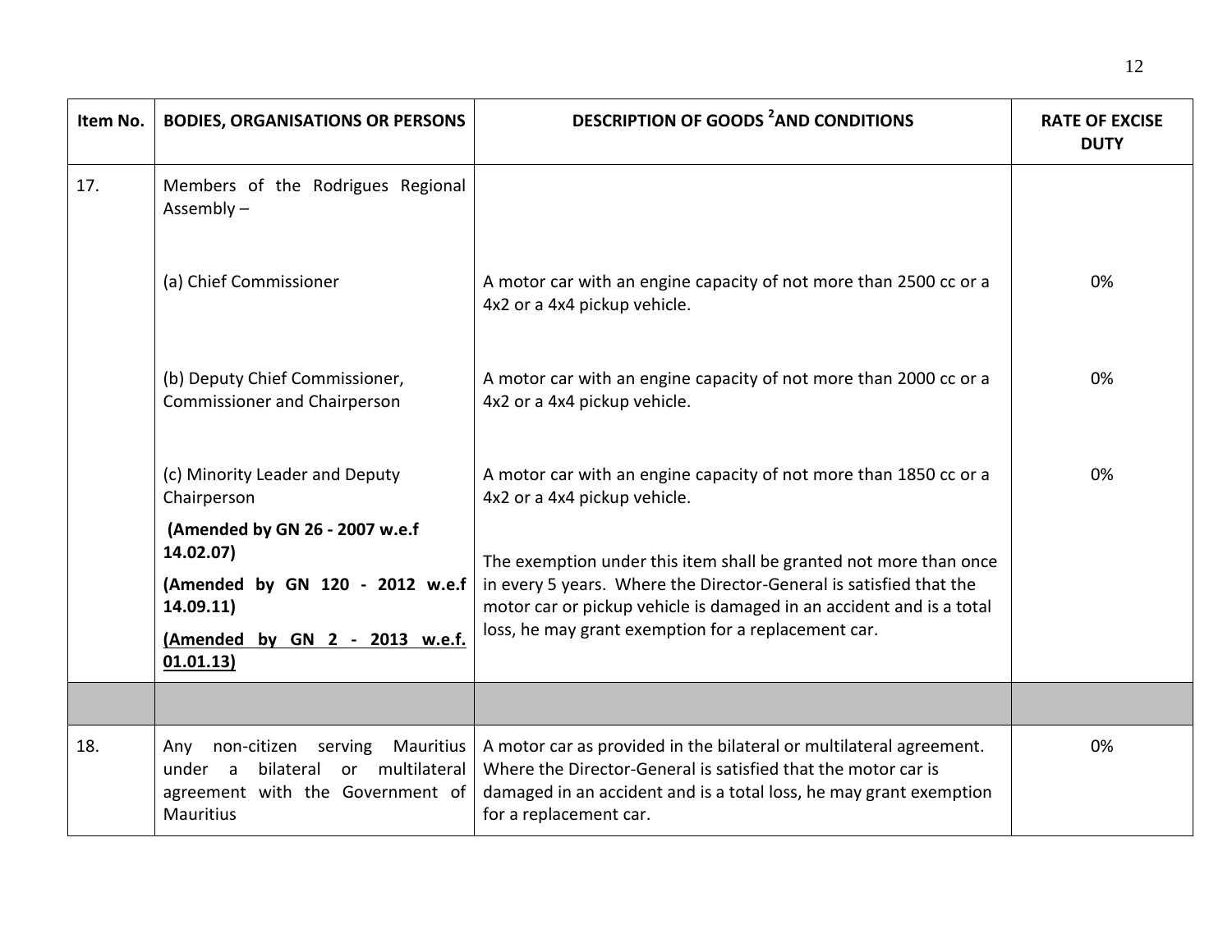| Item No. | BODIES, ORGANISATIONS OR PERSONS | DESCRIPTION OF GOODS [2] AND CONDITIONS | RATE OF EXCISE DUTY |
|---|---|---|---|
| 17. | Members of the Rodrigues Regional Assembly – | | |
| | (a) Chief Commissioner | A motor car with an engine capacity of not more than 2500 cc or a 4x2 or a 4x4 pickup vehicle. | 0% |
| | (b) Deputy Chief Commissioner, Commissioner and Chairperson | A motor car with an engine capacity of not more than 2000 cc or a 4x2 or a 4x4 pickup vehicle. | 0% |
| | (c) Minority Leader and Deputy Chairperson<br>**(Amended by GN 26 - 2007 w.e.f 14.02.07)**<br>**(Amended by GN 120 - 2012 w.e.f 14.09.11)**<br>**<u>(Amended by GN 2 - 2013 w.e.f. 01.01.13)</u>** | A motor car with an engine capacity of not more than 1850 cc or a 4x2 or a 4x4 pickup vehicle.<br><br>The exemption under this item shall be granted not more than once in every 5 years. Where the Director-General is satisfied that the motor car or pickup vehicle is damaged in an accident and is a total loss, he may grant exemption for a replacement car. | 0% |
| | | | |
| 18. | Any non-citizen serving Mauritius under a bilateral or multilateral agreement with the Government of Mauritius | A motor car as provided in the bilateral or multilateral agreement. Where the Director-General is satisfied that the motor car is damaged in an accident and is a total loss, he may grant exemption for a replacement car. | 0% |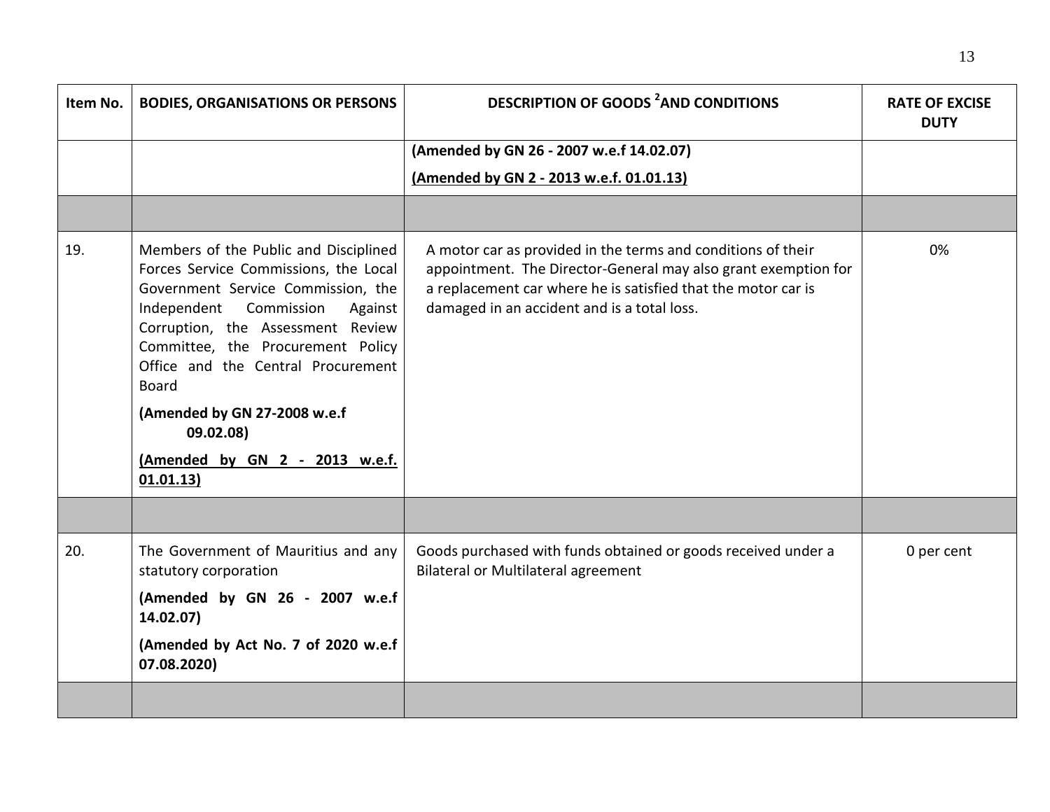| Item No. | BODIES, ORGANISATIONS OR PERSONS | DESCRIPTION OF GOODS [2] AND CONDITIONS | RATE OF EXCISE DUTY |
|---|---|---|---|
| | | **(Amended by GN 26 - 2007 w.e.f 14.02.07)** **(Amended by GN 2 - 2013 w.e.f. 01.01.13)** | |
| | | | |
| 19. | Members of the Public and Disciplined Forces Service Commissions, the Local Government Service Commission, the Independent Commission Against Corruption, the Assessment Review Committee, the Procurement Policy Office and the Central Procurement Board **(Amended by GN 27-2008 w.e.f 09.02.08)** **(Amended by GN 2 - 2013 w.e.f. 01.01.13)** | A motor car as provided in the terms and conditions of their appointment. The Director-General may also grant exemption for a replacement car where he is satisfied that the motor car is damaged in an accident and is a total loss. | 0% |
| | | | |
| 20. | The Government of Mauritius and any statutory corporation **(Amended by GN 26 - 2007 w.e.f 14.02.07)** **(Amended by Act No. 7 of 2020 w.e.f 07.08.2020)** | Goods purchased with funds obtained or goods received under a Bilateral or Multilateral agreement | 0 per cent |
| | | | |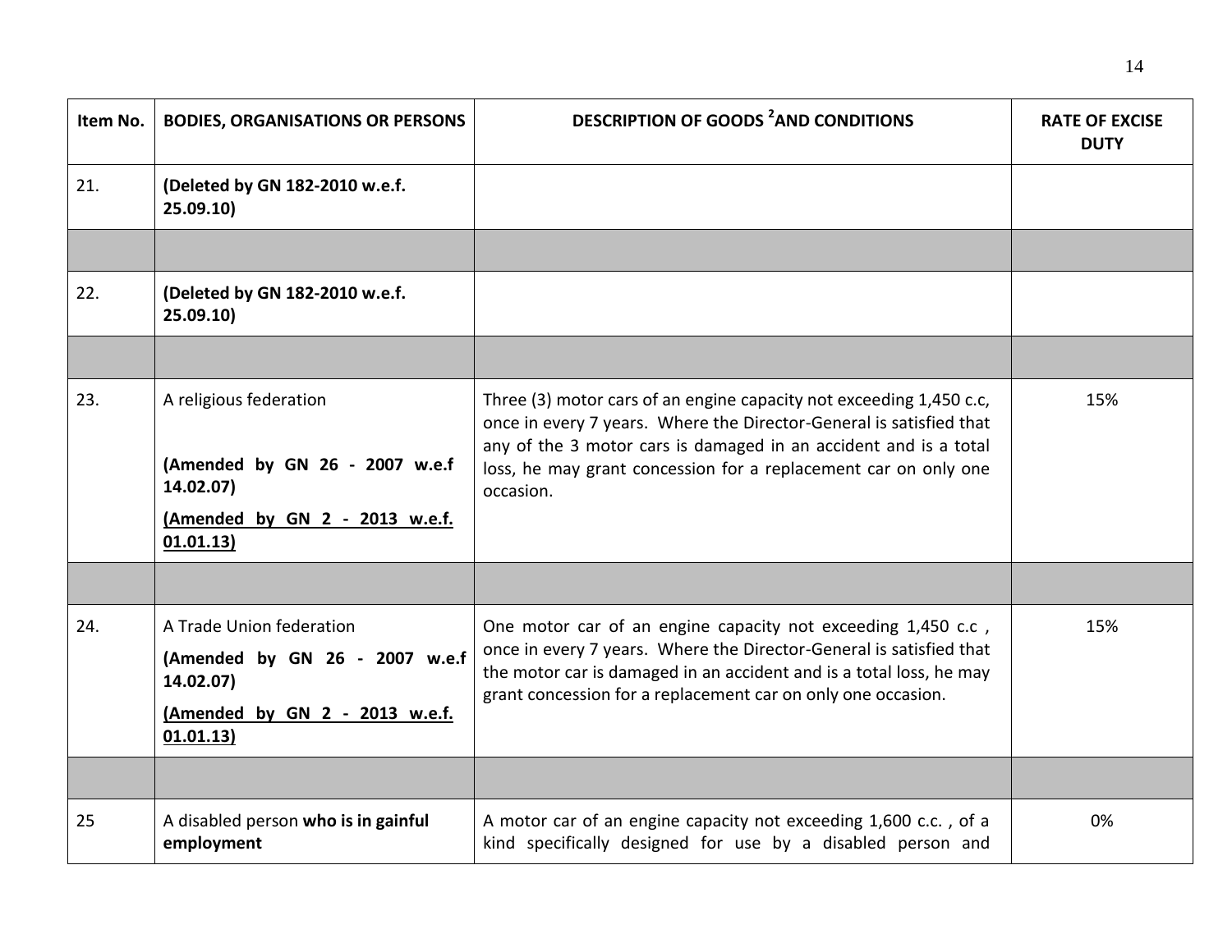| Item No. | BODIES, ORGANISATIONS OR PERSONS | DESCRIPTION OF GOODS [2] AND CONDITIONS | RATE OF EXCISE DUTY |
|---|---|---|---|
| 21. | **(Deleted by GN 182-2010 w.e.f. 25.09.10)** | | |
| | | | |
| 22. | **(Deleted by GN 182-2010 w.e.f. 25.09.10)** | | |
| | | | |
| 23. | A religious federation<br><br>**(Amended by GN 26 - 2007 w.e.f 14.02.07)**<br>**(Amended by GN 2 - 2013 w.e.f. 01.01.13)** | Three (3) motor cars of an engine capacity not exceeding 1,450 c.c, once in every 7 years. Where the Director-General is satisfied that any of the 3 motor cars is damaged in an accident and is a total loss, he may grant concession for a replacement car on only one occasion. | 15% |
| | | | |
| 24. | A Trade Union federation<br>**(Amended by GN 26 - 2007 w.e.f 14.02.07)**<br>**(Amended by GN 2 - 2013 w.e.f. 01.01.13)** | One motor car of an engine capacity not exceeding 1,450 c.c , once in every 7 years. Where the Director-General is satisfied that the motor car is damaged in an accident and is a total loss, he may grant concession for a replacement car on only one occasion. | 15% |
| | | | |
| 25 | A disabled person **who is in gainful employment** | A motor car of an engine capacity not exceeding 1,600 c.c. , of a kind specifically designed for use by a disabled person and | 0% |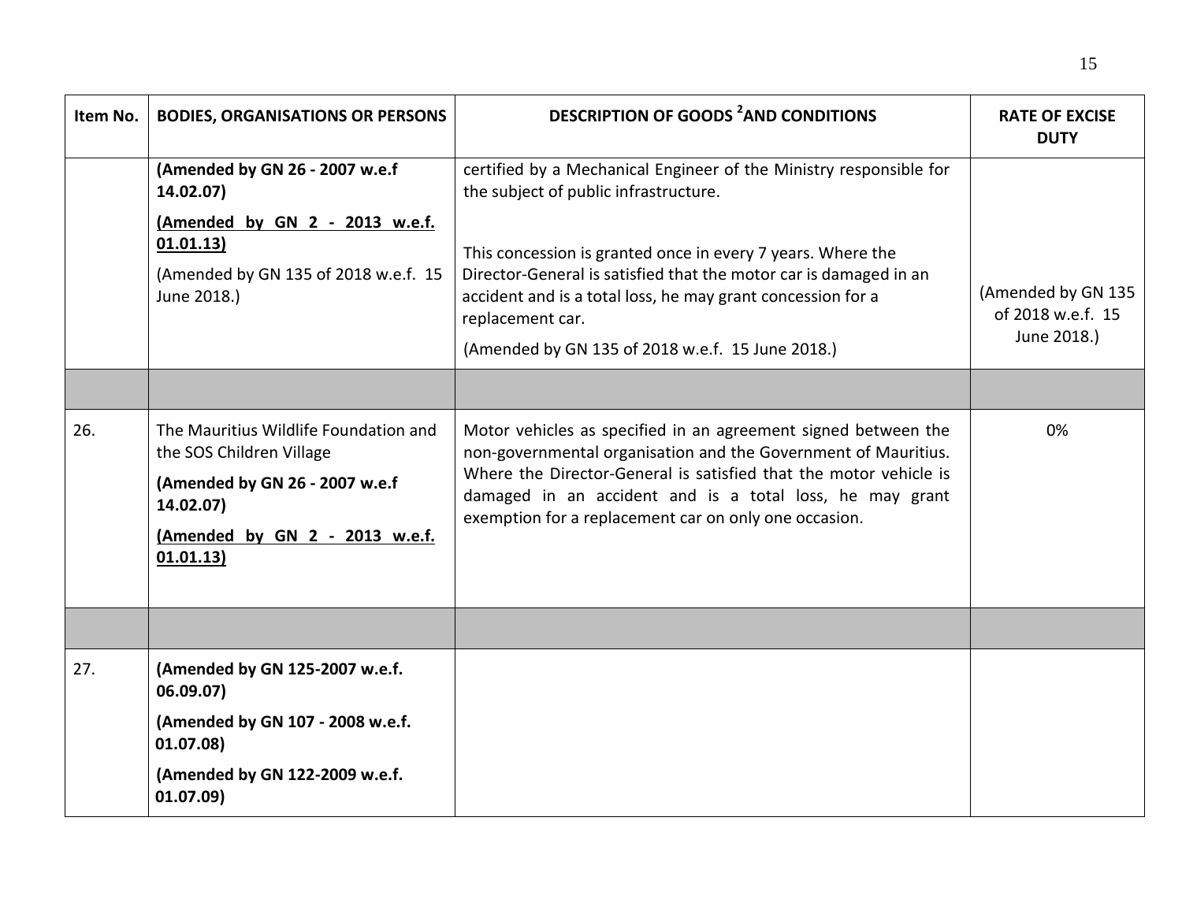| Item No. | BODIES, ORGANISATIONS OR PERSONS | DESCRIPTION OF GOODS [2] AND CONDITIONS | RATE OF EXCISE DUTY |
|---|---|---|---|
| | **(Amended by GN 26 - 2007 w.e.f 14.02.07)** **(Amended by GN 2 - 2013 w.e.f. 01.01.13)** (Amended by GN 135 of 2018 w.e.f. 15 June 2018.) | certified by a Mechanical Engineer of the Ministry responsible for the subject of public infrastructure. This concession is granted once in every 7 years. Where the Director-General is satisfied that the motor car is damaged in an accident and is a total loss, he may grant concession for a replacement car. (Amended by GN 135 of 2018 w.e.f. 15 June 2018.) | (Amended by GN 135 of 2018 w.e.f. 15 June 2018.) |
| | | | |
| 26. | The Mauritius Wildlife Foundation and the SOS Children Village **(Amended by GN 26 - 2007 w.e.f 14.02.07)** **(Amended by GN 2 - 2013 w.e.f. 01.01.13)** | Motor vehicles as specified in an agreement signed between the non-governmental organisation and the Government of Mauritius. Where the Director-General is satisfied that the motor vehicle is damaged in an accident and is a total loss, he may grant exemption for a replacement car on only one occasion. | 0% |
| | | | |
| 27. | **(Amended by GN 125-2007 w.e.f. 06.09.07)** **(Amended by GN 107 - 2008 w.e.f. 01.07.08)** **(Amended by GN 122-2009 w.e.f. 01.07.09)** | | |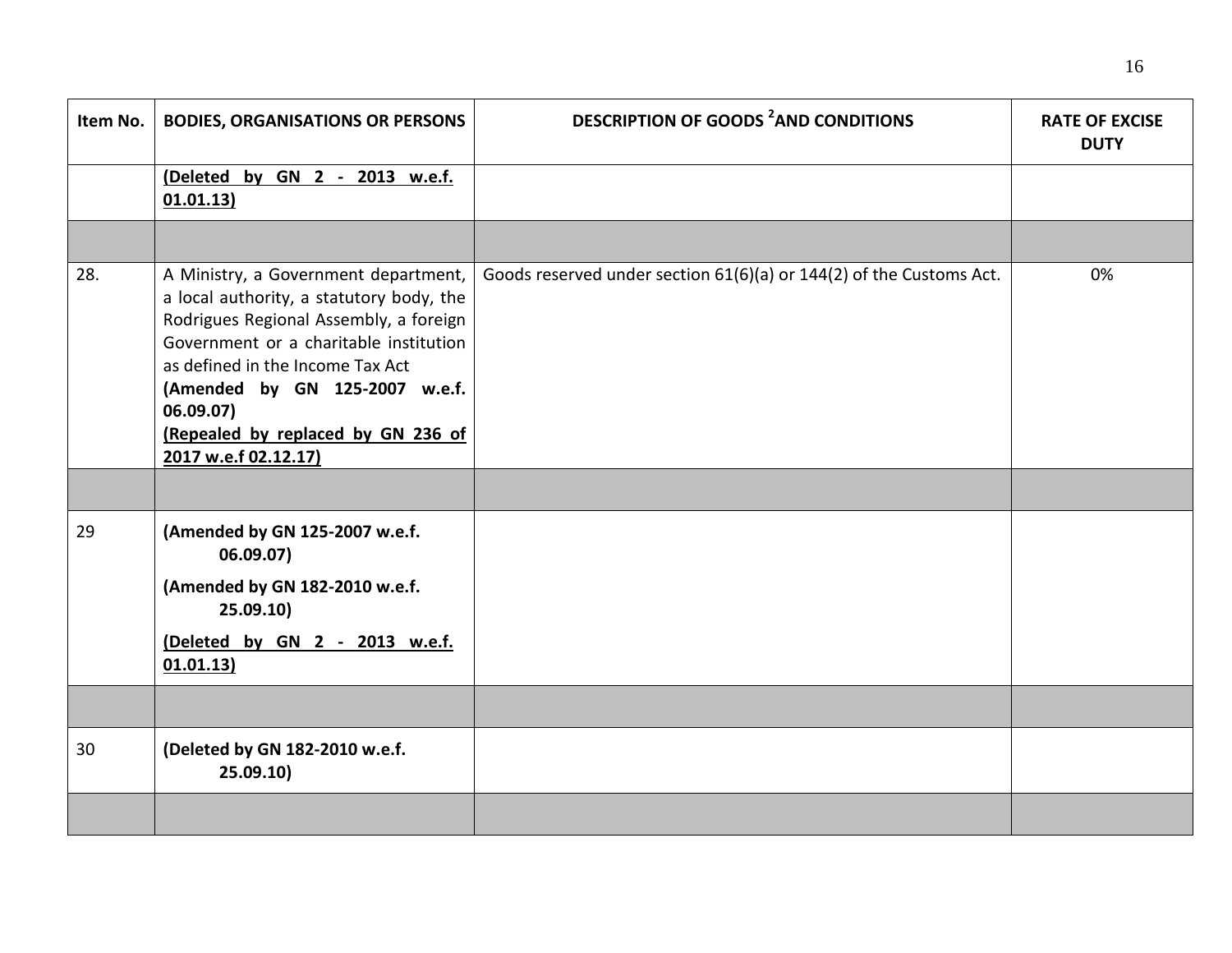| Item No. | BODIES, ORGANISATIONS OR PERSONS | DESCRIPTION OF GOODS [2] AND CONDITIONS | RATE OF EXCISE DUTY |
|---|---|---|---|
| | **(Deleted by GN 2 - 2013 w.e.f. 01.01.13)** | | |
| | | | |
| 28. | A Ministry, a Government department, a local authority, a statutory body, the Rodrigues Regional Assembly, a foreign Government or a charitable institution as defined in the Income Tax Act **(Amended by GN 125-2007 w.e.f. 06.09.07)** **(Repealed by replaced by GN 236 of 2017 w.e.f 02.12.17)** | Goods reserved under section 61(6)(a) or 144(2) of the Customs Act. | 0% |
| | | | |
| 29 | **(Amended by GN 125-2007 w.e.f. 06.09.07)** **(Amended by GN 182-2010 w.e.f. 25.09.10)** **(Deleted by GN 2 - 2013 w.e.f. 01.01.13)** | | |
| | | | |
| 30 | **(Deleted by GN 182-2010 w.e.f. 25.09.10)** | | |
| | | | |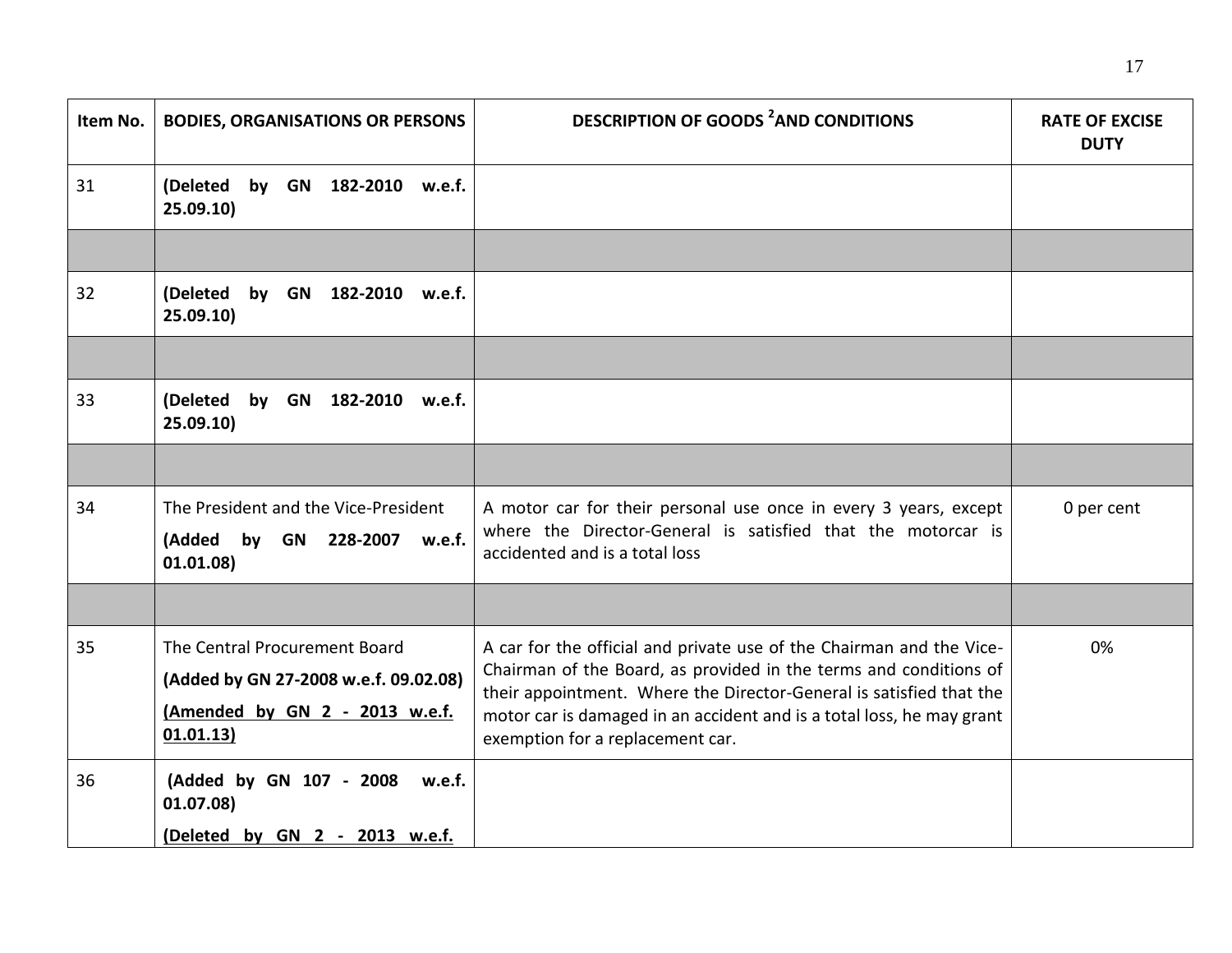| Item No. | BODIES, ORGANISATIONS OR PERSONS | DESCRIPTION OF GOODS [2] AND CONDITIONS | RATE OF EXCISE DUTY |
|---|---|---|---|
| 31 | **(Deleted by GN 182-2010 w.e.f. 25.09.10)** | | |
| | | | |
| 32 | **(Deleted by GN 182-2010 w.e.f. 25.09.10)** | | |
| | | | |
| 33 | **(Deleted by GN 182-2010 w.e.f. 25.09.10)** | | |
| | | | |
| 34 | The President and the Vice-President **(Added by GN 228-2007 w.e.f. 01.01.08)** | A motor car for their personal use once in every 3 years, except where the Director-General is satisfied that the motorcar is accidented and is a total loss | 0 per cent |
| | | | |
| 35 | The Central Procurement Board **(Added by GN 27-2008 w.e.f. 09.02.08)** **(Amended by GN 2 - 2013 w.e.f. 01.01.13)** | A car for the official and private use of the Chairman and the Vice-Chairman of the Board, as provided in the terms and conditions of their appointment. Where the Director-General is satisfied that the motor car is damaged in an accident and is a total loss, he may grant exemption for a replacement car. | 0% |
| 36 | **(Added by GN 107 - 2008 w.e.f. 01.07.08)** **(Deleted by GN 2 - 2013 w.e.f.** | | |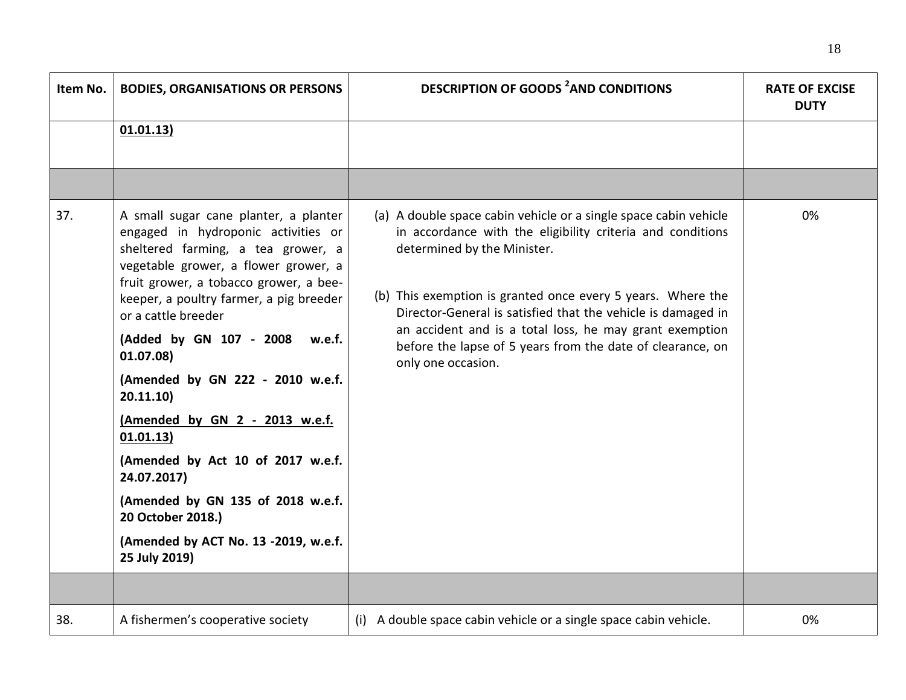| Item No. | BODIES, ORGANISATIONS OR PERSONS | DESCRIPTION OF GOODS [2] AND CONDITIONS | RATE OF EXCISE DUTY |
|---|---|---|---|
| | **01.01.13)** | | |
| | | | |
| 37. | A small sugar cane planter, a planter engaged in hydroponic activities or sheltered farming, a tea grower, a vegetable grower, a flower grower, a fruit grower, a tobacco grower, a bee-keeper, a poultry farmer, a pig breeder or a cattle breeder<br><br>**(Added by GN 107 - 2008 w.e.f. 01.07.08)**<br><br>**(Amended by GN 222 - 2010 w.e.f. 20.11.10)**<br><br>**(Amended by GN 2 - 2013 w.e.f. 01.01.13)**<br><br>**(Amended by Act 10 of 2017 w.e.f. 24.07.2017)**<br><br>**(Amended by GN 135 of 2018 w.e.f. 20 October 2018.)**<br><br>**(Amended by ACT No. 13 -2019, w.e.f. 25 July 2019)** | (a) A double space cabin vehicle or a single space cabin vehicle in accordance with the eligibility criteria and conditions determined by the Minister.<br><br>(b) This exemption is granted once every 5 years. Where the Director-General is satisfied that the vehicle is damaged in an accident and is a total loss, he may grant exemption before the lapse of 5 years from the date of clearance, on only one occasion. | 0% |
| | | | |
| 38. | A fishermen's cooperative society | (i) A double space cabin vehicle or a single space cabin vehicle. | 0% |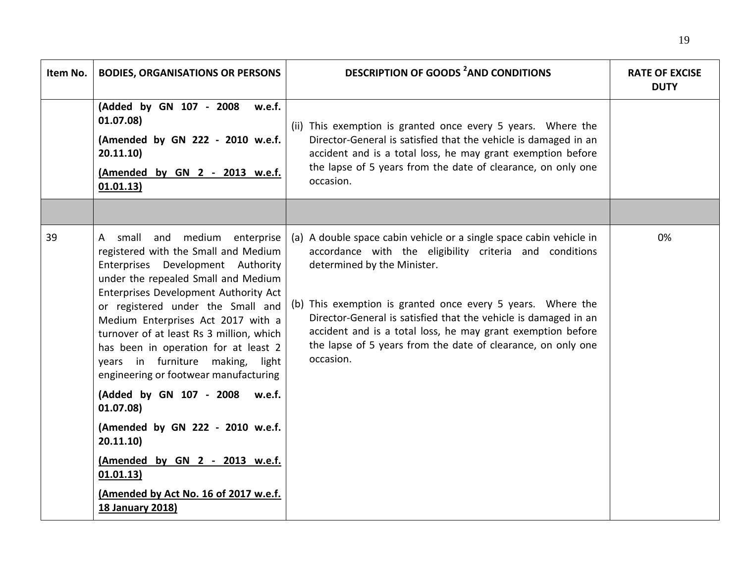| Item No. | BODIES, ORGANISATIONS OR PERSONS | DESCRIPTION OF GOODS [2] AND CONDITIONS | RATE OF EXCISE DUTY |
|---|---|---|---|
| | **(Added by GN 107 - 2008 w.e.f. 01.07.08)**<br>**(Amended by GN 222 - 2010 w.e.f. 20.11.10)**<br>**<u>(Amended by GN 2 - 2013 w.e.f. 01.01.13)</u>** | (ii) This exemption is granted once every 5 years. Where the Director-General is satisfied that the vehicle is damaged in an accident and is a total loss, he may grant exemption before the lapse of 5 years from the date of clearance, on only one occasion. | |
| | | | |
| 39 | A small and medium enterprise registered with the Small and Medium Enterprises Development Authority under the repealed Small and Medium Enterprises Development Authority Act or registered under the Small and Medium Enterprises Act 2017 with a turnover of at least Rs 3 million, which has been in operation for at least 2 years in furniture making, light engineering or footwear manufacturing<br>**(Added by GN 107 - 2008 w.e.f. 01.07.08)**<br>**(Amended by GN 222 - 2010 w.e.f. 20.11.10)**<br>**<u>(Amended by GN 2 - 2013 w.e.f. 01.01.13)</u>**<br>**<u>(Amended by Act No. 16 of 2017 w.e.f. 18 January 2018)</u>** | (a) A double space cabin vehicle or a single space cabin vehicle in accordance with the eligibility criteria and conditions determined by the Minister.<br><br>(b) This exemption is granted once every 5 years. Where the Director-General is satisfied that the vehicle is damaged in an accident and is a total loss, he may grant exemption before the lapse of 5 years from the date of clearance, on only one occasion. | 0% |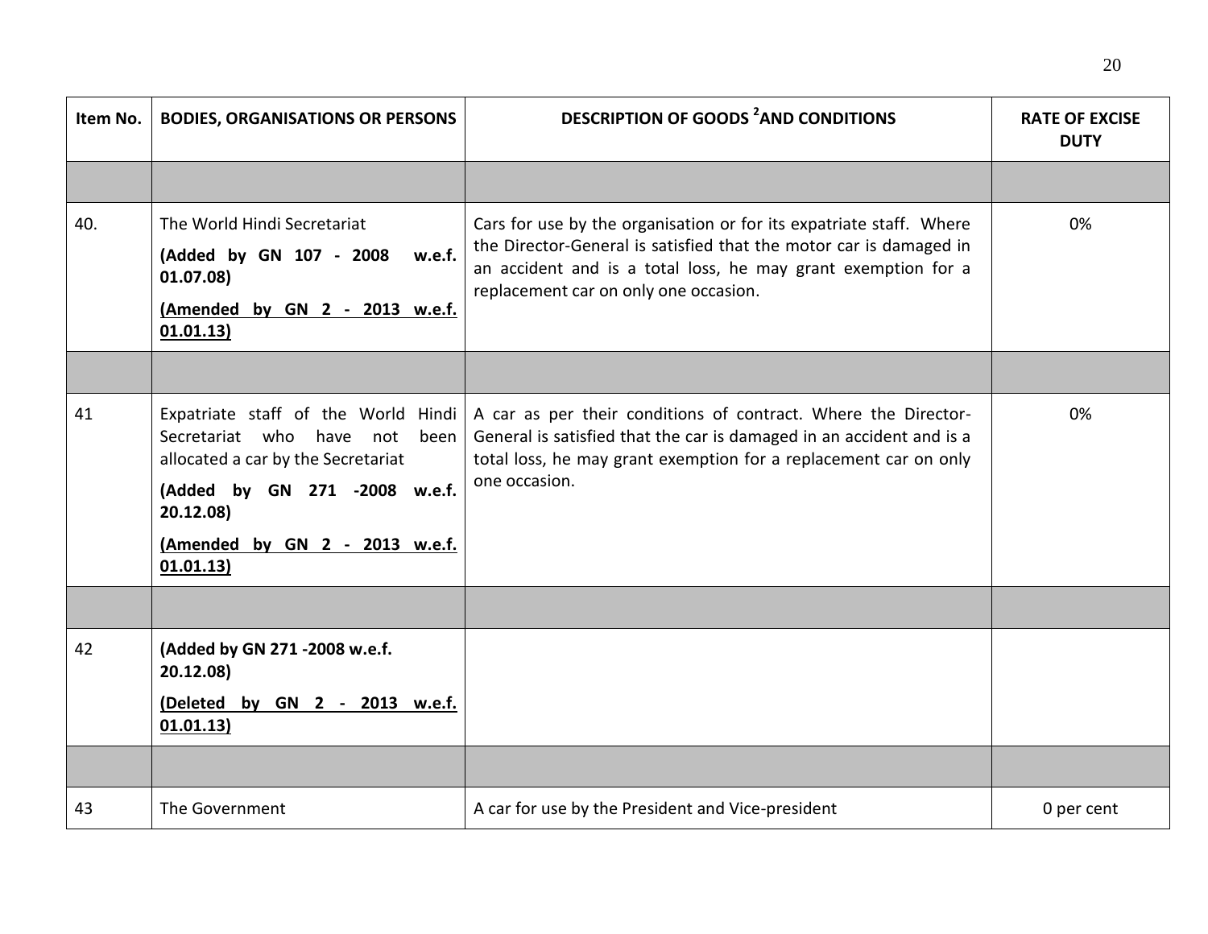| Item No. | BODIES, ORGANISATIONS OR PERSONS | DESCRIPTION OF GOODS [2]AND CONDITIONS | RATE OF EXCISE DUTY |
|---|---|---|---|
| | | | |
| 40. | The World Hindi Secretariat<br>**(Added by GN 107 - 2008 w.e.f. 01.07.08)**<br>**(Amended by GN 2 - 2013 w.e.f. 01.01.13)** | Cars for use by the organisation or for its expatriate staff. Where the Director-General is satisfied that the motor car is damaged in an accident and is a total loss, he may grant exemption for a replacement car on only one occasion. | 0% |
| | | | |
| 41 | Expatriate staff of the World Hindi Secretariat who have not been allocated a car by the Secretariat<br>**(Added by GN 271 -2008 w.e.f. 20.12.08)**<br>**(Amended by GN 2 - 2013 w.e.f. 01.01.13)** | A car as per their conditions of contract. Where the Director-General is satisfied that the car is damaged in an accident and is a total loss, he may grant exemption for a replacement car on only one occasion. | 0% |
| | | | |
| 42 | **(Added by GN 271 -2008 w.e.f. 20.12.08)**<br>**(Deleted by GN 2 - 2013 w.e.f. 01.01.13)** | | |
| | | | |
| 43 | The Government | A car for use by the President and Vice-president | 0 per cent |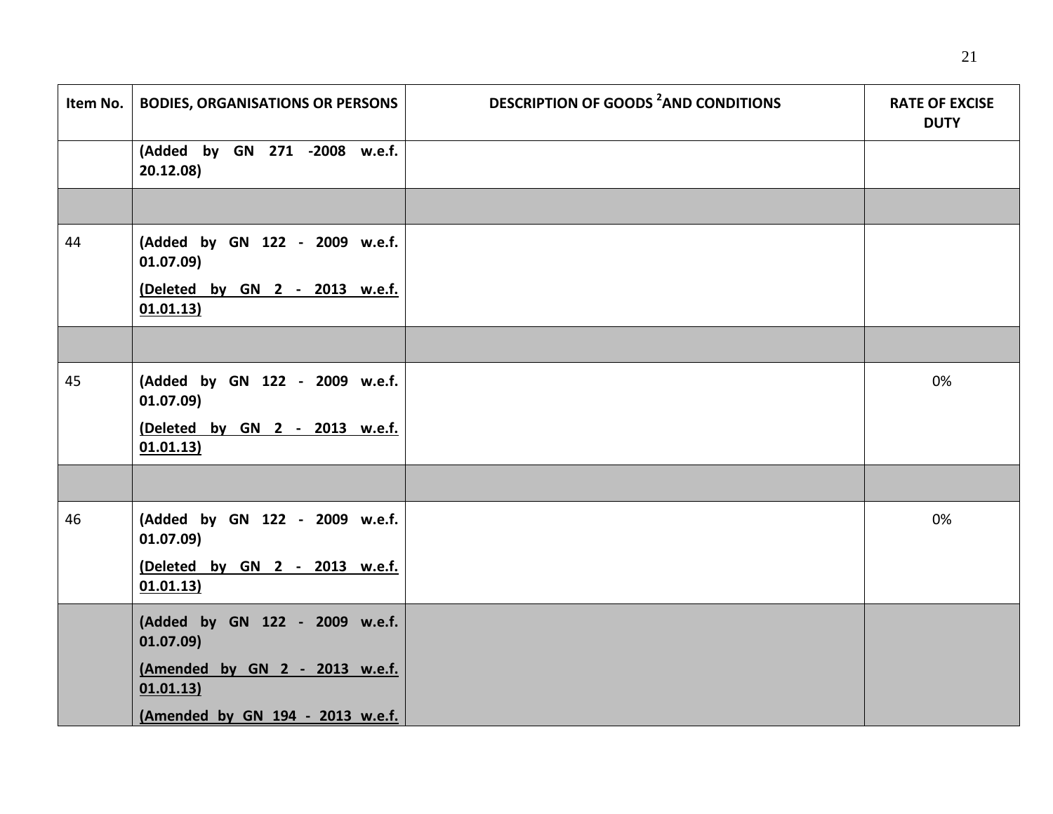| Item No. | BODIES, ORGANISATIONS OR PERSONS | DESCRIPTION OF GOODS [2]AND CONDITIONS | RATE OF EXCISE DUTY |
|---|---|---|---|
| | **(Added by GN 271 -2008 w.e.f. 20.12.08)** | | |
| | | | |
| 44 | **(Added by GN 122 - 2009 w.e.f. 01.07.09)** **(Deleted by GN 2 - 2013 w.e.f. 01.01.13)** | | |
| | | | |
| 45 | **(Added by GN 122 - 2009 w.e.f. 01.07.09)** **(Deleted by GN 2 - 2013 w.e.f. 01.01.13)** | | 0% |
| | | | |
| 46 | **(Added by GN 122 - 2009 w.e.f. 01.07.09)** **(Deleted by GN 2 - 2013 w.e.f. 01.01.13)** | | 0% |
| | **(Added by GN 122 - 2009 w.e.f. 01.07.09)** **(Amended by GN 2 - 2013 w.e.f. 01.01.13)** **(Amended by GN 194 - 2013 w.e.f.** | | |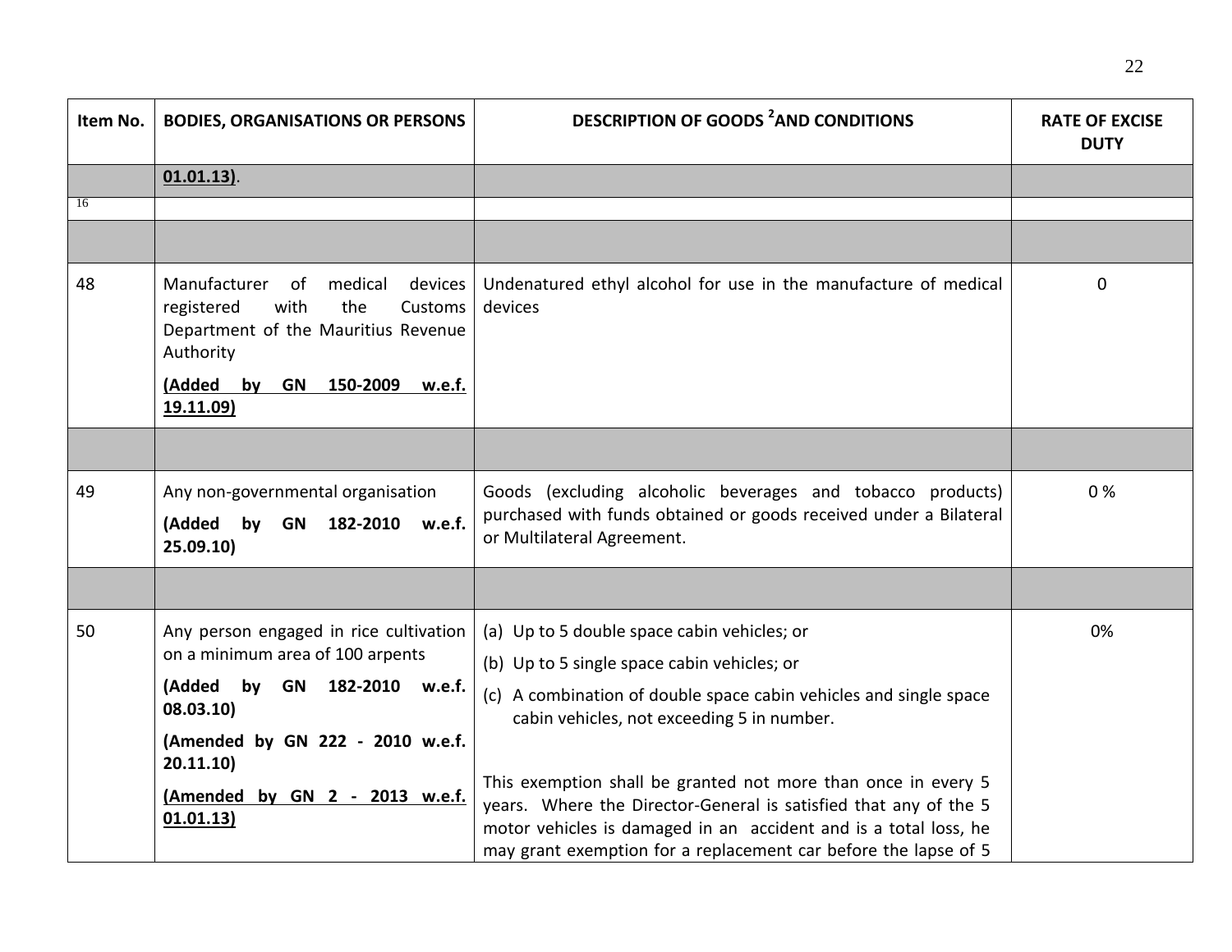| Item No. | BODIES, ORGANISATIONS OR PERSONS | DESCRIPTION OF GOODS [2] AND CONDITIONS | RATE OF EXCISE DUTY |
|---|---|---|---|
| | **01.01.13)**. | | |
| 16 | | | |
| | | | |
| 48 | Manufacturer of medical devices registered with the Customs Department of the Mauritius Revenue Authority<br>**(Added by GN 150-2009 w.e.f. 19.11.09)** | Undenatured ethyl alcohol for use in the manufacture of medical devices | 0 |
| | | | |
| 49 | Any non-governmental organisation<br>**(Added by GN 182-2010 w.e.f. 25.09.10)** | Goods (excluding alcoholic beverages and tobacco products) purchased with funds obtained or goods received under a Bilateral or Multilateral Agreement. | 0 % |
| | | | |
| 50 | Any person engaged in rice cultivation on a minimum area of 100 arpents<br>**(Added by GN 182-2010 w.e.f. 08.03.10)**<br>**(Amended by GN 222 - 2010 w.e.f. 20.11.10)**<br>**(Amended by GN 2 - 2013 w.e.f. 01.01.13)** | (a) Up to 5 double space cabin vehicles; or<br>(b) Up to 5 single space cabin vehicles; or<br>(c) A combination of double space cabin vehicles and single space cabin vehicles, not exceeding 5 in number.<br><br>This exemption shall be granted not more than once in every 5 years. Where the Director-General is satisfied that any of the 5 motor vehicles is damaged in an accident and is a total loss, he may grant exemption for a replacement car before the lapse of 5 | 0% |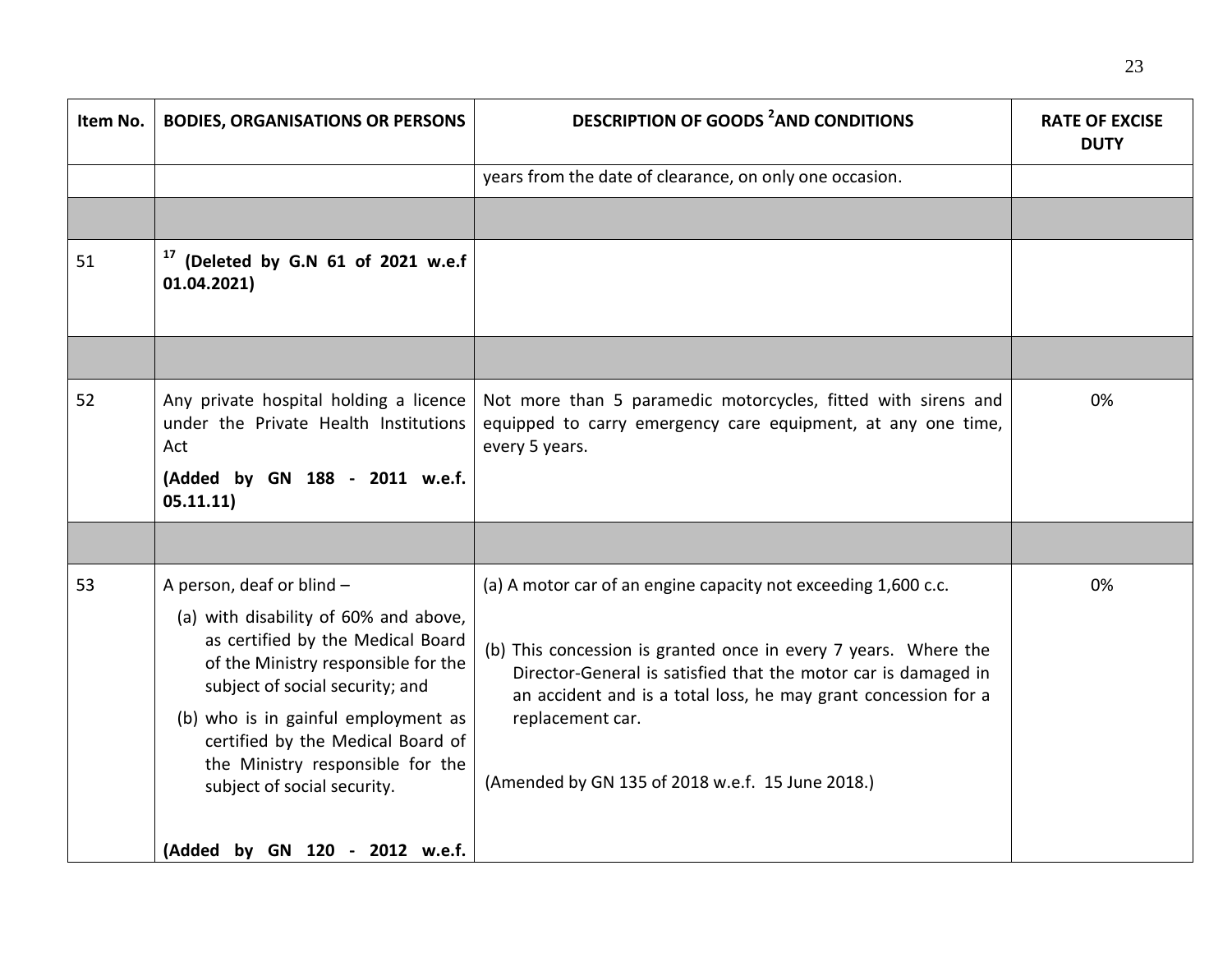| Item No. | BODIES, ORGANISATIONS OR PERSONS | DESCRIPTION OF GOODS [2] AND CONDITIONS | RATE OF EXCISE DUTY |
|---|---|---|---|
| | | years from the date of clearance, on only one occasion. | |
| | | | |
| 51 | [17] **(Deleted by G.N 61 of 2021 w.e.f 01.04.2021)** | | |
| | | | |
| 52 | Any private hospital holding a licence under the Private Health Institutions Act<br><br>**(Added by GN 188 - 2011 w.e.f. 05.11.11)** | Not more than 5 paramedic motorcycles, fitted with sirens and equipped to carry emergency care equipment, at any one time, every 5 years. | 0% |
| | | | |
| 53 | A person, deaf or blind –<br><br>(a) with disability of 60% and above, as certified by the Medical Board of the Ministry responsible for the subject of social security; and<br><br>(b) who is in gainful employment as certified by the Medical Board of the Ministry responsible for the subject of social security.<br><br>**(Added by GN 120 - 2012 w.e.f.** | (a) A motor car of an engine capacity not exceeding 1,600 c.c.<br><br>(b) This concession is granted once in every 7 years. Where the Director-General is satisfied that the motor car is damaged in an accident and is a total loss, he may grant concession for a replacement car.<br><br>(Amended by GN 135 of 2018 w.e.f. 15 June 2018.) | 0% |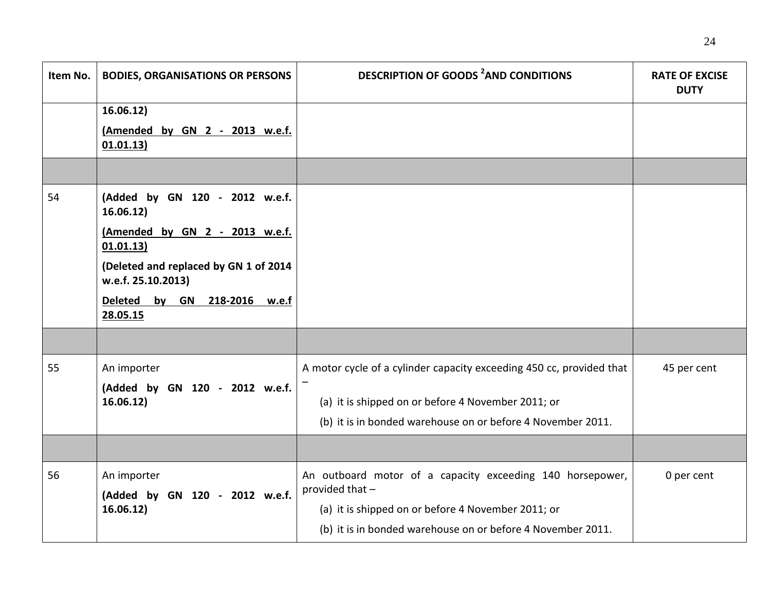| Item No. | BODIES, ORGANISATIONS OR PERSONS | DESCRIPTION OF GOODS [2] AND CONDITIONS | RATE OF EXCISE DUTY |
|---|---|---|---|
| | **16.06.12)**<br>**(Amended by GN 2 - 2013 w.e.f. 01.01.13)** | | |
| | | | |
| 54 | **(Added by GN 120 - 2012 w.e.f. 16.06.12)**<br>**(Amended by GN 2 - 2013 w.e.f. 01.01.13)**<br>**(Deleted and replaced by GN 1 of 2014 w.e.f. 25.10.2013)**<br>**Deleted by GN 218-2016 w.e.f 28.05.15** | | |
| | | | |
| 55 | An importer<br>**(Added by GN 120 - 2012 w.e.f. 16.06.12)** | A motor cycle of a cylinder capacity exceeding 450 cc, provided that –<br>(a) it is shipped on or before 4 November 2011; or<br>(b) it is in bonded warehouse on or before 4 November 2011. | 45 per cent |
| | | | |
| 56 | An importer<br>**(Added by GN 120 - 2012 w.e.f. 16.06.12)** | An outboard motor of a capacity exceeding 140 horsepower, provided that –<br>(a) it is shipped on or before 4 November 2011; or<br>(b) it is in bonded warehouse on or before 4 November 2011. | 0 per cent |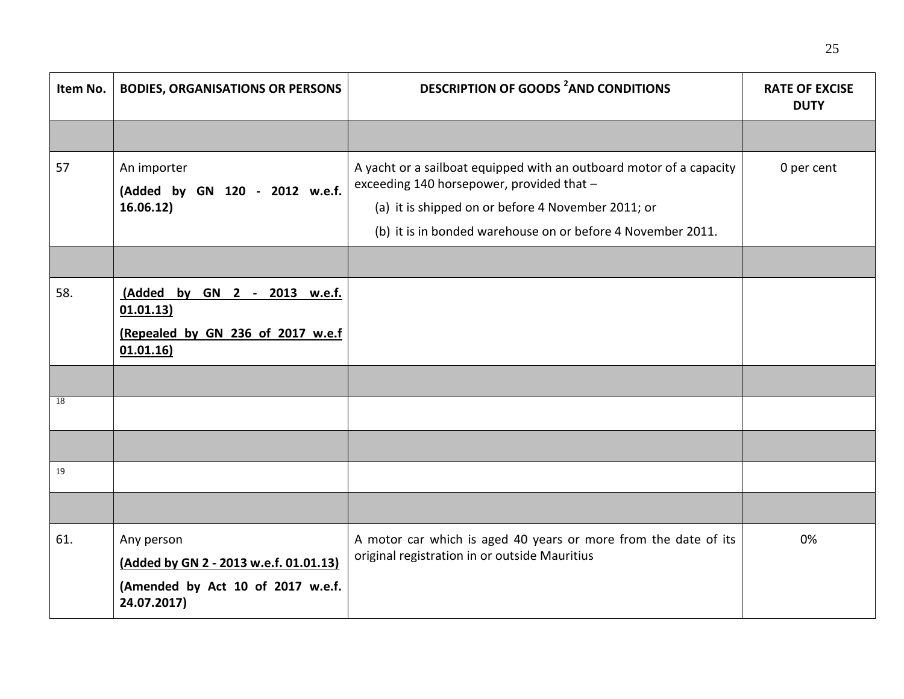| Item No. | BODIES, ORGANISATIONS OR PERSONS | DESCRIPTION OF GOODS [2] AND CONDITIONS | RATE OF EXCISE DUTY |
|---|---|---|---|
| | | | |
| 57 | An importer<br>**(Added by GN 120 - 2012 w.e.f. 16.06.12)** | A yacht or a sailboat equipped with an outboard motor of a capacity exceeding 140 horsepower, provided that –<br>(a) it is shipped on or before 4 November 2011; or<br>(b) it is in bonded warehouse on or before 4 November 2011. | 0 per cent |
| | | | |
| 58. | **(Added by GN 2 - 2013 w.e.f. 01.01.13)**<br>**(Repealed by GN 236 of 2017 w.e.f 01.01.16)** | | |
| | | | |
| [18] | | | |
| | | | |
| [19] | | | |
| | | | |
| 61. | Any person<br>**(Added by GN 2 - 2013 w.e.f. 01.01.13)**<br>**(Amended by Act 10 of 2017 w.e.f. 24.07.2017)** | A motor car which is aged 40 years or more from the date of its original registration in or outside Mauritius | 0% |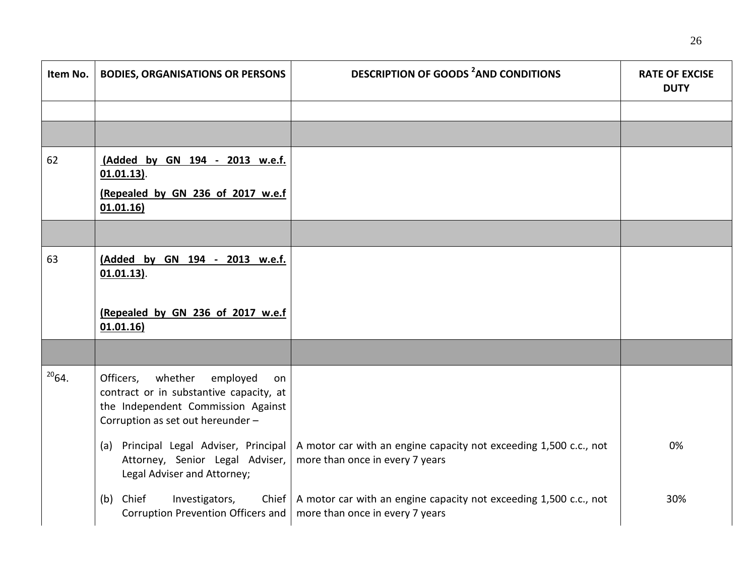| Item No. | BODIES, ORGANISATIONS OR PERSONS | DESCRIPTION OF GOODS [2]AND CONDITIONS | RATE OF EXCISE DUTY |
|---|---|---|---|
| | | | |
| | | | |
| 62 | **(Added by GN 194 - 2013 w.e.f. 01.01.13)**.<br>**(Repealed by GN 236 of 2017 w.e.f 01.01.16)** | | |
| | | | |
| 63 | **(Added by GN 194 - 2013 w.e.f. 01.01.13)**.<br>**(Repealed by GN 236 of 2017 w.e.f 01.01.16)** | | |
| | | | |
| [20]64. | Officers, whether employed on contract or in substantive capacity, at the Independent Commission Against Corruption as set out hereunder – | | |
| | (a) Principal Legal Adviser, Principal Attorney, Senior Legal Adviser, Legal Adviser and Attorney; | A motor car with an engine capacity not exceeding 1,500 c.c., not more than once in every 7 years | 0% |
| | (b) Chief Investigators, Chief Corruption Prevention Officers and | A motor car with an engine capacity not exceeding 1,500 c.c., not more than once in every 7 years | 30% |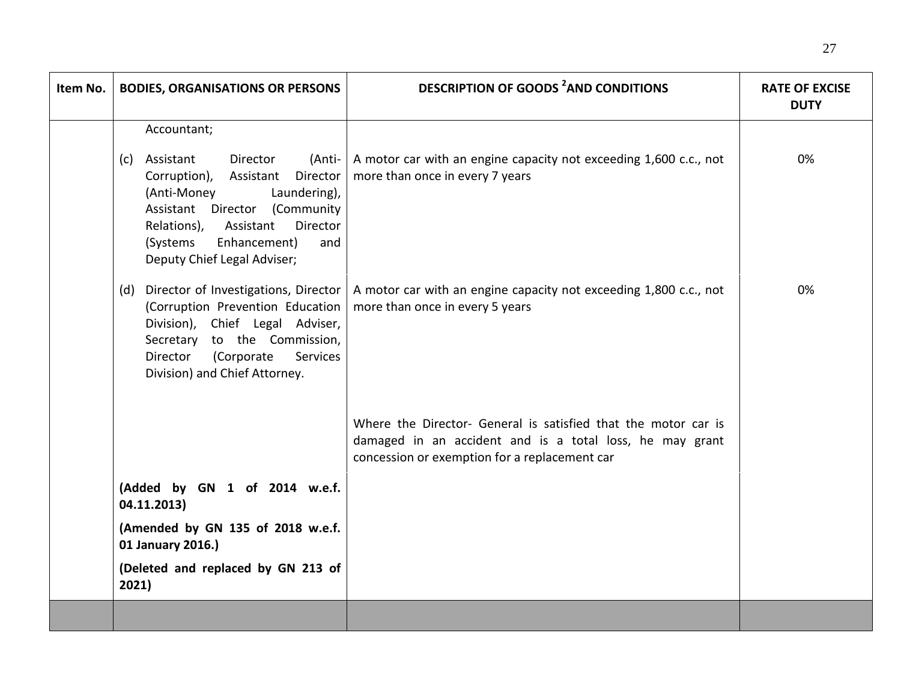| Item No. | BODIES, ORGANISATIONS OR PERSONS | DESCRIPTION OF GOODS [2] AND CONDITIONS | RATE OF EXCISE DUTY |
|---|---|---|---|
| | Accountant; | | |
| | (c) Assistant Director (Anti-Corruption), Assistant Director (Anti-Money Laundering), Assistant Director (Community Relations), Assistant Director (Systems Enhancement) and Deputy Chief Legal Adviser; | A motor car with an engine capacity not exceeding 1,600 c.c., not more than once in every 7 years | 0% |
| | (d) Director of Investigations, Director (Corruption Prevention Education Division), Chief Legal Adviser, Secretary to the Commission, Director (Corporate Services Division) and Chief Attorney. | A motor car with an engine capacity not exceeding 1,800 c.c., not more than once in every 5 years | 0% |
| | | Where the Director- General is satisfied that the motor car is damaged in an accident and is a total loss, he may grant concession or exemption for a replacement car | |
| | **(Added by GN 1 of 2014 w.e.f. 04.11.2013)** **(Amended by GN 135 of 2018 w.e.f. 01 January 2016.)** **(Deleted and replaced by GN 213 of 2021)** | | |
| | | | |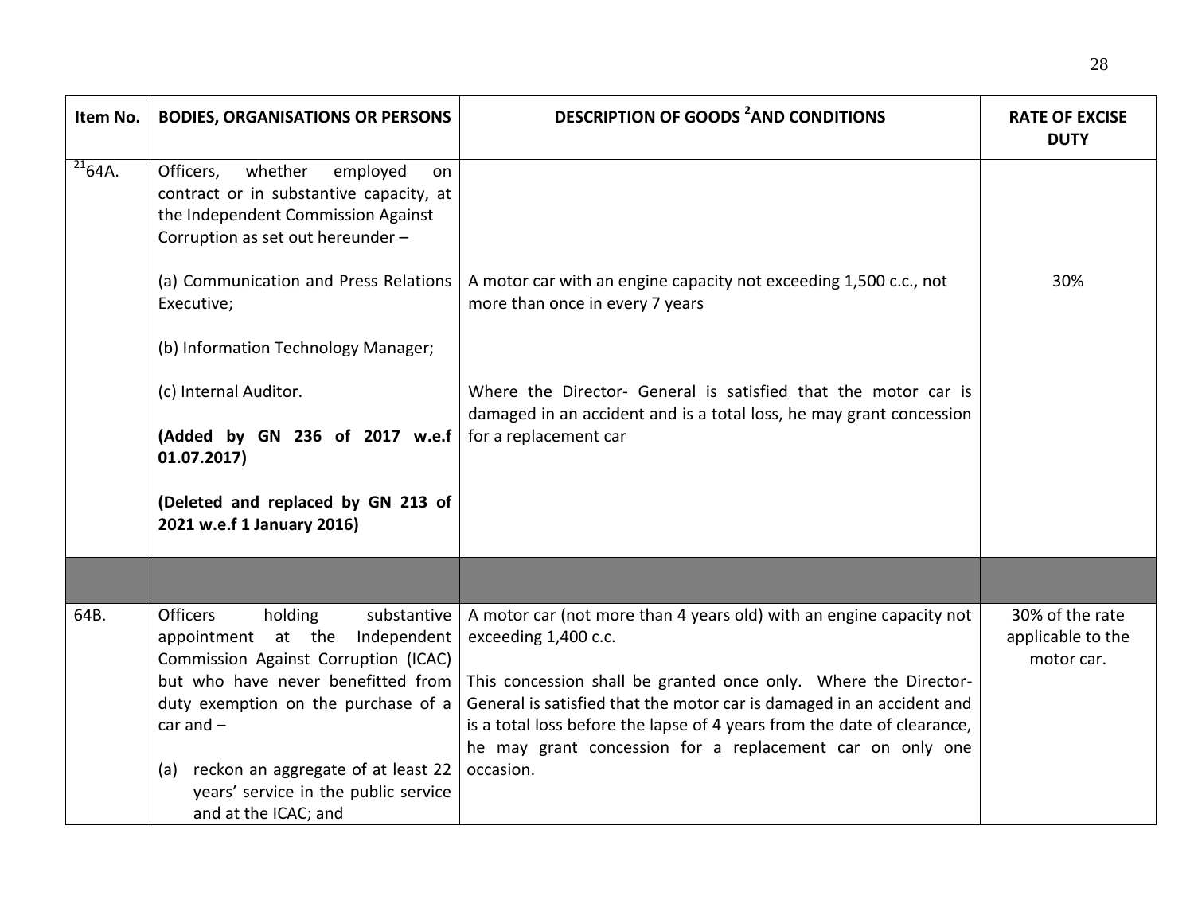| Item No. | BODIES, ORGANISATIONS OR PERSONS | DESCRIPTION OF GOODS [2] AND CONDITIONS | RATE OF EXCISE DUTY |
|---|---|---|---|
| [21] 64A. | Officers, whether employed on contract or in substantive capacity, at the Independent Commission Against Corruption as set out hereunder –<br><br>(a) Communication and Press Relations Executive;<br><br>(b) Information Technology Manager;<br><br>(c) Internal Auditor.<br><br>**(Added by GN 236 of 2017 w.e.f 01.07.2017)**<br><br>**(Deleted and replaced by GN 213 of 2021 w.e.f 1 January 2016)** | A motor car with an engine capacity not exceeding 1,500 c.c., not more than once in every 7 years<br><br>Where the Director- General is satisfied that the motor car is damaged in an accident and is a total loss, he may grant concession for a replacement car | 30% |
| | | | |
| 64B. | Officers holding substantive appointment at the Independent Commission Against Corruption (ICAC) but who have never benefitted from duty exemption on the purchase of a car and –<br><br>(a) reckon an aggregate of at least 22 years' service in the public service and at the ICAC; and | A motor car (not more than 4 years old) with an engine capacity not exceeding 1,400 c.c.<br><br>This concession shall be granted once only. Where the Director-General is satisfied that the motor car is damaged in an accident and is a total loss before the lapse of 4 years from the date of clearance, he may grant concession for a replacement car on only one occasion. | 30% of the rate applicable to the motor car. |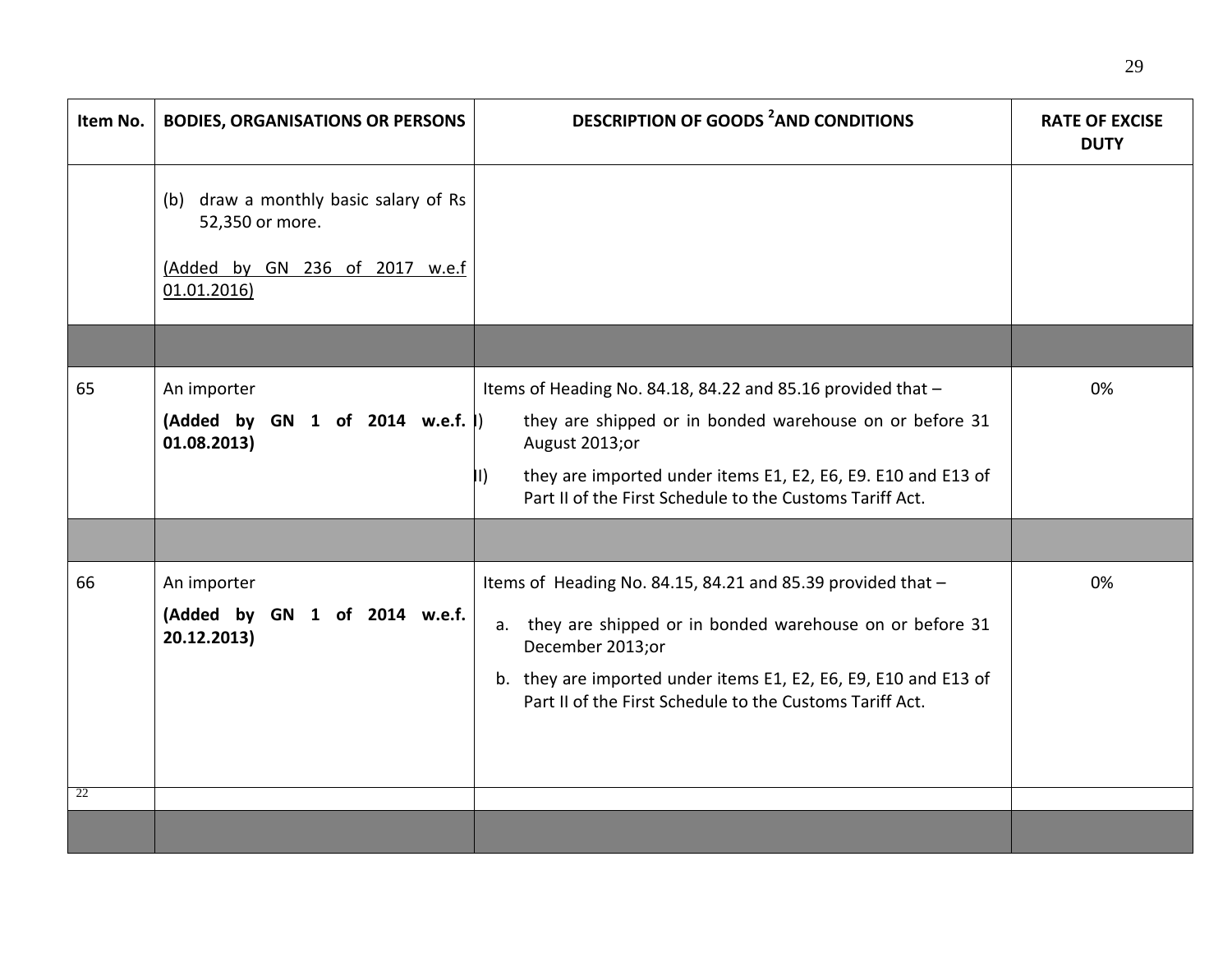| Item No. | BODIES, ORGANISATIONS OR PERSONS | DESCRIPTION OF GOODS [2] AND CONDITIONS | RATE OF EXCISE DUTY |
|---|---|---|---|
| | (b) draw a monthly basic salary of Rs 52,350 or more.<br><br>(Added by GN 236 of 2017 w.e.f 01.01.2016) | | |
| | | | |
| 65 | An importer<br>**(Added by GN 1 of 2014 w.e.f. 01.08.2013)** | Items of Heading No. 84.18, 84.22 and 85.16 provided that –<br>I) they are shipped or in bonded warehouse on or before 31 August 2013;or<br>II) they are imported under items E1, E2, E6, E9. E10 and E13 of Part II of the First Schedule to the Customs Tariff Act. | 0% |
| | | | |
| 66 | An importer<br>**(Added by GN 1 of 2014 w.e.f. 20.12.2013)** | Items of Heading No. 84.15, 84.21 and 85.39 provided that –<br>a. they are shipped or in bonded warehouse on or before 31 December 2013;or<br>b. they are imported under items E1, E2, E6, E9, E10 and E13 of Part II of the First Schedule to the Customs Tariff Act. | 0% |
| 22 | | | |
| | | | |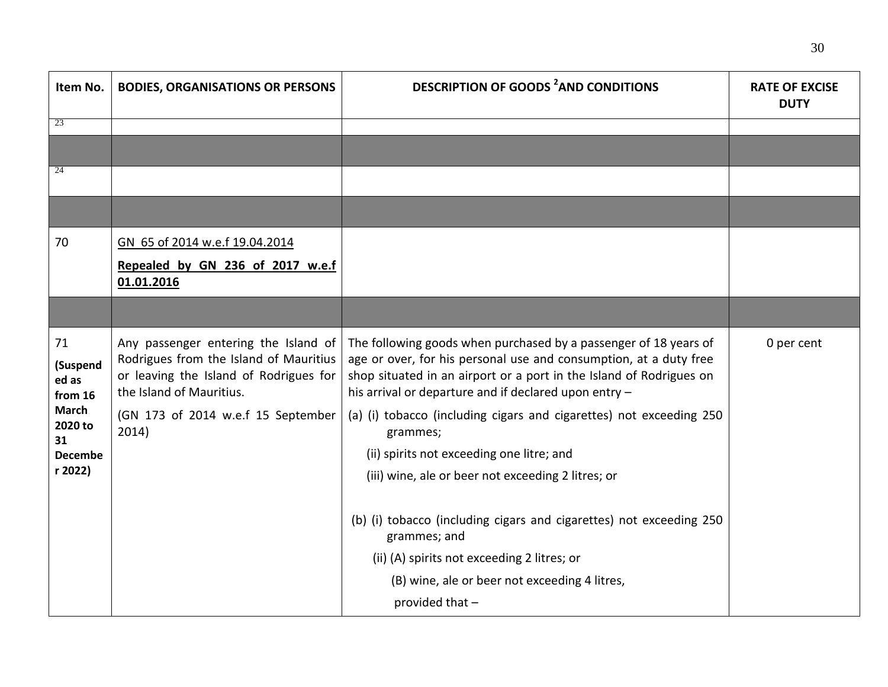| Item No. | BODIES, ORGANISATIONS OR PERSONS | DESCRIPTION OF GOODS [2] AND CONDITIONS | RATE OF EXCISE DUTY |
|---|---|---|---|
| 23 | | | |
| | | | |
| 24 | | | |
| | | | |
| 70 | GN 65 of 2014 w.e.f 19.04.2014<br>**Repealed by GN 236 of 2017 w.e.f 01.01.2016** | | |
| | | | |
| 71<br>**(Suspended as from 16 March 2020 to 31 December 2022)** | Any passenger entering the Island of Rodrigues from the Island of Mauritius or leaving the Island of Rodrigues for the Island of Mauritius.<br>(GN 173 of 2014 w.e.f 15 September 2014) | The following goods when purchased by a passenger of 18 years of age or over, for his personal use and consumption, at a duty free shop situated in an airport or a port in the Island of Rodrigues on his arrival or departure and if declared upon entry –<br>(a) (i) tobacco (including cigars and cigarettes) not exceeding 250 grammes;<br>(ii) spirits not exceeding one litre; and<br>(iii) wine, ale or beer not exceeding 2 litres; or<br>(b) (i) tobacco (including cigars and cigarettes) not exceeding 250 grammes; and<br>(ii) (A) spirits not exceeding 2 litres; or<br>(B) wine, ale or beer not exceeding 4 litres,<br>provided that – | 0 per cent |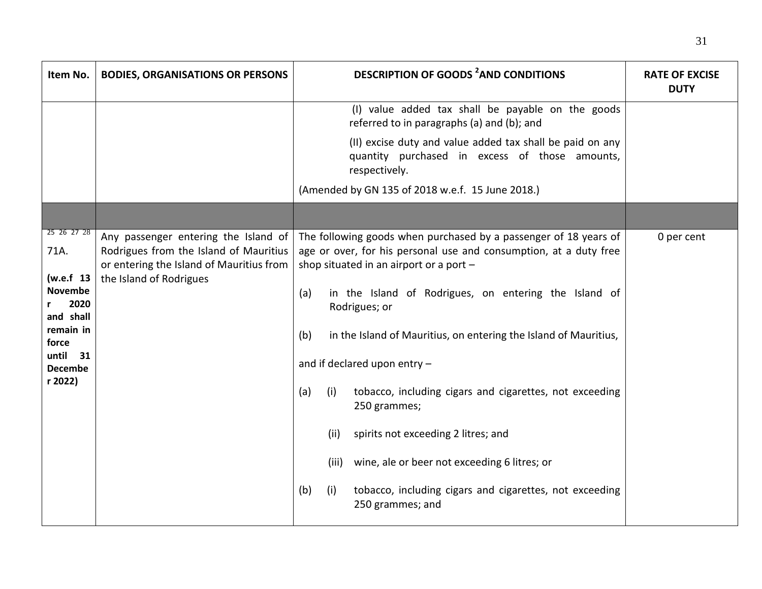| Item No. | BODIES, ORGANISATIONS OR PERSONS | DESCRIPTION OF GOODS [2] AND CONDITIONS | RATE OF EXCISE DUTY |
|---|---|---|---|
| | | (I) value added tax shall be payable on the goods referred to in paragraphs (a) and (b); and<br><br>(II) excise duty and value added tax shall be paid on any quantity purchased in excess of those amounts, respectively.<br><br>(Amended by GN 135 of 2018 w.e.f. 15 June 2018.) | |
| | | | |
| [25] [26] [27] [28] 71A.<br><br>**(w.e.f 13 November 2020 and shall remain in force until 31 December 2022)** | Any passenger entering the Island of Rodrigues from the Island of Mauritius or entering the Island of Mauritius from the Island of Rodrigues | The following goods when purchased by a passenger of 18 years of age or over, for his personal use and consumption, at a duty free shop situated in an airport or a port –<br><br>(a) in the Island of Rodrigues, on entering the Island of Rodrigues; or<br><br>(b) in the Island of Mauritius, on entering the Island of Mauritius,<br><br>and if declared upon entry –<br><br>(a) (i) tobacco, including cigars and cigarettes, not exceeding 250 grammes;<br><br>(ii) spirits not exceeding 2 litres; and<br><br>(iii) wine, ale or beer not exceeding 6 litres; or<br><br>(b) (i) tobacco, including cigars and cigarettes, not exceeding 250 grammes; and | 0 per cent |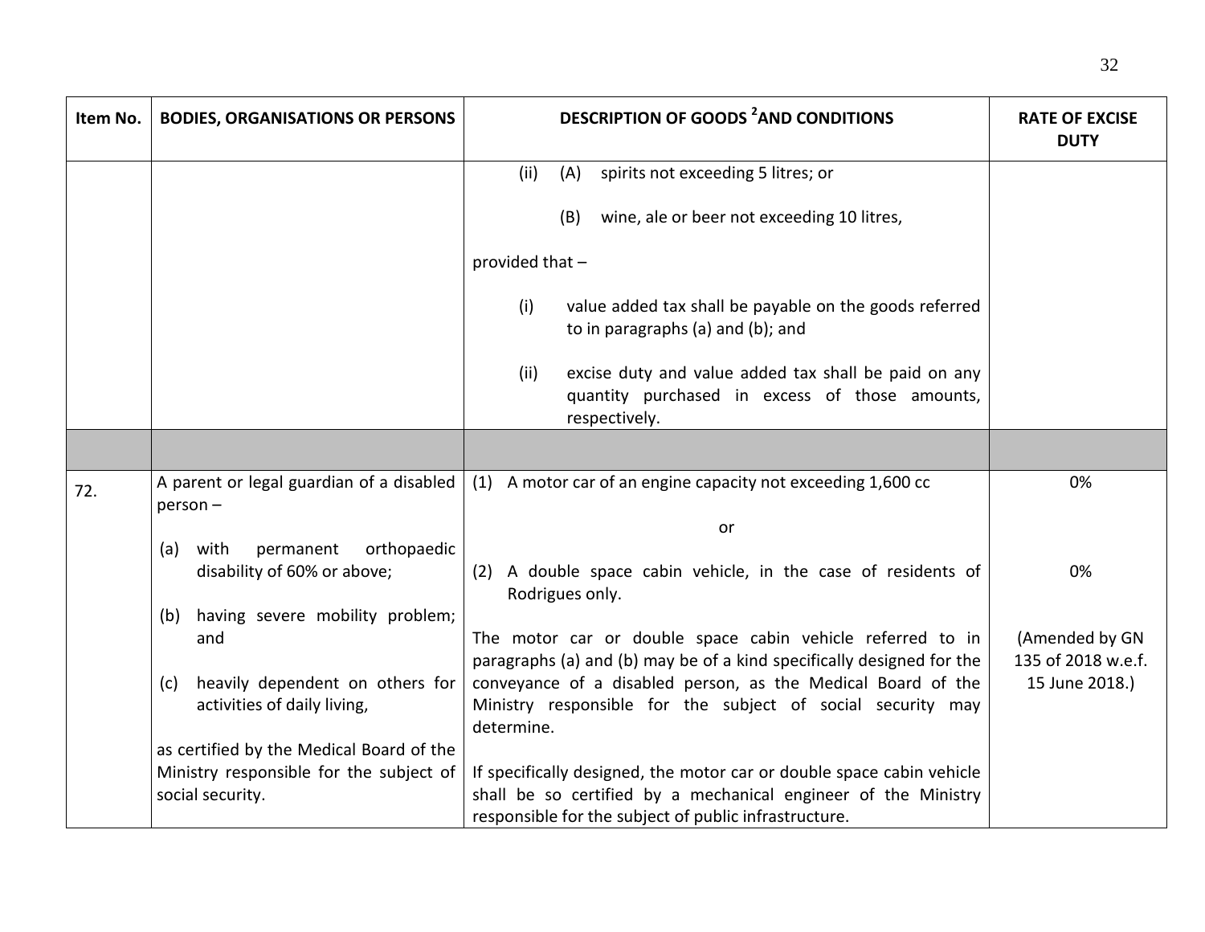| Item No. | BODIES, ORGANISATIONS OR PERSONS | DESCRIPTION OF GOODS [2] AND CONDITIONS | RATE OF EXCISE DUTY |
|---|---|---|---|
| | | (ii) (A) spirits not exceeding 5 litres; or<br><br>(B) wine, ale or beer not exceeding 10 litres,<br><br>provided that –<br><br>(i) value added tax shall be payable on the goods referred to in paragraphs (a) and (b); and<br><br>(ii) excise duty and value added tax shall be paid on any quantity purchased in excess of those amounts, respectively. | |
| | | | |
| 72. | A parent or legal guardian of a disabled person –<br><br>(a) with permanent orthopaedic disability of 60% or above;<br><br>(b) having severe mobility problem; and<br><br>(c) heavily dependent on others for activities of daily living,<br><br>as certified by the Medical Board of the Ministry responsible for the subject of social security. | (1) A motor car of an engine capacity not exceeding 1,600 cc<br><br>or<br><br>(2) A double space cabin vehicle, in the case of residents of Rodrigues only.<br><br>The motor car or double space cabin vehicle referred to in paragraphs (a) and (b) may be of a kind specifically designed for the conveyance of a disabled person, as the Medical Board of the Ministry responsible for the subject of social security may determine.<br><br>If specifically designed, the motor car or double space cabin vehicle shall be so certified by a mechanical engineer of the Ministry responsible for the subject of public infrastructure. | 0%<br><br>0%<br><br>(Amended by GN 135 of 2018 w.e.f. 15 June 2018.) |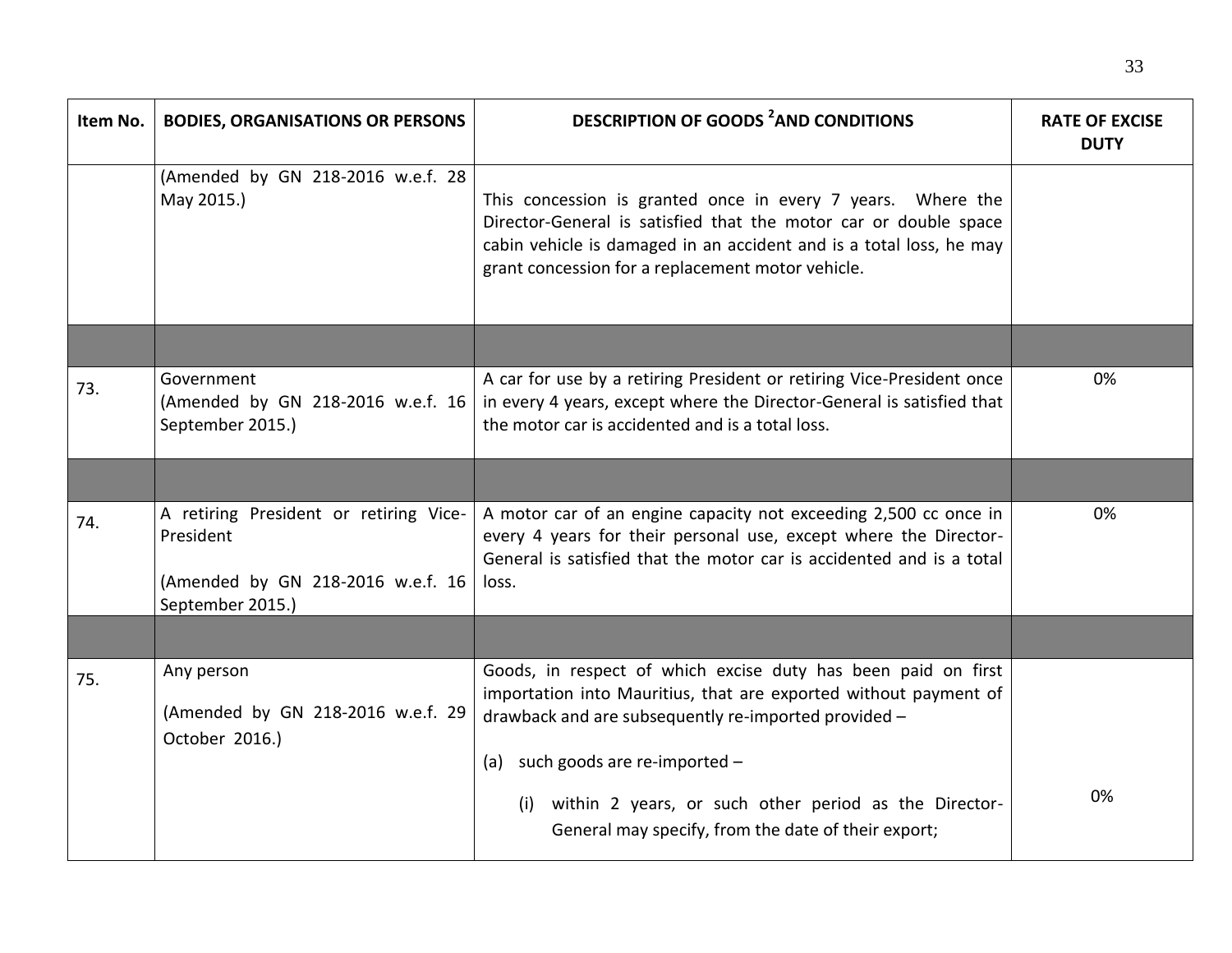| Item No. | BODIES, ORGANISATIONS OR PERSONS | DESCRIPTION OF GOODS [2] AND CONDITIONS | RATE OF EXCISE DUTY |
|---|---|---|---|
| | (Amended by GN 218-2016 w.e.f. 28 May 2015.) | This concession is granted once in every 7 years. Where the Director-General is satisfied that the motor car or double space cabin vehicle is damaged in an accident and is a total loss, he may grant concession for a replacement motor vehicle. | |
| | | | |
| 73. | Government (Amended by GN 218-2016 w.e.f. 16 September 2015.) | A car for use by a retiring President or retiring Vice-President once in every 4 years, except where the Director-General is satisfied that the motor car is accidented and is a total loss. | 0% |
| | | | |
| 74. | A retiring President or retiring Vice-President<br><br>(Amended by GN 218-2016 w.e.f. 16 September 2015.) | A motor car of an engine capacity not exceeding 2,500 cc once in every 4 years for their personal use, except where the Director-General is satisfied that the motor car is accidented and is a total loss. | 0% |
| | | | |
| 75. | Any person<br><br>(Amended by GN 218-2016 w.e.f. 29 October 2016.) | Goods, in respect of which excise duty has been paid on first importation into Mauritius, that are exported without payment of drawback and are subsequently re-imported provided –<br><br>(a) such goods are re-imported –<br><br>(i) within 2 years, or such other period as the Director-General may specify, from the date of their export; | 0% |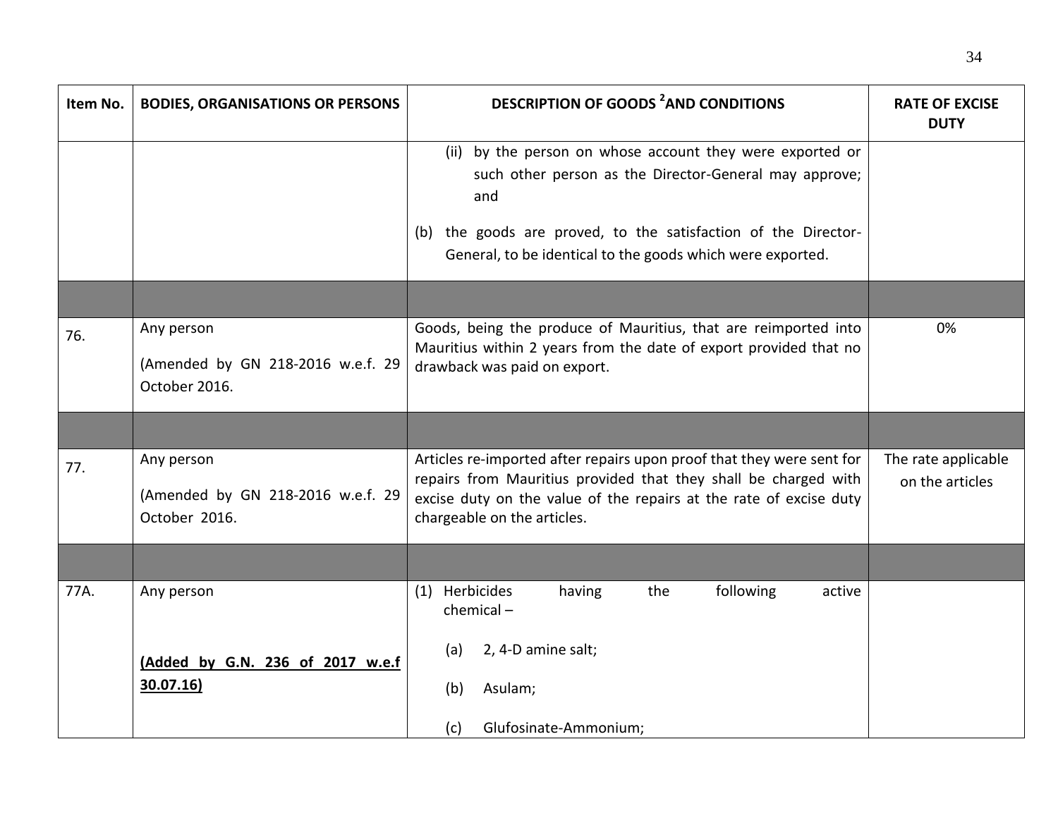| Item No. | BODIES, ORGANISATIONS OR PERSONS | DESCRIPTION OF GOODS [2] AND CONDITIONS | RATE OF EXCISE DUTY |
|---|---|---|---|
| | | (ii) by the person on whose account they were exported or such other person as the Director-General may approve; and<br><br>(b) the goods are proved, to the satisfaction of the Director-General, to be identical to the goods which were exported. | |
| | | | |
| 76. | Any person<br><br>(Amended by GN 218-2016 w.e.f. 29 October 2016. | Goods, being the produce of Mauritius, that are reimported into Mauritius within 2 years from the date of export provided that no drawback was paid on export. | 0% |
| | | | |
| 77. | Any person<br><br>(Amended by GN 218-2016 w.e.f. 29 October 2016. | Articles re-imported after repairs upon proof that they were sent for repairs from Mauritius provided that they shall be charged with excise duty on the value of the repairs at the rate of excise duty chargeable on the articles. | The rate applicable on the articles |
| | | | |
| 77A. | Any person<br><br>**<u>(Added by G.N. 236 of 2017 w.e.f 30.07.16)</u>** | (1) Herbicides having the following active chemical –<br><br>(a) 2, 4-D amine salt;<br><br>(b) Asulam;<br><br>(c) Glufosinate-Ammonium; | |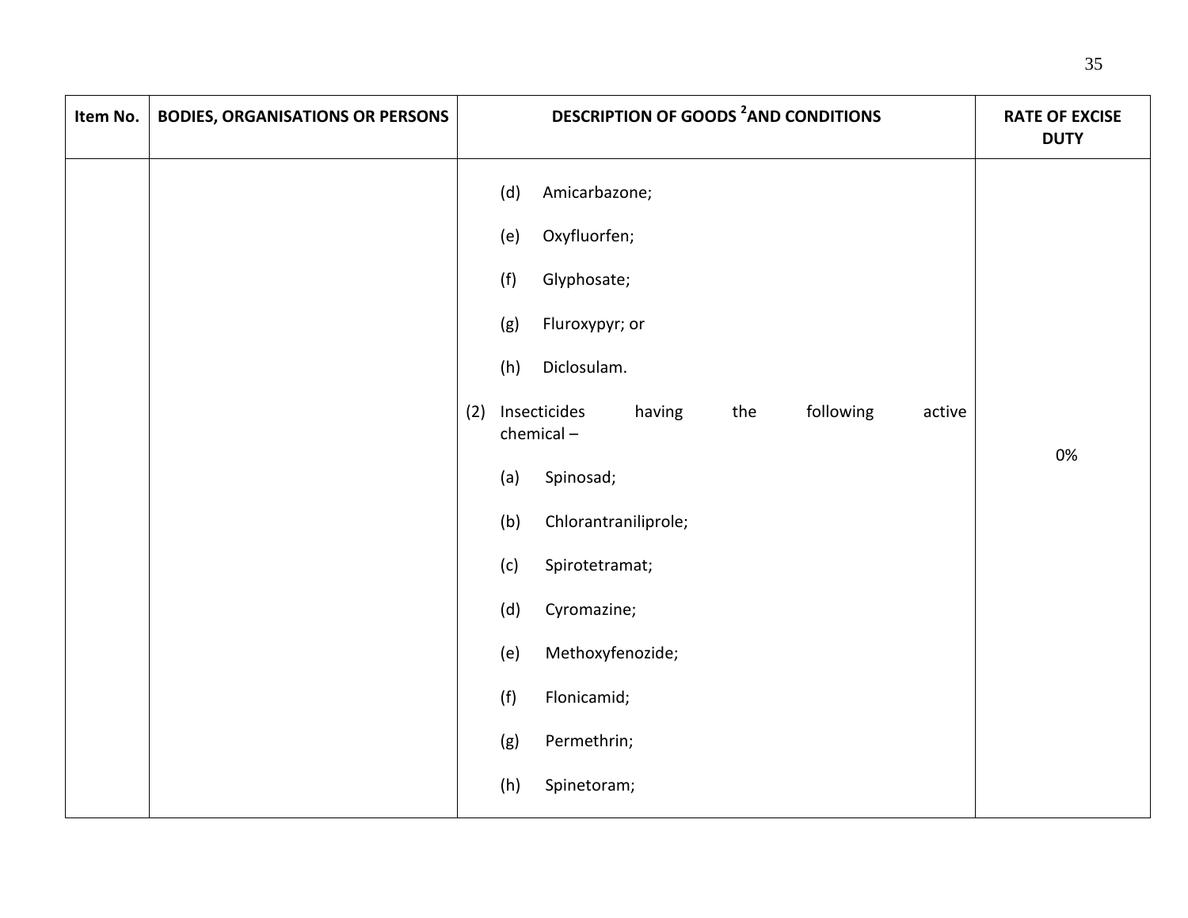| Item No. | BODIES, ORGANISATIONS OR PERSONS | DESCRIPTION OF GOODS [2] AND CONDITIONS | RATE OF EXCISE DUTY |
|---|---|---|---|
| | | (d) Amicarbazone;<br><br>(e) Oxyfluorfen;<br><br>(f) Glyphosate;<br><br>(g) Fluroxypyr; or<br><br>(h) Diclosulam.<br><br>(2) Insecticides having the following active chemical –<br><br>(a) Spinosad;<br><br>(b) Chlorantraniliprole;<br><br>(c) Spirotetramat;<br><br>(d) Cyromazine;<br><br>(e) Methoxyfenozide;<br><br>(f) Flonicamid;<br><br>(g) Permethrin;<br><br>(h) Spinetoram; | 0% |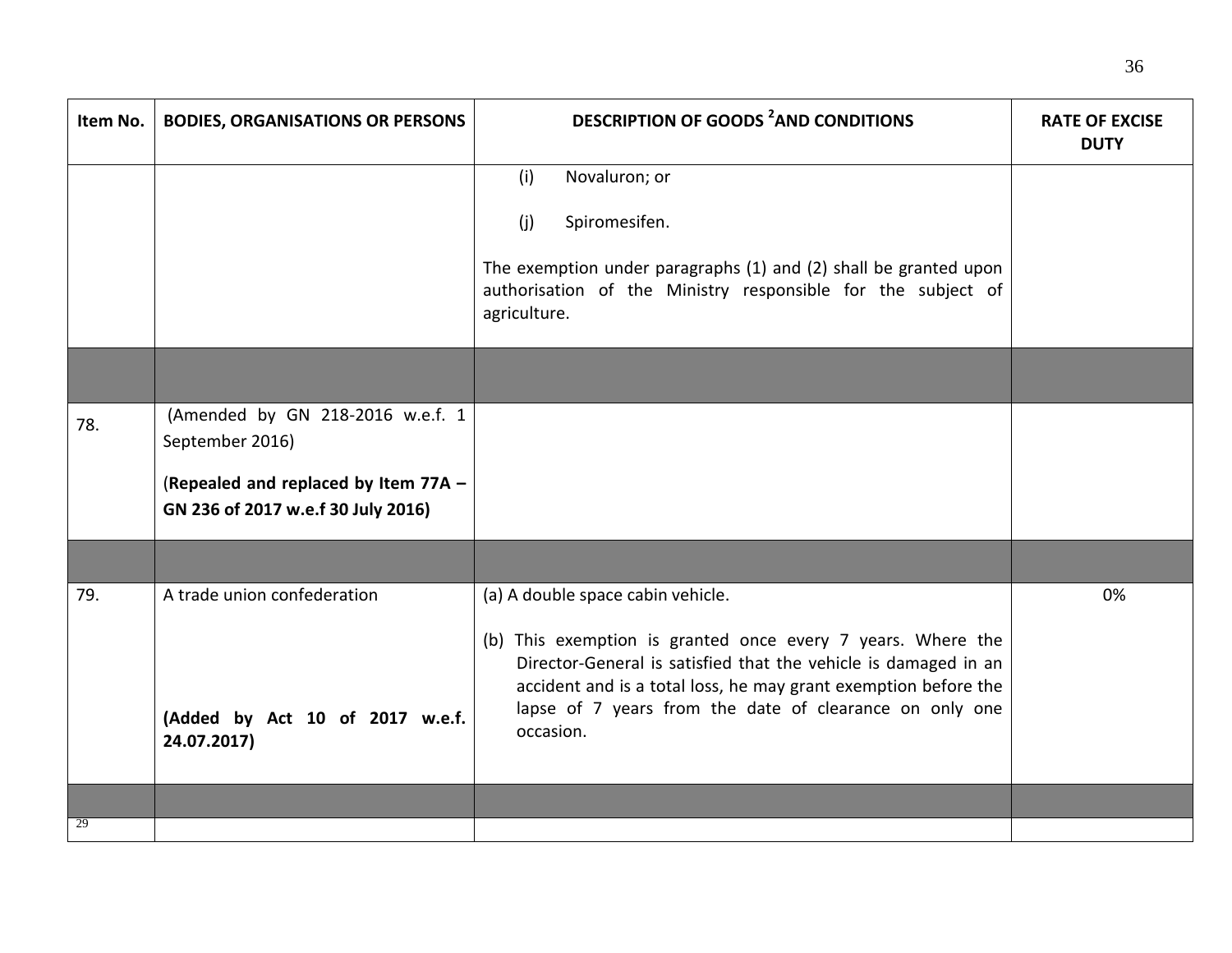| Item No. | BODIES, ORGANISATIONS OR PERSONS | DESCRIPTION OF GOODS [2] AND CONDITIONS | RATE OF EXCISE DUTY |
|---|---|---|---|
| | | (i) Novaluron; or<br><br>(j) Spiromesifen.<br><br>The exemption under paragraphs (1) and (2) shall be granted upon authorisation of the Ministry responsible for the subject of agriculture. | |
| | | | |
| 78. | (Amended by GN 218-2016 w.e.f. 1 September 2016)<br><br>(**Repealed and replaced by Item 77A – GN 236 of 2017 w.e.f 30 July 2016)** | | |
| | | | |
| 79. | A trade union confederation<br><br>**(Added by Act 10 of 2017 w.e.f. 24.07.2017)** | (a) A double space cabin vehicle.<br><br>(b) This exemption is granted once every 7 years. Where the Director-General is satisfied that the vehicle is damaged in an accident and is a total loss, he may grant exemption before the lapse of 7 years from the date of clearance on only one occasion. | 0% |
| | | | |
| 29 | | | |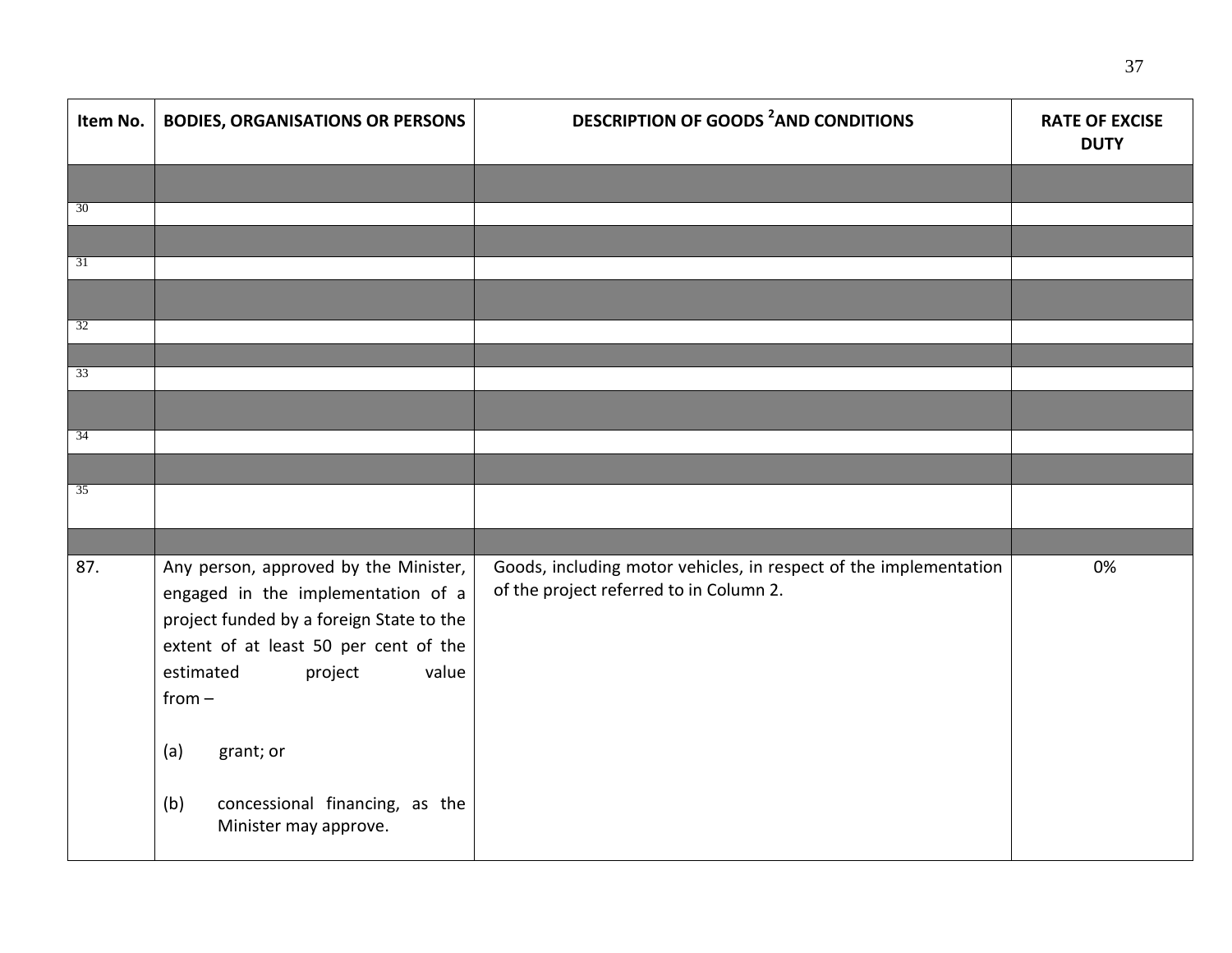| Item No. | BODIES, ORGANISATIONS OR PERSONS | DESCRIPTION OF GOODS [2] AND CONDITIONS | RATE OF EXCISE DUTY |
|---|---|---|---|
| | | | |
| 30 | | | |
| | | | |
| 31 | | | |
| | | | |
| 32 | | | |
| | | | |
| 33 | | | |
| | | | |
| 34 | | | |
| | | | |
| 35 | | | |
| | | | |
| 87. | Any person, approved by the Minister, engaged in the implementation of a project funded by a foreign State to the extent of at least 50 per cent of the estimated project value from –<br><br>(a) grant; or<br><br>(b) concessional financing, as the Minister may approve. | Goods, including motor vehicles, in respect of the implementation of the project referred to in Column 2. | 0% |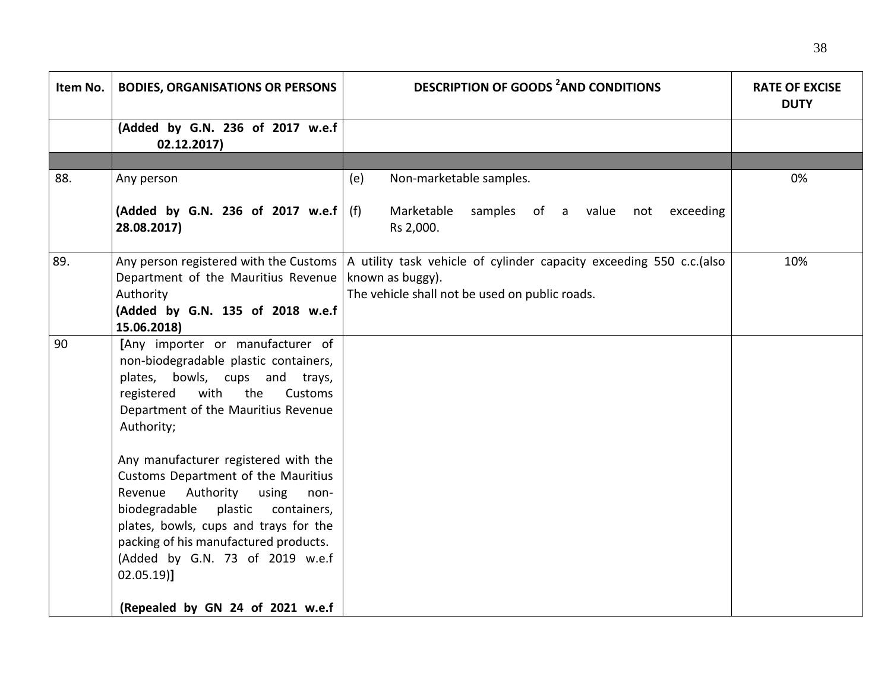| Item No. | BODIES, ORGANISATIONS OR PERSONS | DESCRIPTION OF GOODS [2] AND CONDITIONS | RATE OF EXCISE DUTY |
|---|---|---|---|
| | **(Added by G.N. 236 of 2017 w.e.f 02.12.2017)** | | |
| | | | |
| 88. | Any person<br><br>**(Added by G.N. 236 of 2017 w.e.f 28.08.2017)** | (e) Non-marketable samples.<br><br>(f) Marketable samples of a value not exceeding Rs 2,000. | 0% |
| 89. | Any person registered with the Customs Department of the Mauritius Revenue Authority<br>**(Added by G.N. 135 of 2018 w.e.f 15.06.2018)** | A utility task vehicle of cylinder capacity exceeding 550 c.c.(also known as buggy).<br>The vehicle shall not be used on public roads. | 10% |
| 90 | **[**Any importer or manufacturer of non-biodegradable plastic containers, plates, bowls, cups and trays, registered with the Customs Department of the Mauritius Revenue Authority;<br><br>Any manufacturer registered with the Customs Department of the Mauritius Revenue Authority using non-biodegradable plastic containers, plates, bowls, cups and trays for the packing of his manufactured products.<br>(Added by G.N. 73 of 2019 w.e.f 02.05.19)**]**<br><br>**(Repealed by GN 24 of 2021 w.e.f** | | |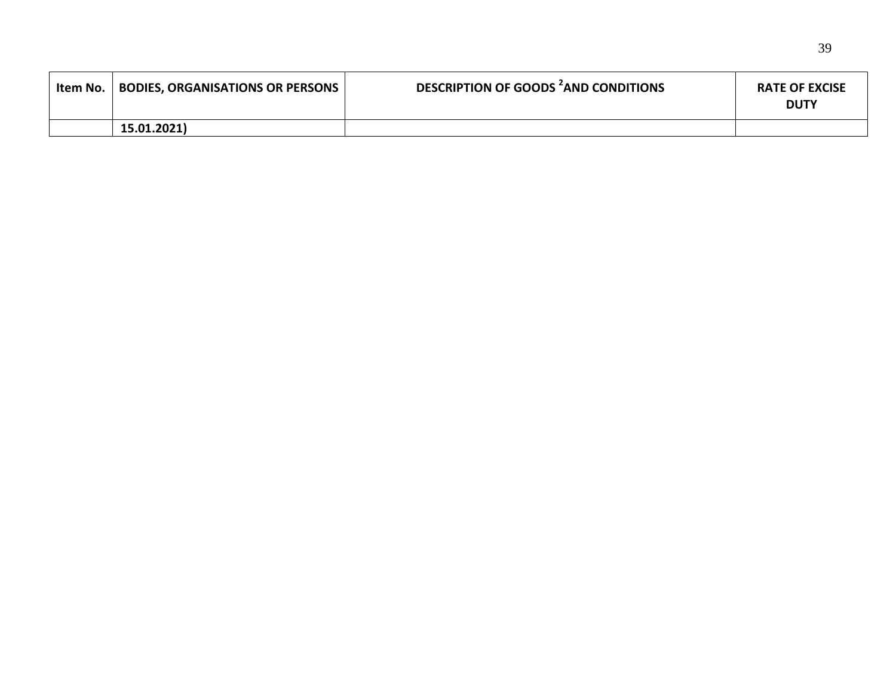| Item No. | BODIES, ORGANISATIONS OR PERSONS | DESCRIPTION OF GOODS [2]AND CONDITIONS | RATE OF EXCISE DUTY |
|---|---|---|---|
| | **15.01.2021)** | | |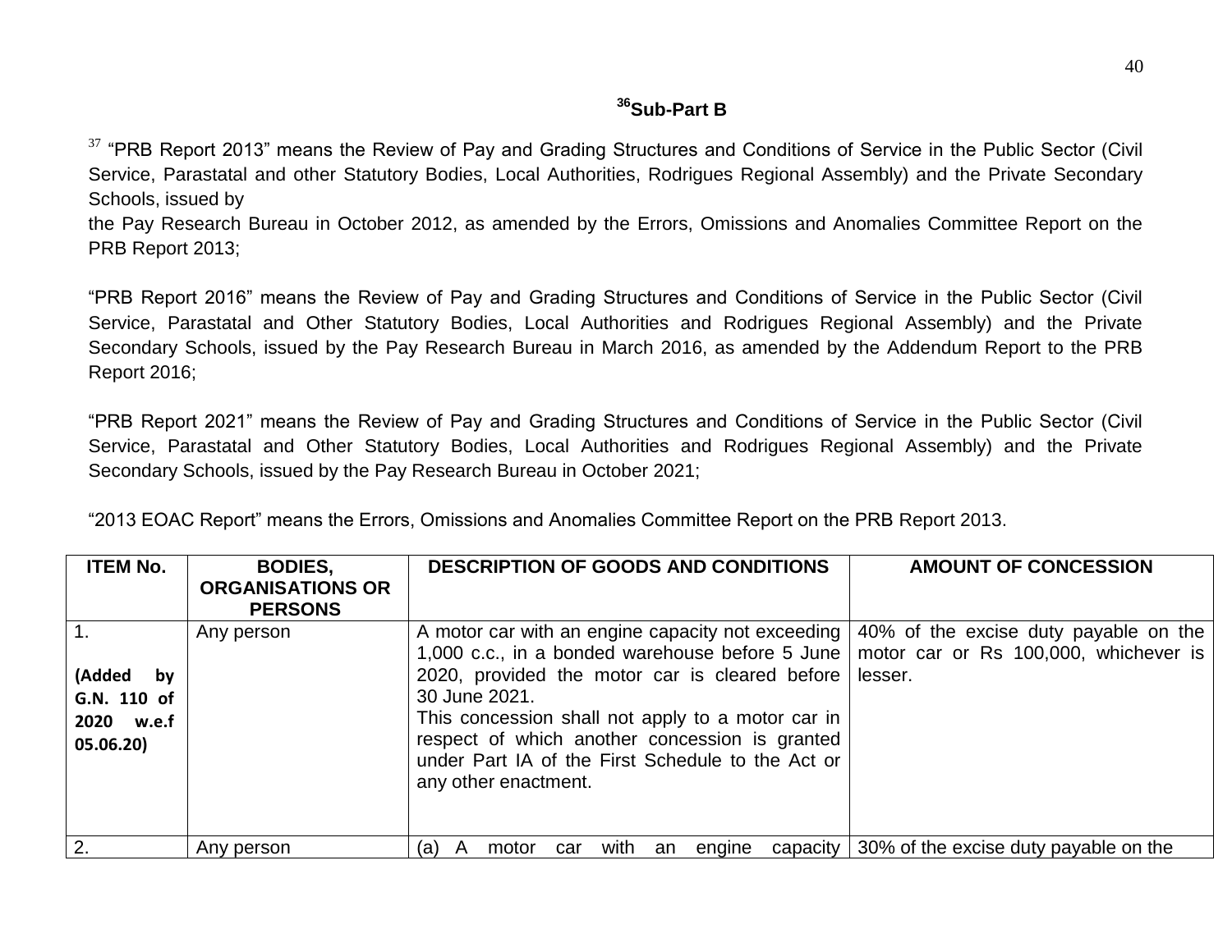## [36]Sub-Part B

[37] "PRB Report 2013" means the Review of Pay and Grading Structures and Conditions of Service in the Public Sector (Civil Service, Parastatal and other Statutory Bodies, Local Authorities, Rodrigues Regional Assembly) and the Private Secondary Schools, issued by the Pay Research Bureau in October 2012, as amended by the Errors, Omissions and Anomalies Committee Report on the PRB Report 2013;

"PRB Report 2016" means the Review of Pay and Grading Structures and Conditions of Service in the Public Sector (Civil Service, Parastatal and Other Statutory Bodies, Local Authorities and Rodrigues Regional Assembly) and the Private Secondary Schools, issued by the Pay Research Bureau in March 2016, as amended by the Addendum Report to the PRB Report 2016;

"PRB Report 2021" means the Review of Pay and Grading Structures and Conditions of Service in the Public Sector (Civil Service, Parastatal and Other Statutory Bodies, Local Authorities and Rodrigues Regional Assembly) and the Private Secondary Schools, issued by the Pay Research Bureau in October 2021;

"2013 EOAC Report" means the Errors, Omissions and Anomalies Committee Report on the PRB Report 2013.

| ITEM No. | BODIES, ORGANISATIONS OR PERSONS | DESCRIPTION OF GOODS AND CONDITIONS | AMOUNT OF CONCESSION |
|---|---|---|---|
| 1.<br><br>**(Added by G.N. 110 of 2020 w.e.f 05.06.20)** | Any person | A motor car with an engine capacity not exceeding 1,000 c.c., in a bonded warehouse before 5 June 2020, provided the motor car is cleared before 30 June 2021.<br>This concession shall not apply to a motor car in respect of which another concession is granted under Part IA of the First Schedule to the Act or any other enactment. | 40% of the excise duty payable on the motor car or Rs 100,000, whichever is lesser. |
| 2. | Any person | (a) A motor car with an engine capacity | 30% of the excise duty payable on the |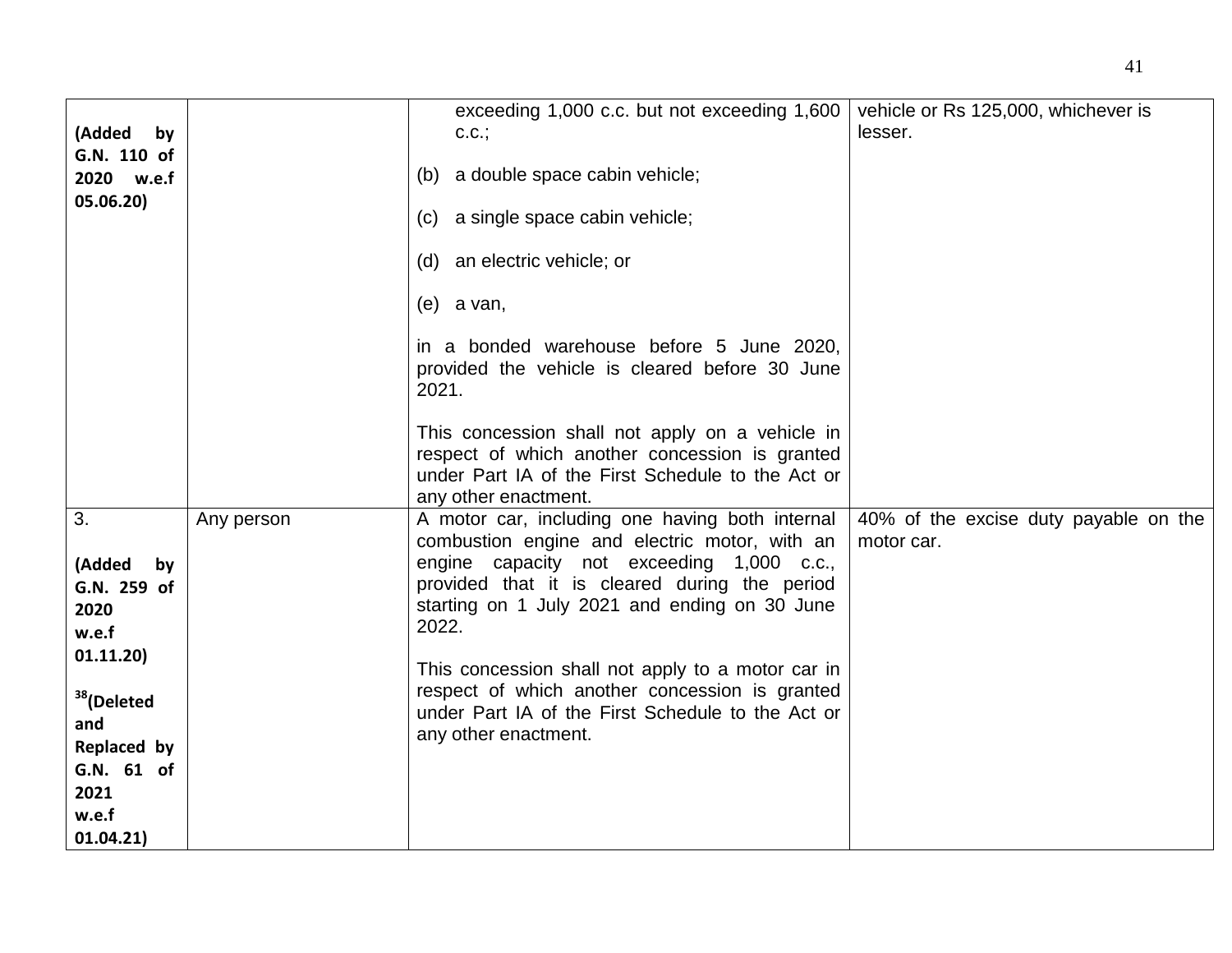| | | | |
|---|---|---|---|
| **(Added by G.N. 110 of 2020 w.e.f 05.06.20)** | | exceeding 1,000 c.c. but not exceeding 1,600 c.c.;<br><br>(b) a double space cabin vehicle;<br><br>(c) a single space cabin vehicle;<br><br>(d) an electric vehicle; or<br><br>(e) a van,<br><br>in a bonded warehouse before 5 June 2020, provided the vehicle is cleared before 30 June 2021.<br><br>This concession shall not apply on a vehicle in respect of which another concession is granted under Part IA of the First Schedule to the Act or any other enactment. | vehicle or Rs 125,000, whichever is lesser. |
| 3.<br><br>**(Added by G.N. 259 of 2020 w.e.f 01.11.20)**<br><br>[38]**(Deleted and Replaced by G.N. 61 of 2021 w.e.f 01.04.21)** | Any person | A motor car, including one having both internal combustion engine and electric motor, with an engine capacity not exceeding 1,000 c.c., provided that it is cleared during the period starting on 1 July 2021 and ending on 30 June 2022.<br><br>This concession shall not apply to a motor car in respect of which another concession is granted under Part IA of the First Schedule to the Act or any other enactment. | 40% of the excise duty payable on the motor car. |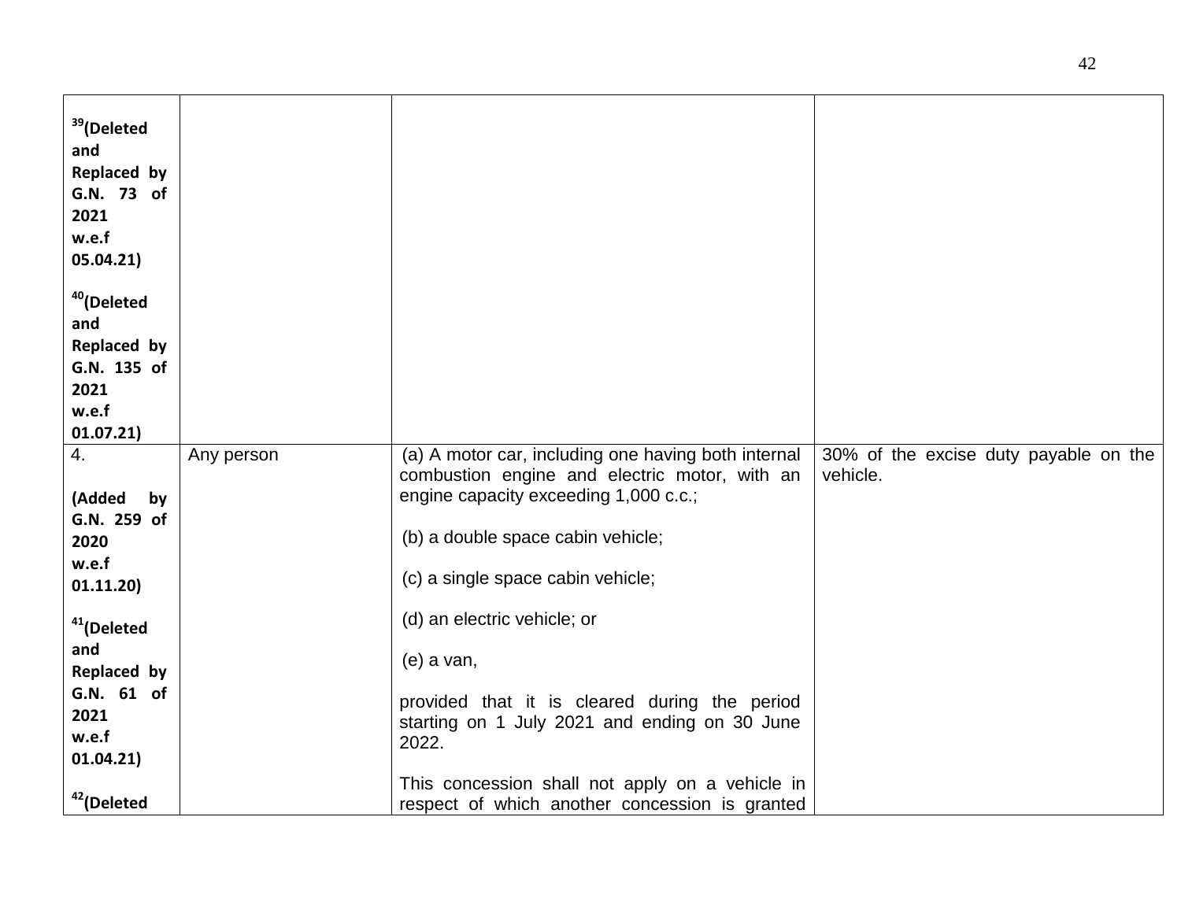| | | | |
|---|---|---|---|
| [39](Deleted and Replaced by G.N. 73 of 2021 w.e.f 05.04.21)<br><br>[40](Deleted and Replaced by G.N. 135 of 2021 w.e.f 01.07.21) | | | |
| 4.<br><br>(Added by G.N. 259 of 2020 w.e.f 01.11.20)<br><br>[41](Deleted and Replaced by G.N. 61 of 2021 w.e.f 01.04.21)<br><br>[42](Deleted | Any person | (a) A motor car, including one having both internal combustion engine and electric motor, with an engine capacity exceeding 1,000 c.c.;<br><br>(b) a double space cabin vehicle;<br><br>(c) a single space cabin vehicle;<br><br>(d) an electric vehicle; or<br><br>(e) a van,<br><br>provided that it is cleared during the period starting on 1 July 2021 and ending on 30 June 2022.<br><br>This concession shall not apply on a vehicle in respect of which another concession is granted | 30% of the excise duty payable on the vehicle. |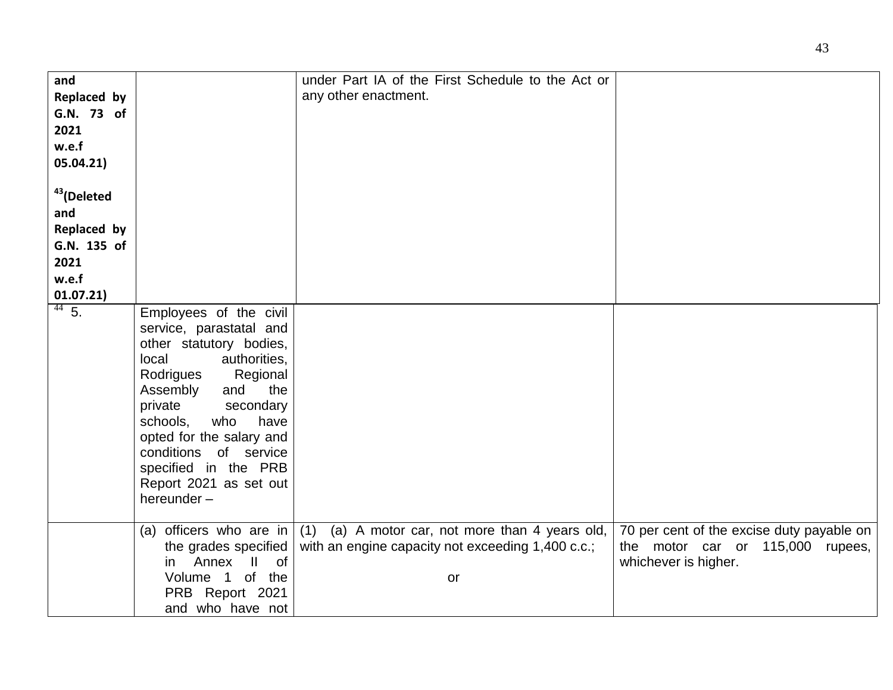| | | | |
|---|---|---|---|
| and Replaced by G.N. 73 of 2021 w.e.f 05.04.21)<br><br>[43](Deleted and Replaced by G.N. 135 of 2021 w.e.f 01.07.21) | | under Part IA of the First Schedule to the Act or any other enactment. | |
| [44] 5. | Employees of the civil service, parastatal and other statutory bodies, local authorities, Rodrigues Regional Assembly and the private secondary schools, who have opted for the salary and conditions of service specified in the PRB Report 2021 as set out hereunder – | | |
| | (a) officers who are in the grades specified in Annex II of Volume 1 of the PRB Report 2021 and who have not | (1) (a) A motor car, not more than 4 years old, with an engine capacity not exceeding 1,400 c.c.;<br><br>or | 70 per cent of the excise duty payable on the motor car or 115,000 rupees, whichever is higher. |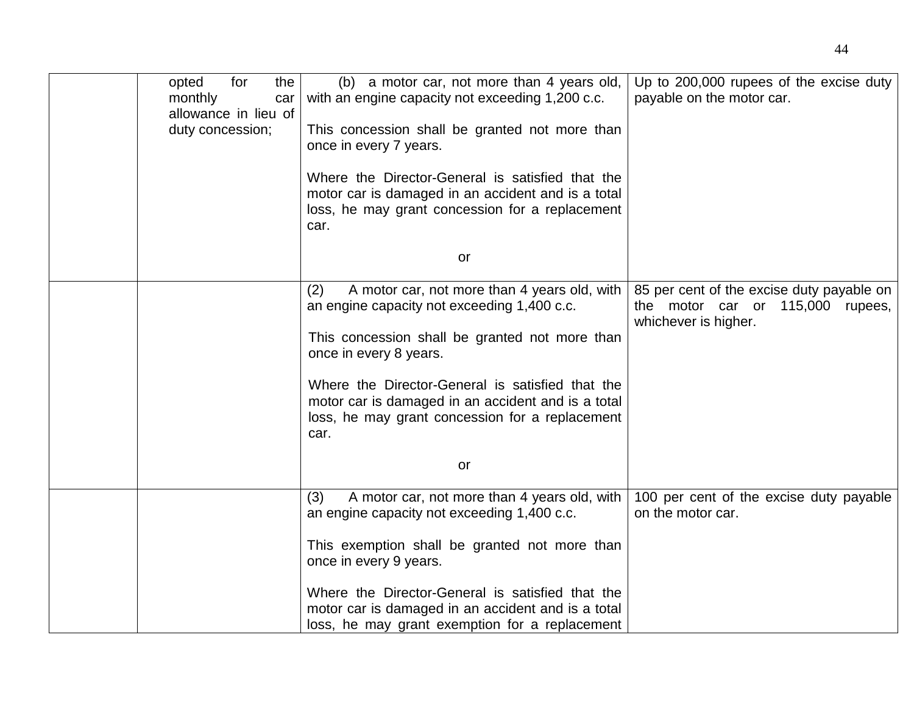| | | | |
|---|---|---|---|
| | opted for the monthly car allowance in lieu of duty concession; | (b) a motor car, not more than 4 years old, with an engine capacity not exceeding 1,200 c.c.<br><br>This concession shall be granted not more than once in every 7 years.<br><br>Where the Director-General is satisfied that the motor car is damaged in an accident and is a total loss, he may grant concession for a replacement car.<br><br>or | Up to 200,000 rupees of the excise duty payable on the motor car. |
| | | (2) A motor car, not more than 4 years old, with an engine capacity not exceeding 1,400 c.c.<br><br>This concession shall be granted not more than once in every 8 years.<br><br>Where the Director-General is satisfied that the motor car is damaged in an accident and is a total loss, he may grant concession for a replacement car.<br><br>or | 85 per cent of the excise duty payable on the motor car or 115,000 rupees, whichever is higher. |
| | | (3) A motor car, not more than 4 years old, with an engine capacity not exceeding 1,400 c.c.<br><br>This exemption shall be granted not more than once in every 9 years.<br><br>Where the Director-General is satisfied that the motor car is damaged in an accident and is a total loss, he may grant exemption for a replacement | 100 per cent of the excise duty payable on the motor car. |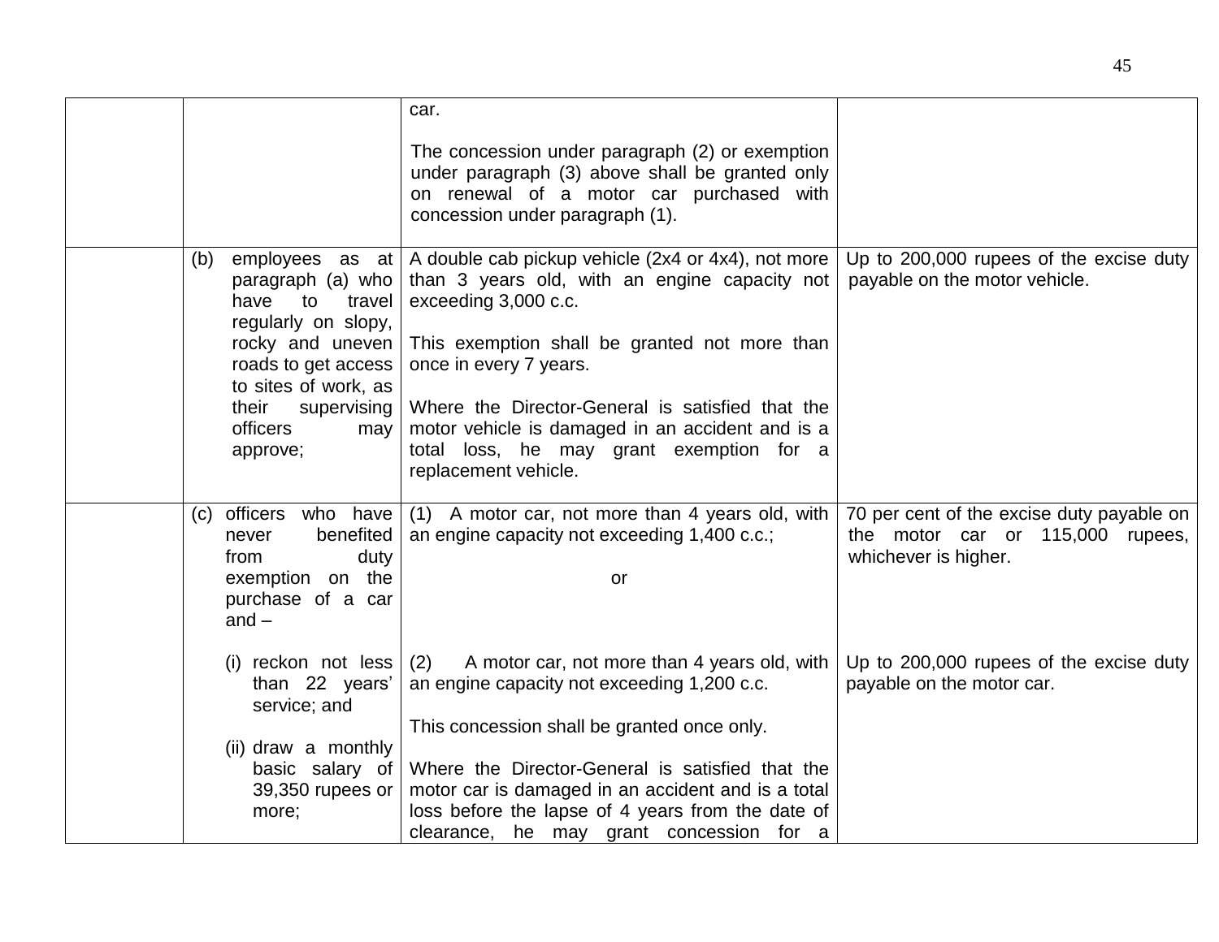| | | | |
|---|---|---|---|
| | | car.<br><br>The concession under paragraph (2) or exemption under paragraph (3) above shall be granted only on renewal of a motor car purchased with concession under paragraph (1). | |
| | (b) employees as at paragraph (a) who have to travel regularly on slopy, rocky and uneven roads to get access to sites of work, as their supervising officers may approve; | A double cab pickup vehicle (2x4 or 4x4), not more than 3 years old, with an engine capacity not exceeding 3,000 c.c.<br><br>This exemption shall be granted not more than once in every 7 years.<br><br>Where the Director-General is satisfied that the motor vehicle is damaged in an accident and is a total loss, he may grant exemption for a replacement vehicle. | Up to 200,000 rupees of the excise duty payable on the motor vehicle. |
| | (c) officers who have never benefited from duty exemption on the purchase of a car and –<br><br>(i) reckon not less than 22 years' service; and<br><br>(ii) draw a monthly basic salary of 39,350 rupees or more; | (1) A motor car, not more than 4 years old, with an engine capacity not exceeding 1,400 c.c.;<br><br>or<br><br>(2) A motor car, not more than 4 years old, with an engine capacity not exceeding 1,200 c.c.<br><br>This concession shall be granted once only.<br><br>Where the Director-General is satisfied that the motor car is damaged in an accident and is a total loss before the lapse of 4 years from the date of clearance, he may grant concession for a | 70 per cent of the excise duty payable on the motor car or 115,000 rupees, whichever is higher.<br><br>Up to 200,000 rupees of the excise duty payable on the motor car. |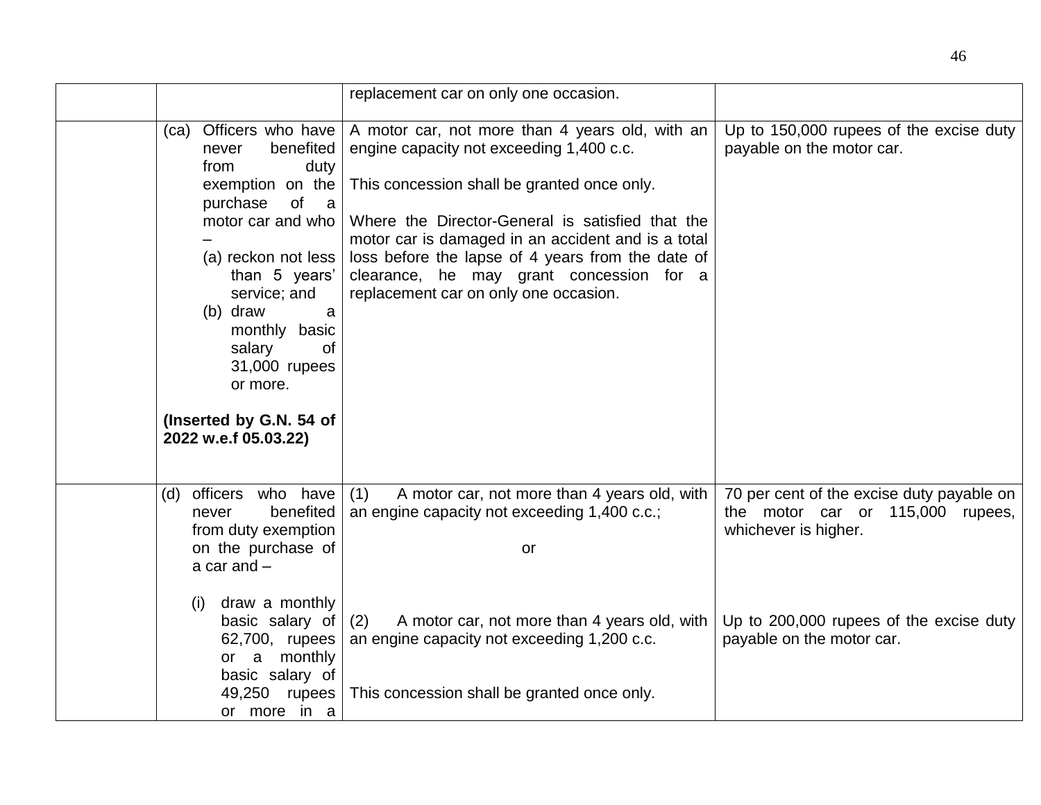| | | | |
|---|---|---|---|
| | | replacement car on only one occasion. | |
| | (ca) Officers who have never benefited from duty exemption on the purchase of a motor car and who –<br>(a) reckon not less than 5 years' service; and<br>(b) draw a monthly basic salary of 31,000 rupees or more.<br><br>**(Inserted by G.N. 54 of 2022 w.e.f 05.03.22)** | A motor car, not more than 4 years old, with an engine capacity not exceeding 1,400 c.c.<br><br>This concession shall be granted once only.<br><br>Where the Director-General is satisfied that the motor car is damaged in an accident and is a total loss before the lapse of 4 years from the date of clearance, he may grant concession for a replacement car on only one occasion. | Up to 150,000 rupees of the excise duty payable on the motor car. |
| | (d) officers who have never benefited from duty exemption on the purchase of a car and –<br><br>(i) draw a monthly basic salary of 62,700, rupees or a monthly basic salary of 49,250 rupees or more in a | (1) A motor car, not more than 4 years old, with an engine capacity not exceeding 1,400 c.c.;<br><br>or<br><br>(2) A motor car, not more than 4 years old, with an engine capacity not exceeding 1,200 c.c.<br><br>This concession shall be granted once only. | 70 per cent of the excise duty payable on the motor car or 115,000 rupees, whichever is higher.<br><br>Up to 200,000 rupees of the excise duty payable on the motor car. |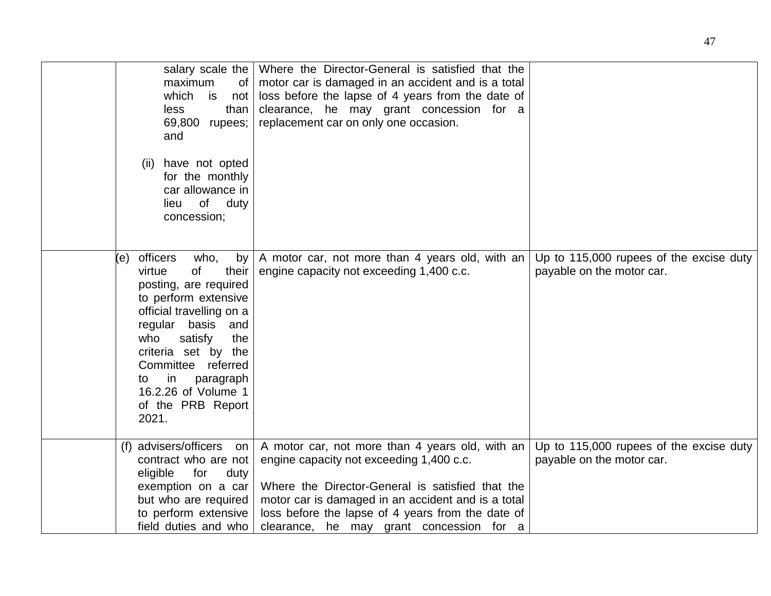| | | | |
|---|---|---|---|
| | salary scale the maximum of which is not less than 69,800 rupees; and<br><br>(ii) have not opted for the monthly car allowance in lieu of duty concession; | Where the Director-General is satisfied that the motor car is damaged in an accident and is a total loss before the lapse of 4 years from the date of clearance, he may grant concession for a replacement car on only one occasion. | |
| | (e) officers who, by virtue of their posting, are required to perform extensive official travelling on a regular basis and who satisfy the criteria set by the Committee referred to in paragraph 16.2.26 of Volume 1 of the PRB Report 2021. | A motor car, not more than 4 years old, with an engine capacity not exceeding 1,400 c.c. | Up to 115,000 rupees of the excise duty payable on the motor car. |
| | (f) advisers/officers on contract who are not eligible for duty exemption on a car but who are required to perform extensive field duties and who | A motor car, not more than 4 years old, with an engine capacity not exceeding 1,400 c.c.<br><br>Where the Director-General is satisfied that the motor car is damaged in an accident and is a total loss before the lapse of 4 years from the date of clearance, he may grant concession for a | Up to 115,000 rupees of the excise duty payable on the motor car. |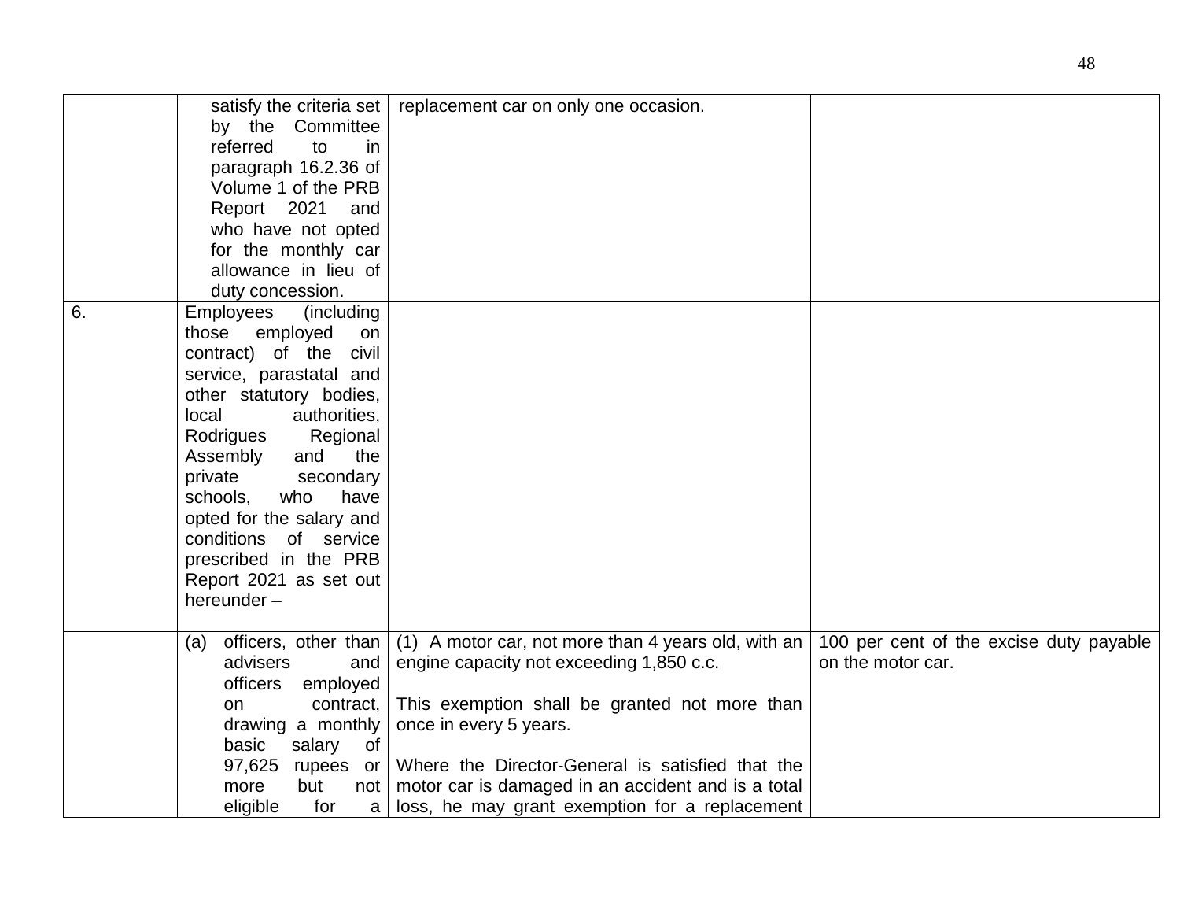| | | | |
|---|---|---|---|
| | satisfy the criteria set by the Committee referred to in paragraph 16.2.36 of Volume 1 of the PRB Report 2021 and who have not opted for the monthly car allowance in lieu of duty concession. | replacement car on only one occasion. | |
| 6. | Employees (including those employed on contract) of the civil service, parastatal and other statutory bodies, local authorities, Rodrigues Regional Assembly and the private secondary schools, who have opted for the salary and conditions of service prescribed in the PRB Report 2021 as set out hereunder – | | |
| | (a) officers, other than advisers and officers employed on contract, drawing a monthly basic salary of 97,625 rupees or more but not eligible for a | (1) A motor car, not more than 4 years old, with an engine capacity not exceeding 1,850 c.c.<br><br>This exemption shall be granted not more than once in every 5 years.<br><br>Where the Director-General is satisfied that the motor car is damaged in an accident and is a total loss, he may grant exemption for a replacement | 100 per cent of the excise duty payable on the motor car. |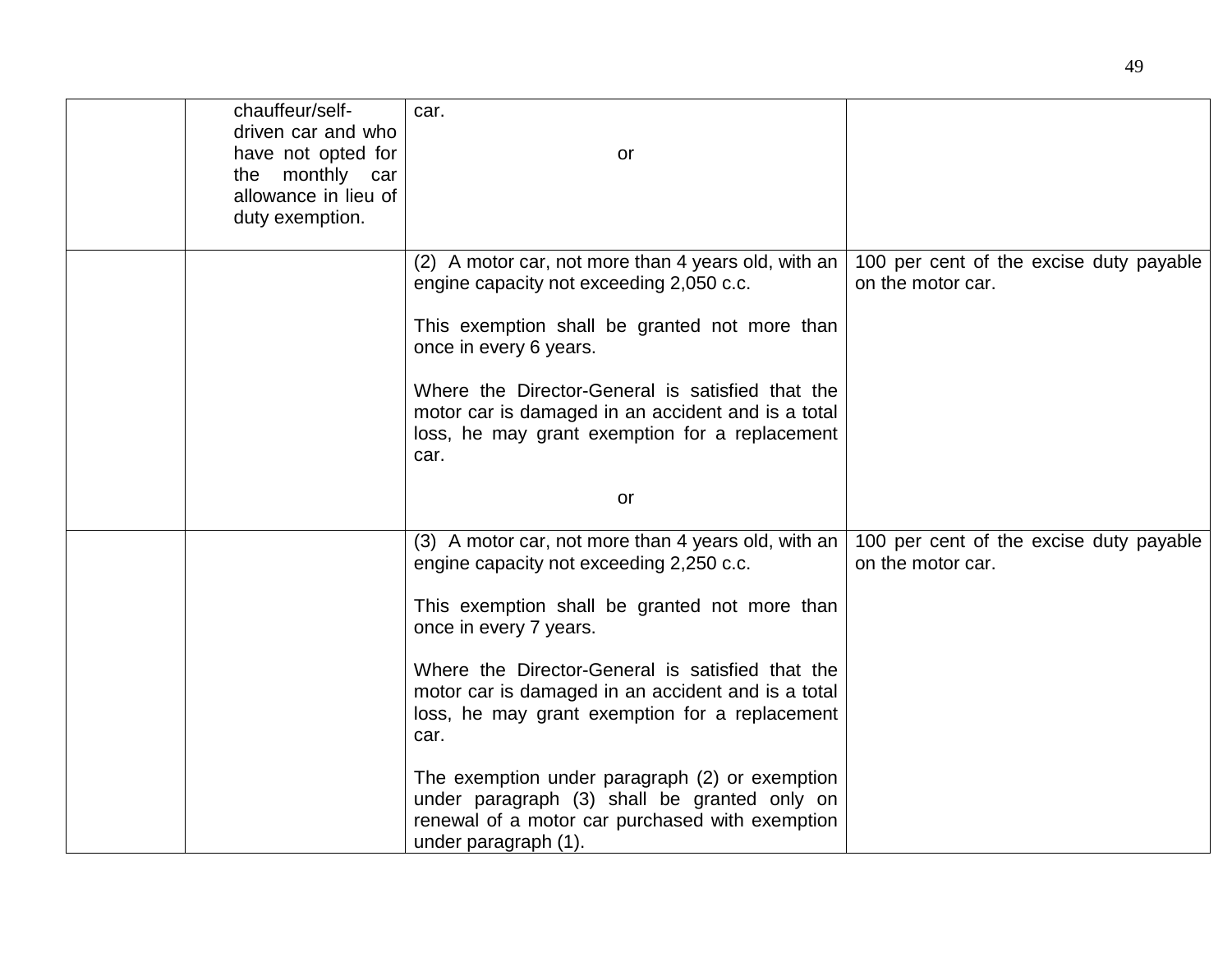| | | | |
|---|---|---|---|
| | chauffeur/self-driven car and who have not opted for the monthly car allowance in lieu of duty exemption. | car.<br><br>or | |
| | | (2) A motor car, not more than 4 years old, with an engine capacity not exceeding 2,050 c.c.<br><br>This exemption shall be granted not more than once in every 6 years.<br><br>Where the Director-General is satisfied that the motor car is damaged in an accident and is a total loss, he may grant exemption for a replacement car.<br><br>or | 100 per cent of the excise duty payable on the motor car. |
| | | (3) A motor car, not more than 4 years old, with an engine capacity not exceeding 2,250 c.c.<br><br>This exemption shall be granted not more than once in every 7 years.<br><br>Where the Director-General is satisfied that the motor car is damaged in an accident and is a total loss, he may grant exemption for a replacement car.<br><br>The exemption under paragraph (2) or exemption under paragraph (3) shall be granted only on renewal of a motor car purchased with exemption under paragraph (1). | 100 per cent of the excise duty payable on the motor car. |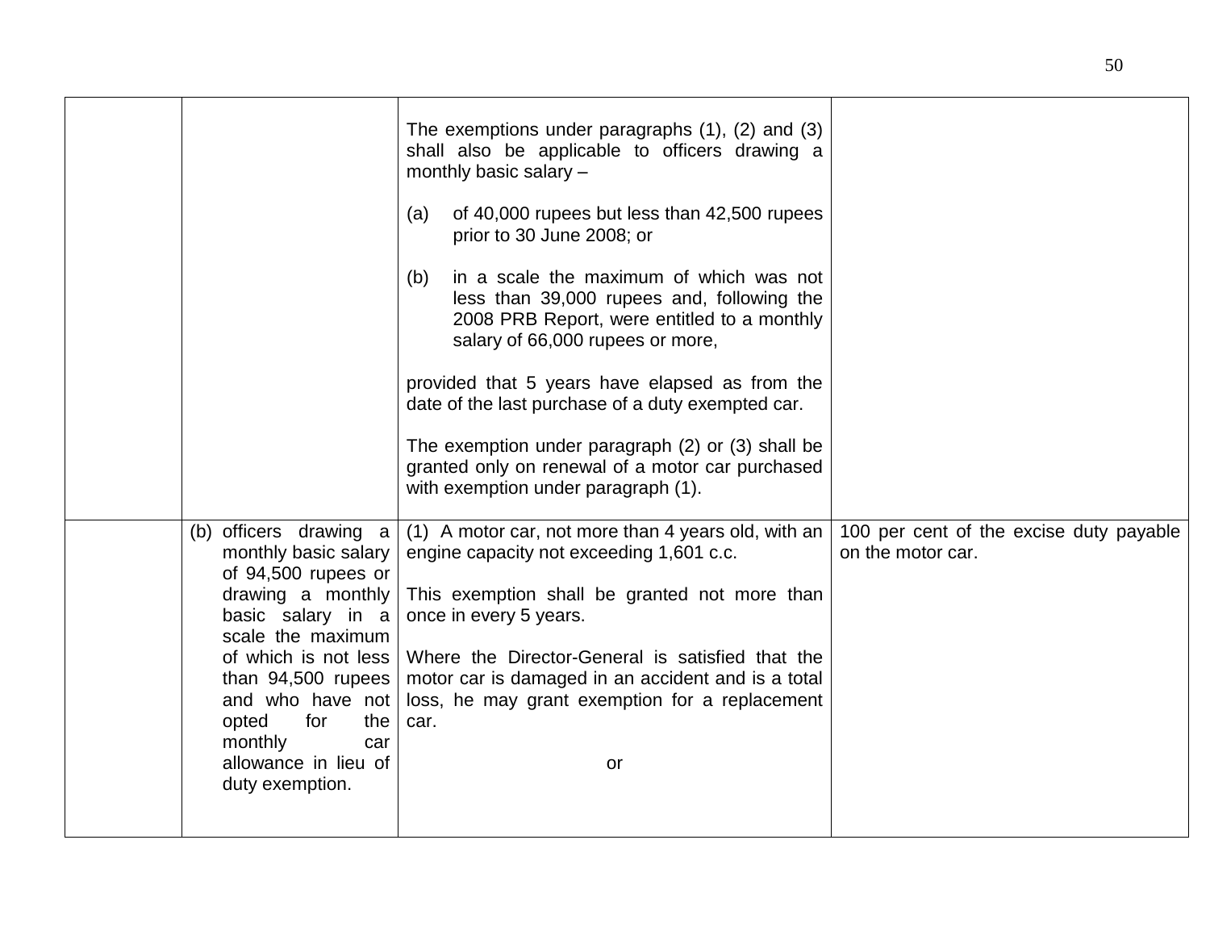| | | | |
|---|---|---|---|
| | | The exemptions under paragraphs (1), (2) and (3) shall also be applicable to officers drawing a monthly basic salary –<br><br>(a) of 40,000 rupees but less than 42,500 rupees prior to 30 June 2008; or<br><br>(b) in a scale the maximum of which was not less than 39,000 rupees and, following the 2008 PRB Report, were entitled to a monthly salary of 66,000 rupees or more,<br><br>provided that 5 years have elapsed as from the date of the last purchase of a duty exempted car.<br><br>The exemption under paragraph (2) or (3) shall be granted only on renewal of a motor car purchased with exemption under paragraph (1). | |
| | (b) officers drawing a monthly basic salary of 94,500 rupees or drawing a monthly basic salary in a scale the maximum of which is not less than 94,500 rupees and who have not opted for the monthly car allowance in lieu of duty exemption. | (1) A motor car, not more than 4 years old, with an engine capacity not exceeding 1,601 c.c.<br><br>This exemption shall be granted not more than once in every 5 years.<br><br>Where the Director-General is satisfied that the motor car is damaged in an accident and is a total loss, he may grant exemption for a replacement car.<br><br>or | 100 per cent of the excise duty payable on the motor car. |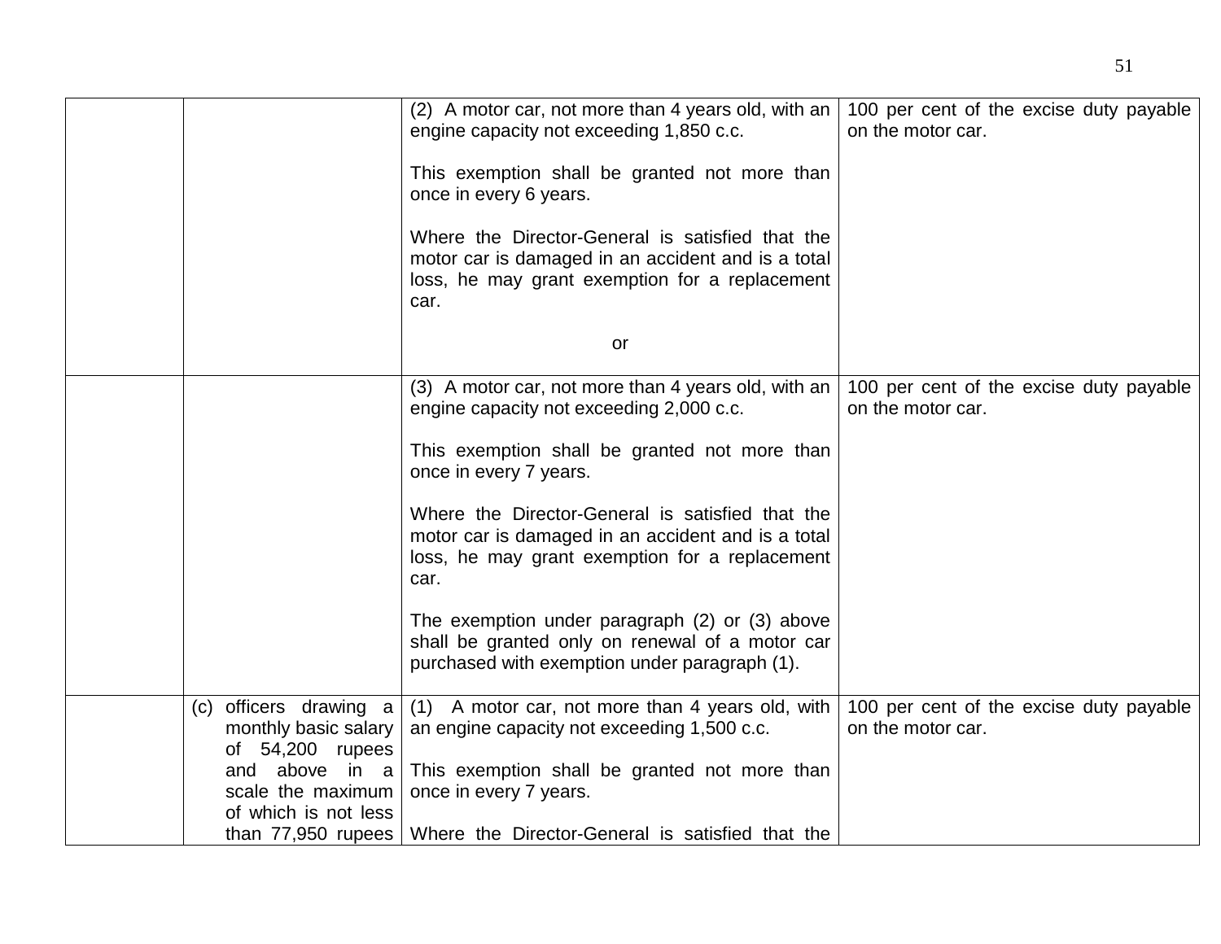| | | | |
|---|---|---|---|
| | | (2) A motor car, not more than 4 years old, with an engine capacity not exceeding 1,850 c.c.<br><br>This exemption shall be granted not more than once in every 6 years.<br><br>Where the Director-General is satisfied that the motor car is damaged in an accident and is a total loss, he may grant exemption for a replacement car.<br><br>or | 100 per cent of the excise duty payable on the motor car. |
| | | (3) A motor car, not more than 4 years old, with an engine capacity not exceeding 2,000 c.c.<br><br>This exemption shall be granted not more than once in every 7 years.<br><br>Where the Director-General is satisfied that the motor car is damaged in an accident and is a total loss, he may grant exemption for a replacement car.<br><br>The exemption under paragraph (2) or (3) above shall be granted only on renewal of a motor car purchased with exemption under paragraph (1). | 100 per cent of the excise duty payable on the motor car. |
| | (c) officers drawing a monthly basic salary of 54,200 rupees and above in a scale the maximum of which is not less than 77,950 rupees | (1) A motor car, not more than 4 years old, with an engine capacity not exceeding 1,500 c.c.<br><br>This exemption shall be granted not more than once in every 7 years.<br><br>Where the Director-General is satisfied that the | 100 per cent of the excise duty payable on the motor car. |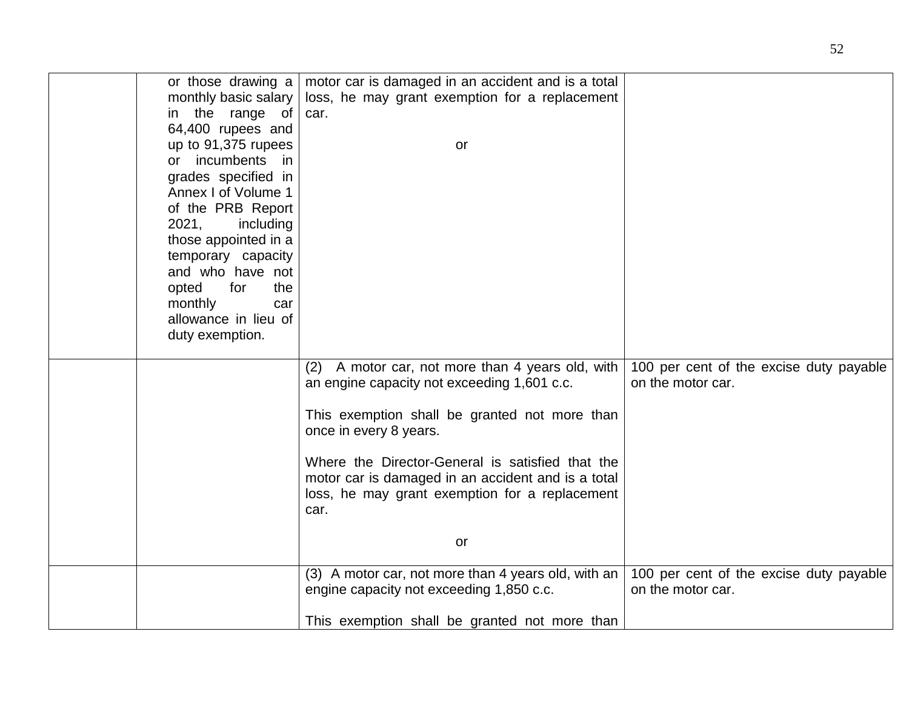| | | | |
|---|---|---|---|
| | or those drawing a monthly basic salary in the range of 64,400 rupees and up to 91,375 rupees or incumbents in grades specified in Annex I of Volume 1 of the PRB Report 2021, including those appointed in a temporary capacity and who have not opted for the monthly car allowance in lieu of duty exemption. | motor car is damaged in an accident and is a total loss, he may grant exemption for a replacement car.<br><br>or | |
| | | (2) A motor car, not more than 4 years old, with an engine capacity not exceeding 1,601 c.c.<br><br>This exemption shall be granted not more than once in every 8 years.<br><br>Where the Director-General is satisfied that the motor car is damaged in an accident and is a total loss, he may grant exemption for a replacement car.<br><br>or | 100 per cent of the excise duty payable on the motor car. |
| | | (3) A motor car, not more than 4 years old, with an engine capacity not exceeding 1,850 c.c.<br><br>This exemption shall be granted not more than | 100 per cent of the excise duty payable on the motor car. |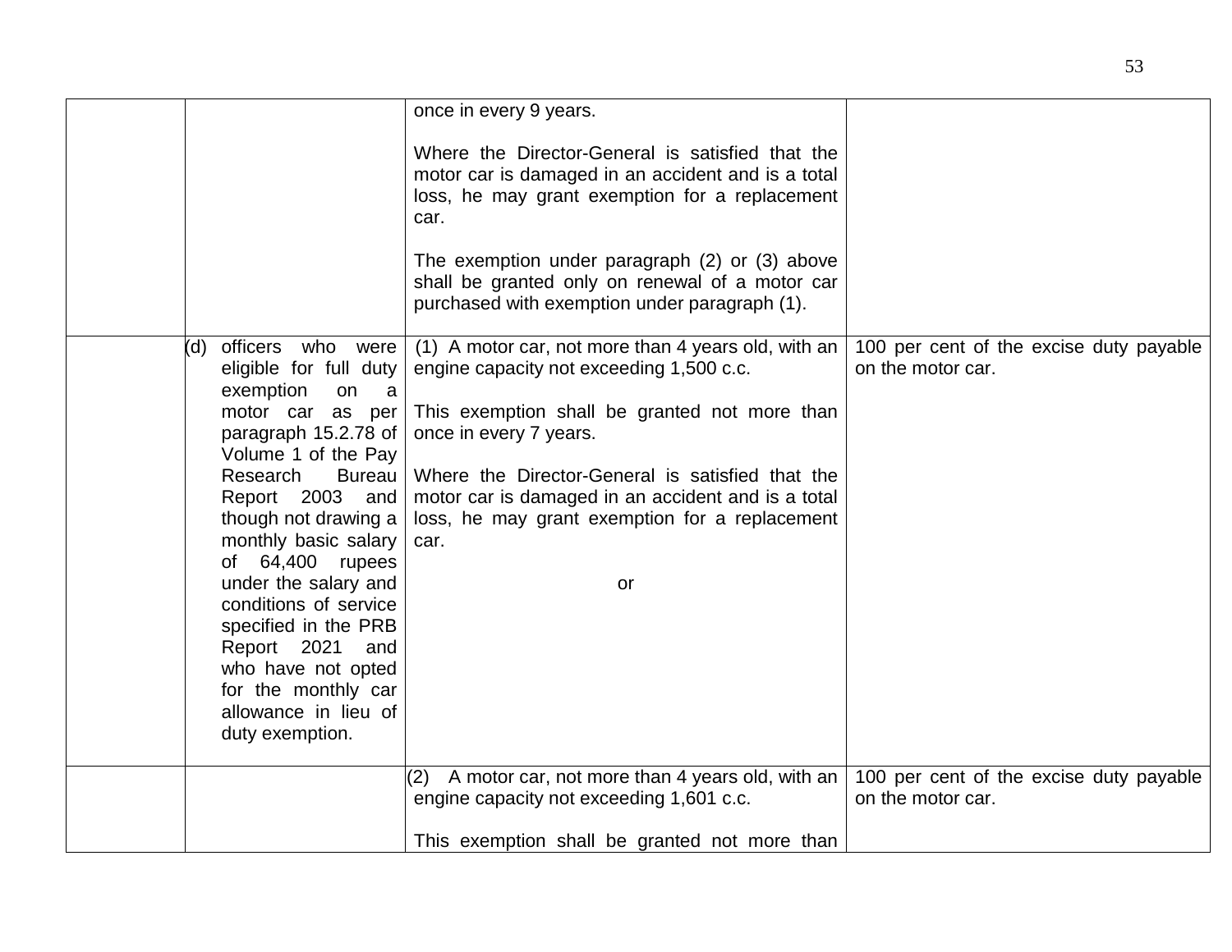| | | | |
|---|---|---|---|
| | | once in every 9 years.<br><br>Where the Director-General is satisfied that the motor car is damaged in an accident and is a total loss, he may grant exemption for a replacement car.<br><br>The exemption under paragraph (2) or (3) above shall be granted only on renewal of a motor car purchased with exemption under paragraph (1). | |
| | (d) officers who were eligible for full duty exemption on a motor car as per paragraph 15.2.78 of Volume 1 of the Pay Research Bureau Report 2003 and though not drawing a monthly basic salary of 64,400 rupees under the salary and conditions of service specified in the PRB Report 2021 and who have not opted for the monthly car allowance in lieu of duty exemption. | (1) A motor car, not more than 4 years old, with an engine capacity not exceeding 1,500 c.c.<br><br>This exemption shall be granted not more than once in every 7 years.<br><br>Where the Director-General is satisfied that the motor car is damaged in an accident and is a total loss, he may grant exemption for a replacement car.<br><br>or | 100 per cent of the excise duty payable on the motor car. |
| | | (2) A motor car, not more than 4 years old, with an engine capacity not exceeding 1,601 c.c.<br><br>This exemption shall be granted not more than | 100 per cent of the excise duty payable on the motor car. |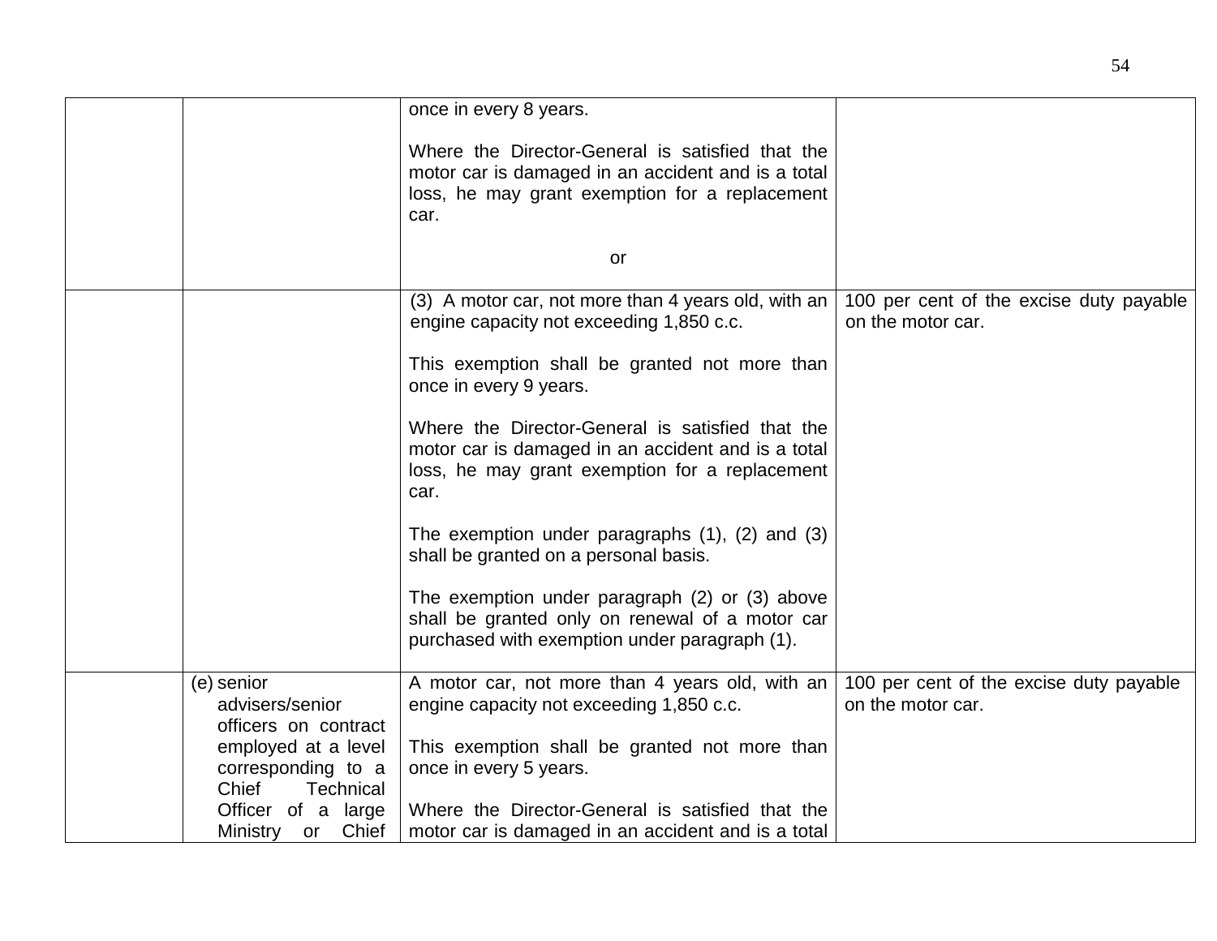| | | | |
|---|---|---|---|
| | | once in every 8 years.<br><br>Where the Director-General is satisfied that the motor car is damaged in an accident and is a total loss, he may grant exemption for a replacement car.<br><br>or | |
| | | (3) A motor car, not more than 4 years old, with an engine capacity not exceeding 1,850 c.c.<br><br>This exemption shall be granted not more than once in every 9 years.<br><br>Where the Director-General is satisfied that the motor car is damaged in an accident and is a total loss, he may grant exemption for a replacement car.<br><br>The exemption under paragraphs (1), (2) and (3) shall be granted on a personal basis.<br><br>The exemption under paragraph (2) or (3) above shall be granted only on renewal of a motor car purchased with exemption under paragraph (1). | 100 per cent of the excise duty payable on the motor car. |
| | (e) senior advisers/senior officers on contract employed at a level corresponding to a Chief Technical Officer of a large Ministry or Chief | A motor car, not more than 4 years old, with an engine capacity not exceeding 1,850 c.c.<br><br>This exemption shall be granted not more than once in every 5 years.<br><br>Where the Director-General is satisfied that the motor car is damaged in an accident and is a total | 100 per cent of the excise duty payable on the motor car. |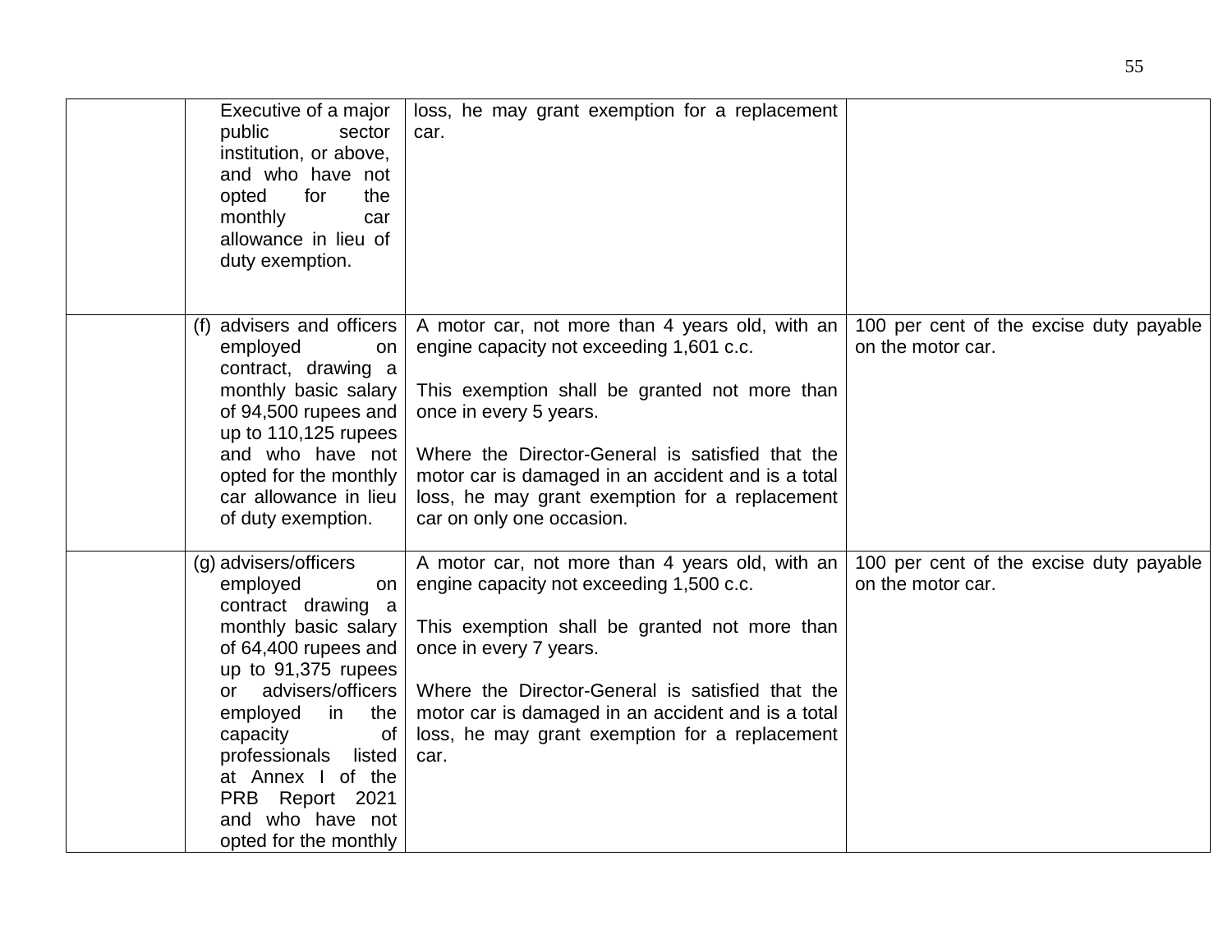| | | | |
|---|---|---|---|
| | Executive of a major public sector institution, or above, and who have not opted for the monthly car allowance in lieu of duty exemption. | loss, he may grant exemption for a replacement car. | |
| | (f) advisers and officers employed on contract, drawing a monthly basic salary of 94,500 rupees and up to 110,125 rupees and who have not opted for the monthly car allowance in lieu of duty exemption. | A motor car, not more than 4 years old, with an engine capacity not exceeding 1,601 c.c.<br><br>This exemption shall be granted not more than once in every 5 years.<br><br>Where the Director-General is satisfied that the motor car is damaged in an accident and is a total loss, he may grant exemption for a replacement car on only one occasion. | 100 per cent of the excise duty payable on the motor car. |
| | (g) advisers/officers employed on contract drawing a monthly basic salary of 64,400 rupees and up to 91,375 rupees or advisers/officers employed in the capacity of professionals listed at Annex I of the PRB Report 2021 and who have not opted for the monthly | A motor car, not more than 4 years old, with an engine capacity not exceeding 1,500 c.c.<br><br>This exemption shall be granted not more than once in every 7 years.<br><br>Where the Director-General is satisfied that the motor car is damaged in an accident and is a total loss, he may grant exemption for a replacement car. | 100 per cent of the excise duty payable on the motor car. |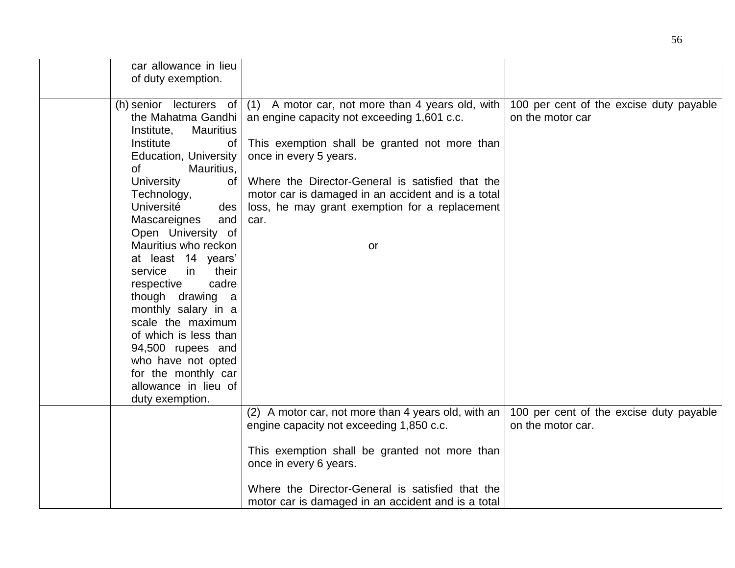| | | | |
|---|---|---|---|
| | car allowance in lieu of duty exemption. | | |
| | (h) senior lecturers of the Mahatma Gandhi Institute, Mauritius Institute of Education, University of Mauritius, University of Technology, Université des Mascareignes and Open University of Mauritius who reckon at least 14 years' service in their respective cadre though drawing a monthly salary in a scale the maximum of which is less than 94,500 rupees and who have not opted for the monthly car allowance in lieu of duty exemption. | (1) A motor car, not more than 4 years old, with an engine capacity not exceeding 1,601 c.c.<br><br>This exemption shall be granted not more than once in every 5 years.<br><br>Where the Director-General is satisfied that the motor car is damaged in an accident and is a total loss, he may grant exemption for a replacement car.<br><br>or | 100 per cent of the excise duty payable on the motor car |
| | | (2) A motor car, not more than 4 years old, with an engine capacity not exceeding 1,850 c.c.<br><br>This exemption shall be granted not more than once in every 6 years.<br><br>Where the Director-General is satisfied that the motor car is damaged in an accident and is a total | 100 per cent of the excise duty payable on the motor car. |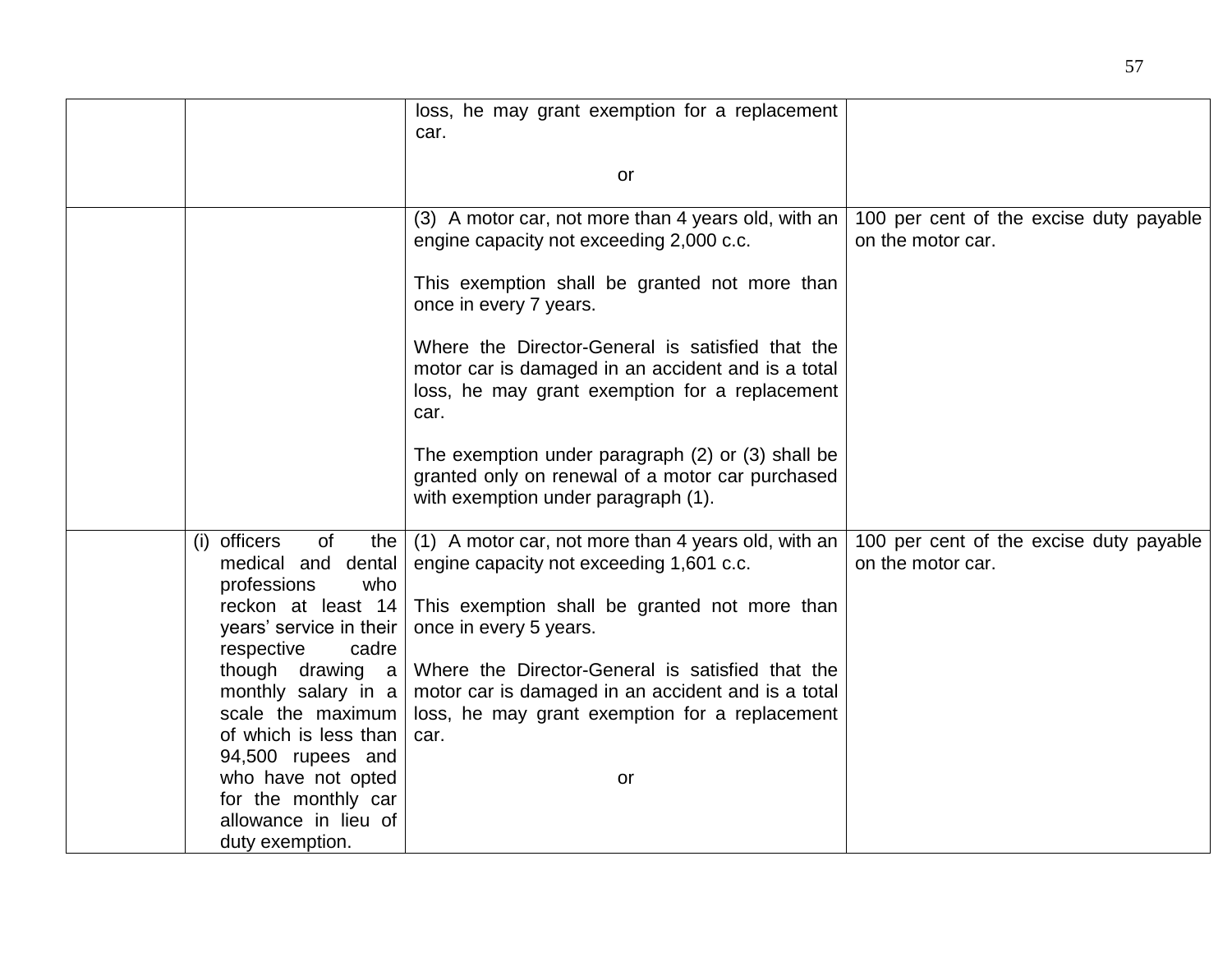| | | | |
|---|---|---|---|
| | | loss, he may grant exemption for a replacement car.<br><br>or | |
| | | (3) A motor car, not more than 4 years old, with an engine capacity not exceeding 2,000 c.c.<br><br>This exemption shall be granted not more than once in every 7 years.<br><br>Where the Director-General is satisfied that the motor car is damaged in an accident and is a total loss, he may grant exemption for a replacement car.<br><br>The exemption under paragraph (2) or (3) shall be granted only on renewal of a motor car purchased with exemption under paragraph (1). | 100 per cent of the excise duty payable on the motor car. |
| | (i) officers of the medical and dental professions who reckon at least 14 years' service in their respective cadre though drawing a monthly salary in a scale the maximum of which is less than 94,500 rupees and who have not opted for the monthly car allowance in lieu of duty exemption. | (1) A motor car, not more than 4 years old, with an engine capacity not exceeding 1,601 c.c.<br><br>This exemption shall be granted not more than once in every 5 years.<br><br>Where the Director-General is satisfied that the motor car is damaged in an accident and is a total loss, he may grant exemption for a replacement car.<br><br>or | 100 per cent of the excise duty payable on the motor car. |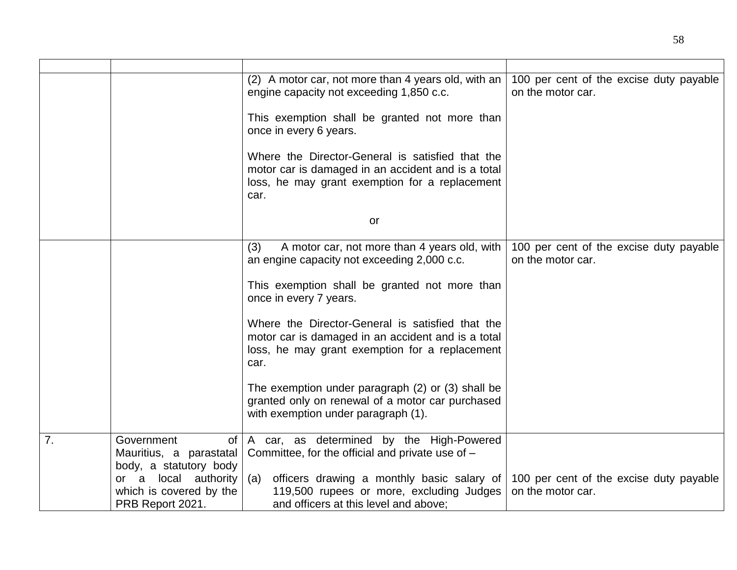| | | | |
|---|---|---|---|
| | | (2) A motor car, not more than 4 years old, with an engine capacity not exceeding 1,850 c.c.<br><br>This exemption shall be granted not more than once in every 6 years.<br><br>Where the Director-General is satisfied that the motor car is damaged in an accident and is a total loss, he may grant exemption for a replacement car.<br><br>or | 100 per cent of the excise duty payable on the motor car. |
| | | (3) A motor car, not more than 4 years old, with an engine capacity not exceeding 2,000 c.c.<br><br>This exemption shall be granted not more than once in every 7 years.<br><br>Where the Director-General is satisfied that the motor car is damaged in an accident and is a total loss, he may grant exemption for a replacement car.<br><br>The exemption under paragraph (2) or (3) shall be granted only on renewal of a motor car purchased with exemption under paragraph (1). | 100 per cent of the excise duty payable on the motor car. |
| 7. | Government of Mauritius, a parastatal body, a statutory body or a local authority which is covered by the PRB Report 2021. | A car, as determined by the High-Powered Committee, for the official and private use of –<br><br>(a) officers drawing a monthly basic salary of 119,500 rupees or more, excluding Judges and officers at this level and above; | 100 per cent of the excise duty payable on the motor car. |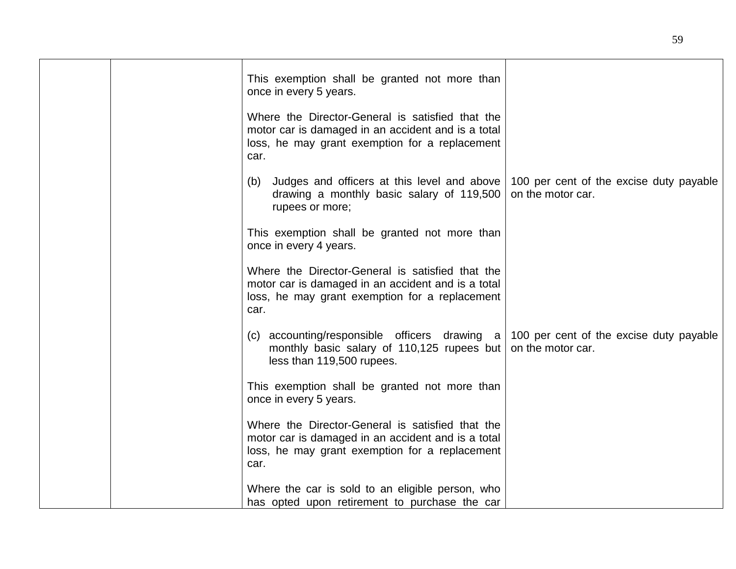| | | | |
|---|---|---|---|
| | | This exemption shall be granted not more than once in every 5 years.<br><br>Where the Director-General is satisfied that the motor car is damaged in an accident and is a total loss, he may grant exemption for a replacement car. | |
| | | (b) Judges and officers at this level and above drawing a monthly basic salary of 119,500 rupees or more;<br><br>This exemption shall be granted not more than once in every 4 years.<br><br>Where the Director-General is satisfied that the motor car is damaged in an accident and is a total loss, he may grant exemption for a replacement car. | 100 per cent of the excise duty payable on the motor car. |
| | | (c) accounting/responsible officers drawing a monthly basic salary of 110,125 rupees but less than 119,500 rupees.<br><br>This exemption shall be granted not more than once in every 5 years.<br><br>Where the Director-General is satisfied that the motor car is damaged in an accident and is a total loss, he may grant exemption for a replacement car.<br><br>Where the car is sold to an eligible person, who has opted upon retirement to purchase the car | 100 per cent of the excise duty payable on the motor car. |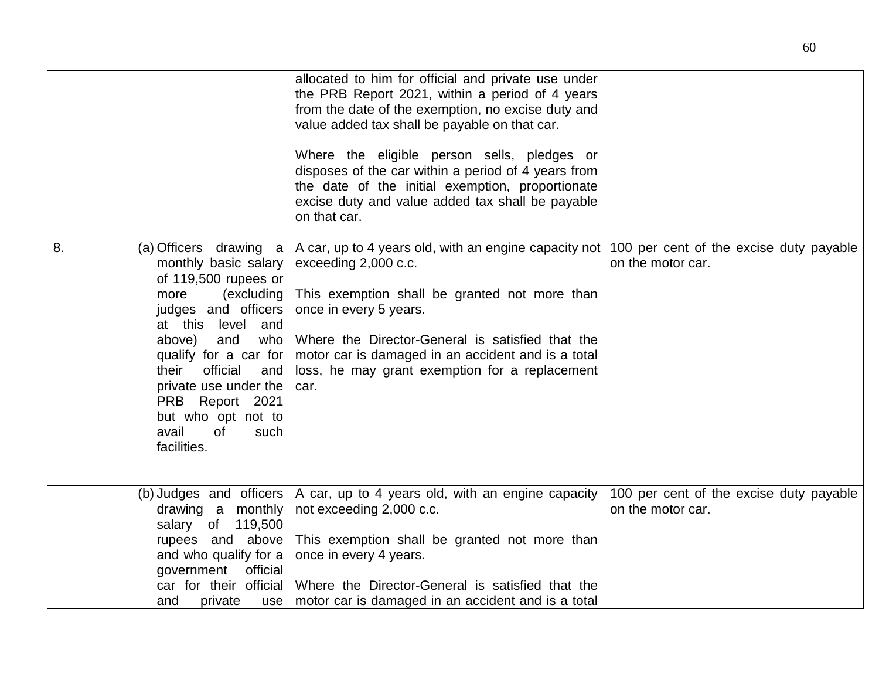| | | | |
|---|---|---|---|
| | | allocated to him for official and private use under the PRB Report 2021, within a period of 4 years from the date of the exemption, no excise duty and value added tax shall be payable on that car.<br><br>Where the eligible person sells, pledges or disposes of the car within a period of 4 years from the date of the initial exemption, proportionate excise duty and value added tax shall be payable on that car. | |
| 8. | (a) Officers drawing a monthly basic salary of 119,500 rupees or more (excluding judges and officers at this level and above) and who qualify for a car for their official and private use under the PRB Report 2021 but who opt not to avail of such facilities. | A car, up to 4 years old, with an engine capacity not exceeding 2,000 c.c.<br><br>This exemption shall be granted not more than once in every 5 years.<br><br>Where the Director-General is satisfied that the motor car is damaged in an accident and is a total loss, he may grant exemption for a replacement car. | 100 per cent of the excise duty payable on the motor car. |
| | (b) Judges and officers drawing a monthly salary of 119,500 rupees and above and who qualify for a government official car for their official and private use | A car, up to 4 years old, with an engine capacity not exceeding 2,000 c.c.<br><br>This exemption shall be granted not more than once in every 4 years.<br><br>Where the Director-General is satisfied that the motor car is damaged in an accident and is a total | 100 per cent of the excise duty payable on the motor car. |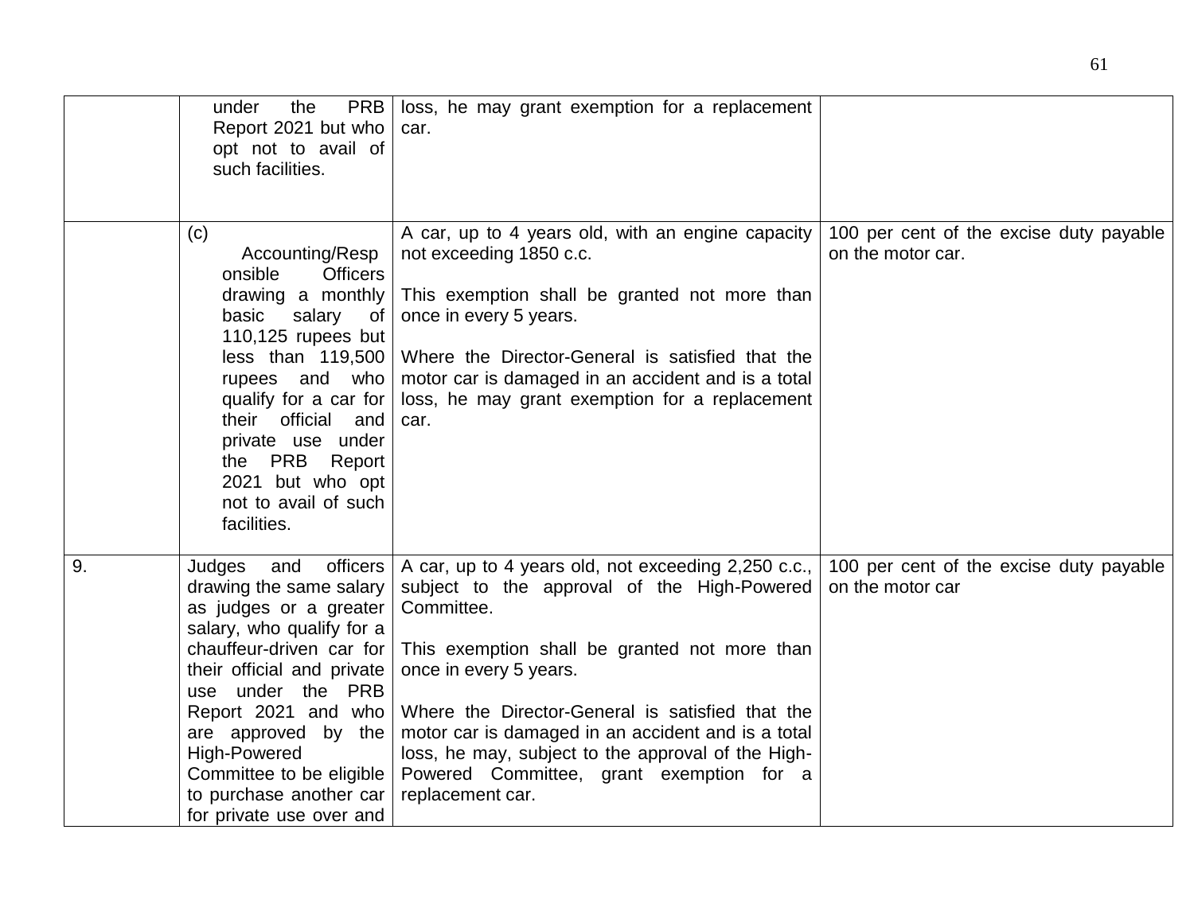| | | | |
|---|---|---|---|
| | under the PRB Report 2021 but who opt not to avail of such facilities. | loss, he may grant exemption for a replacement car. | |
| | (c) Accounting/Responsible Officers drawing a monthly basic salary of 110,125 rupees but less than 119,500 rupees and who qualify for a car for their official and private use under the PRB Report 2021 but who opt not to avail of such facilities. | A car, up to 4 years old, with an engine capacity not exceeding 1850 c.c.<br><br>This exemption shall be granted not more than once in every 5 years.<br><br>Where the Director-General is satisfied that the motor car is damaged in an accident and is a total loss, he may grant exemption for a replacement car. | 100 per cent of the excise duty payable on the motor car. |
| 9. | Judges and officers drawing the same salary as judges or a greater salary, who qualify for a chauffeur-driven car for their official and private use under the PRB Report 2021 and who are approved by the High-Powered Committee to be eligible to purchase another car for private use over and | A car, up to 4 years old, not exceeding 2,250 c.c., subject to the approval of the High-Powered Committee.<br><br>This exemption shall be granted not more than once in every 5 years.<br><br>Where the Director-General is satisfied that the motor car is damaged in an accident and is a total loss, he may, subject to the approval of the High-Powered Committee, grant exemption for a replacement car. | 100 per cent of the excise duty payable on the motor car |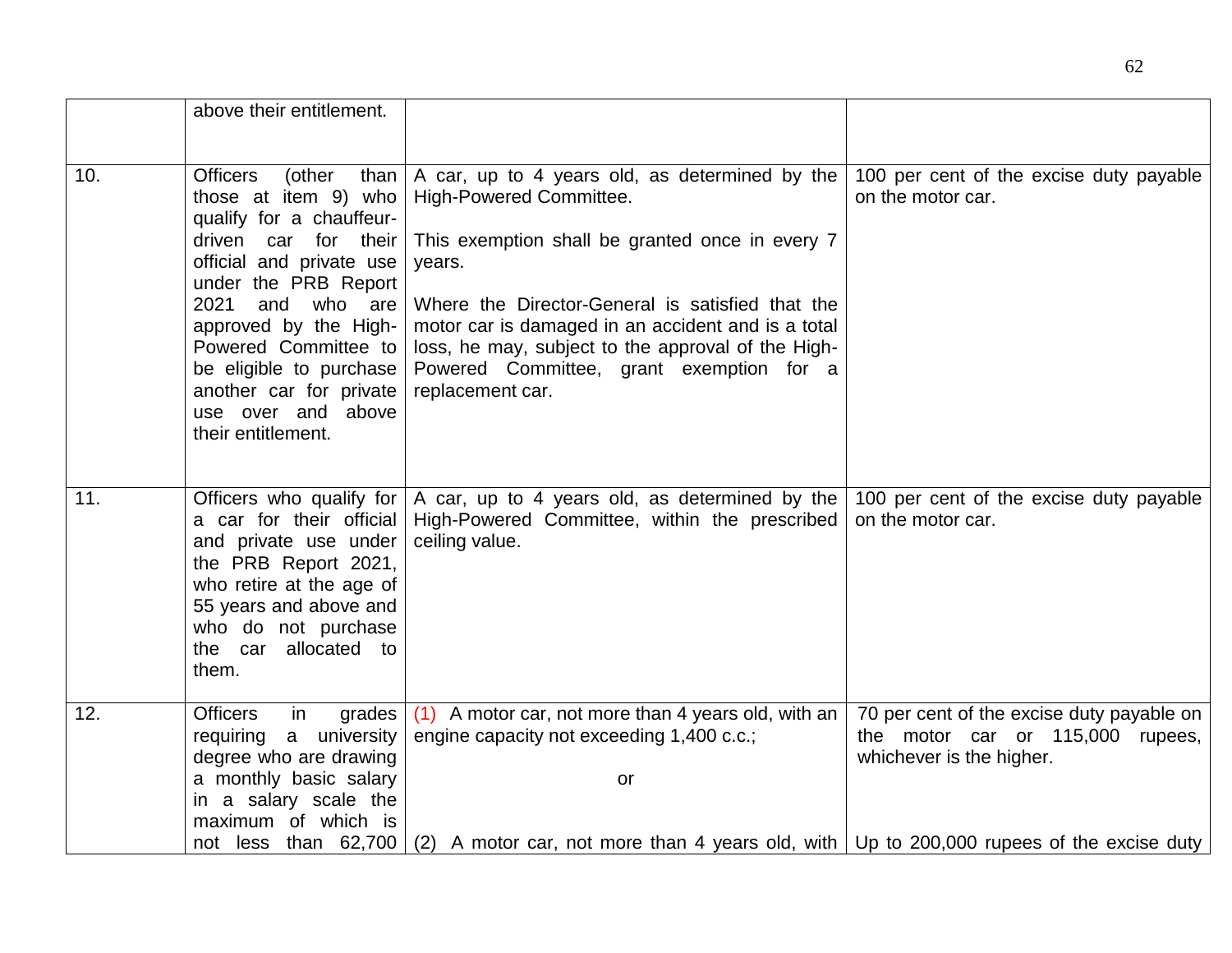| | | | |
|---|---|---|---|
| | above their entitlement. | | |
| 10. | Officers (other than those at item 9) who qualify for a chauffeur-driven car for their official and private use under the PRB Report 2021 and who are approved by the High-Powered Committee to be eligible to purchase another car for private use over and above their entitlement. | A car, up to 4 years old, as determined by the High-Powered Committee.<br><br>This exemption shall be granted once in every 7 years.<br><br>Where the Director-General is satisfied that the motor car is damaged in an accident and is a total loss, he may, subject to the approval of the High-Powered Committee, grant exemption for a replacement car. | 100 per cent of the excise duty payable on the motor car. |
| 11. | Officers who qualify for a car for their official and private use under the PRB Report 2021, who retire at the age of 55 years and above and who do not purchase the car allocated to them. | A car, up to 4 years old, as determined by the High-Powered Committee, within the prescribed ceiling value. | 100 per cent of the excise duty payable on the motor car. |
| 12. | Officers in grades requiring a university degree who are drawing a monthly basic salary in a salary scale the maximum of which is not less than 62,700 | (1) A motor car, not more than 4 years old, with an engine capacity not exceeding 1,400 c.c.;<br><br>or<br><br>(2) A motor car, not more than 4 years old, with | 70 per cent of the excise duty payable on the motor car or 115,000 rupees, whichever is the higher.<br><br>Up to 200,000 rupees of the excise duty |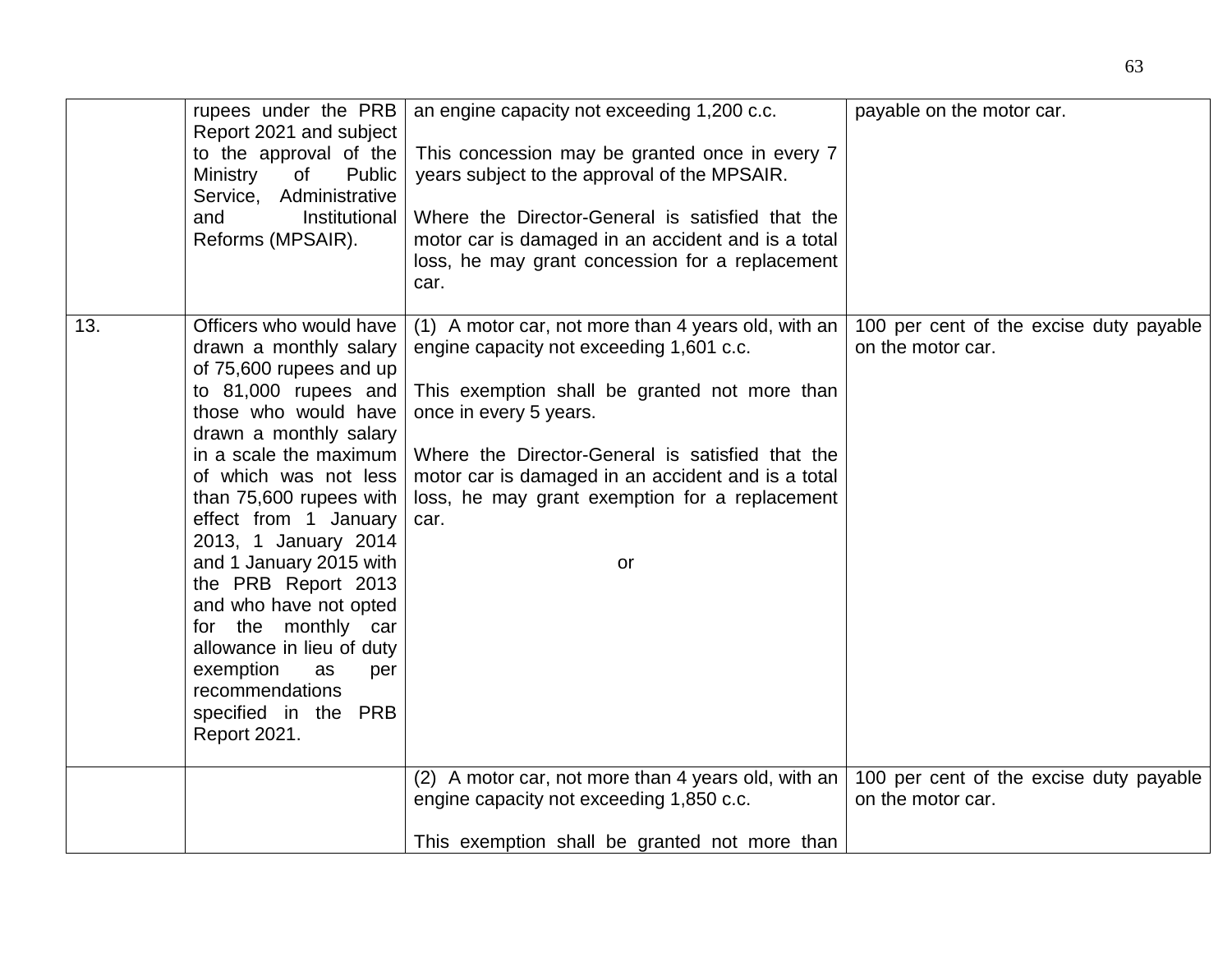| | | | |
|---|---|---|---|
| | rupees under the PRB Report 2021 and subject to the approval of the Ministry of Public Service, Administrative and Institutional Reforms (MPSAIR). | an engine capacity not exceeding 1,200 c.c.<br><br>This concession may be granted once in every 7 years subject to the approval of the MPSAIR.<br><br>Where the Director-General is satisfied that the motor car is damaged in an accident and is a total loss, he may grant concession for a replacement car. | payable on the motor car. |
| 13. | Officers who would have drawn a monthly salary of 75,600 rupees and up to 81,000 rupees and those who would have drawn a monthly salary in a scale the maximum of which was not less than 75,600 rupees with effect from 1 January 2013, 1 January 2014 and 1 January 2015 with the PRB Report 2013 and who have not opted for the monthly car allowance in lieu of duty exemption as per recommendations specified in the PRB Report 2021. | (1) A motor car, not more than 4 years old, with an engine capacity not exceeding 1,601 c.c.<br><br>This exemption shall be granted not more than once in every 5 years.<br><br>Where the Director-General is satisfied that the motor car is damaged in an accident and is a total loss, he may grant exemption for a replacement car.<br><br>or | 100 per cent of the excise duty payable on the motor car. |
| | | (2) A motor car, not more than 4 years old, with an engine capacity not exceeding 1,850 c.c.<br><br>This exemption shall be granted not more than | 100 per cent of the excise duty payable on the motor car. |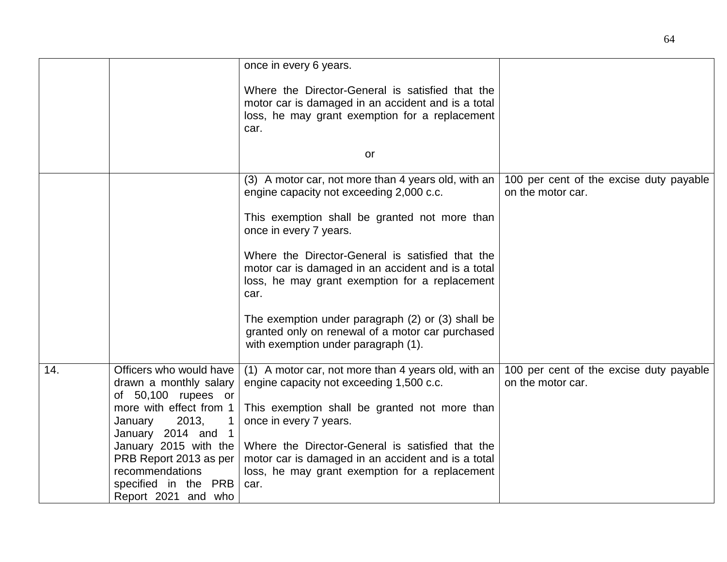| | | | |
|---|---|---|---|
| | | once in every 6 years.<br><br>Where the Director-General is satisfied that the motor car is damaged in an accident and is a total loss, he may grant exemption for a replacement car.<br><br>or | |
| | | (3) A motor car, not more than 4 years old, with an engine capacity not exceeding 2,000 c.c.<br><br>This exemption shall be granted not more than once in every 7 years.<br><br>Where the Director-General is satisfied that the motor car is damaged in an accident and is a total loss, he may grant exemption for a replacement car.<br><br>The exemption under paragraph (2) or (3) shall be granted only on renewal of a motor car purchased with exemption under paragraph (1). | 100 per cent of the excise duty payable on the motor car. |
| 14. | Officers who would have drawn a monthly salary of 50,100 rupees or more with effect from 1 January 2013, 1 January 2014 and 1 January 2015 with the PRB Report 2013 as per recommendations specified in the PRB Report 2021 and who | (1) A motor car, not more than 4 years old, with an engine capacity not exceeding 1,500 c.c.<br><br>This exemption shall be granted not more than once in every 7 years.<br><br>Where the Director-General is satisfied that the motor car is damaged in an accident and is a total loss, he may grant exemption for a replacement car. | 100 per cent of the excise duty payable on the motor car. |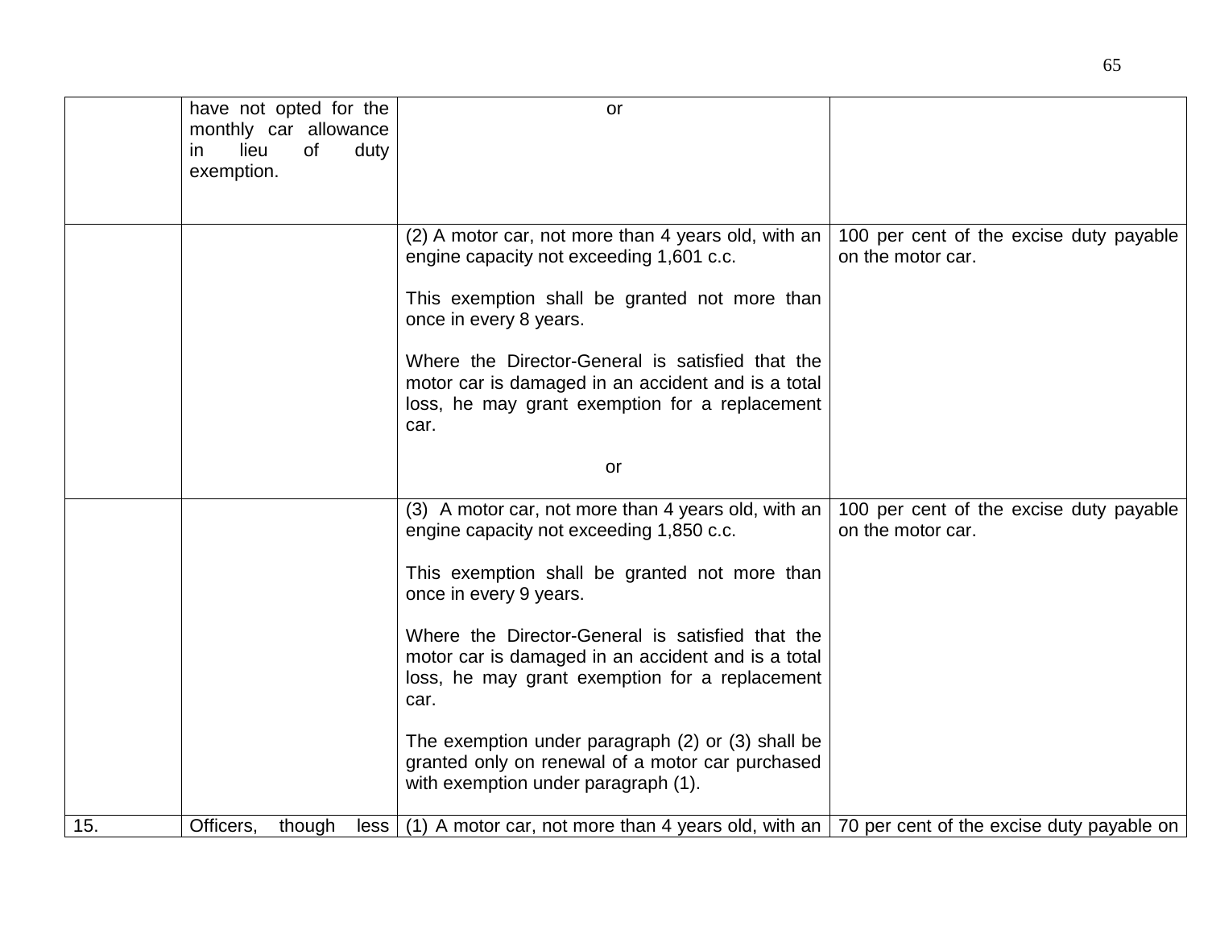| | | | |
|---|---|---|---|
| | have not opted for the monthly car allowance in lieu of duty exemption. | or | |
| | | (2) A motor car, not more than 4 years old, with an engine capacity not exceeding 1,601 c.c.<br><br>This exemption shall be granted not more than once in every 8 years.<br><br>Where the Director-General is satisfied that the motor car is damaged in an accident and is a total loss, he may grant exemption for a replacement car.<br><br>or | 100 per cent of the excise duty payable on the motor car. |
| | | (3) A motor car, not more than 4 years old, with an engine capacity not exceeding 1,850 c.c.<br><br>This exemption shall be granted not more than once in every 9 years.<br><br>Where the Director-General is satisfied that the motor car is damaged in an accident and is a total loss, he may grant exemption for a replacement car.<br><br>The exemption under paragraph (2) or (3) shall be granted only on renewal of a motor car purchased with exemption under paragraph (1). | 100 per cent of the excise duty payable on the motor car. |
| 15. | Officers, though less | (1) A motor car, not more than 4 years old, with an | 70 per cent of the excise duty payable on |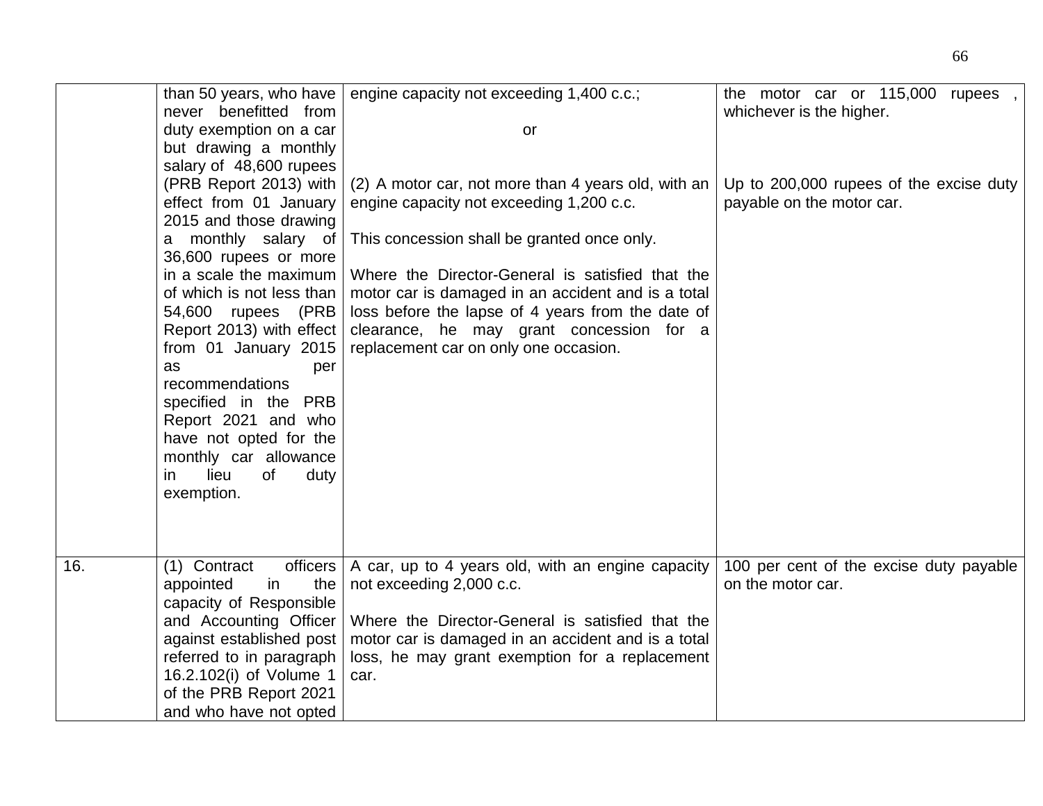| | | | |
|---|---|---|---|
| | than 50 years, who have never benefitted from duty exemption on a car but drawing a monthly salary of 48,600 rupees (PRB Report 2013) with effect from 01 January 2015 and those drawing a monthly salary of 36,600 rupees or more in a scale the maximum of which is not less than 54,600 rupees (PRB Report 2013) with effect from 01 January 2015 as per recommendations specified in the PRB Report 2021 and who have not opted for the monthly car allowance in lieu of duty exemption. | engine capacity not exceeding 1,400 c.c.;<br><br>or<br><br>(2) A motor car, not more than 4 years old, with an engine capacity not exceeding 1,200 c.c.<br><br>This concession shall be granted once only.<br><br>Where the Director-General is satisfied that the motor car is damaged in an accident and is a total loss before the lapse of 4 years from the date of clearance, he may grant concession for a replacement car on only one occasion. | the motor car or 115,000 rupees , whichever is the higher.<br><br>Up to 200,000 rupees of the excise duty payable on the motor car. |
| 16. | (1) Contract officers appointed in the capacity of Responsible and Accounting Officer against established post referred to in paragraph 16.2.102(i) of Volume 1 of the PRB Report 2021 and who have not opted | A car, up to 4 years old, with an engine capacity not exceeding 2,000 c.c.<br><br>Where the Director-General is satisfied that the motor car is damaged in an accident and is a total loss, he may grant exemption for a replacement car. | 100 per cent of the excise duty payable on the motor car. |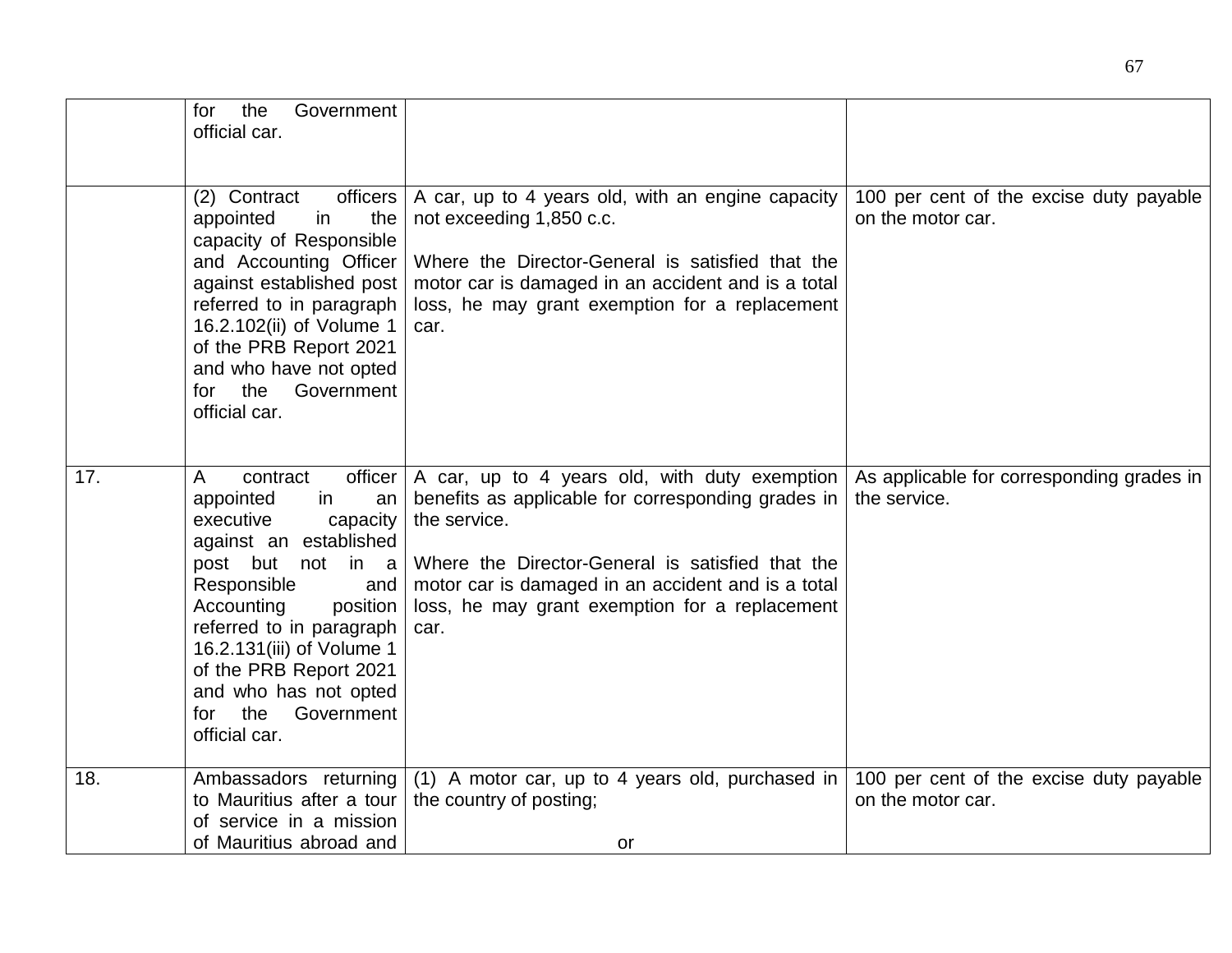| | | | |
|---|---|---|---|
| | for the Government official car. | | |
| | (2) Contract officers appointed in the capacity of Responsible and Accounting Officer against established post referred to in paragraph 16.2.102(ii) of Volume 1 of the PRB Report 2021 and who have not opted for the Government official car. | A car, up to 4 years old, with an engine capacity not exceeding 1,850 c.c.<br><br>Where the Director-General is satisfied that the motor car is damaged in an accident and is a total loss, he may grant exemption for a replacement car. | 100 per cent of the excise duty payable on the motor car. |
| 17. | A contract officer appointed in an executive capacity against an established post but not in a Responsible and Accounting position referred to in paragraph 16.2.131(iii) of Volume 1 of the PRB Report 2021 and who has not opted for the Government official car. | A car, up to 4 years old, with duty exemption benefits as applicable for corresponding grades in the service.<br><br>Where the Director-General is satisfied that the motor car is damaged in an accident and is a total loss, he may grant exemption for a replacement car. | As applicable for corresponding grades in the service. |
| 18. | Ambassadors returning to Mauritius after a tour of service in a mission of Mauritius abroad and | (1) A motor car, up to 4 years old, purchased in the country of posting;<br><br>or | 100 per cent of the excise duty payable on the motor car. |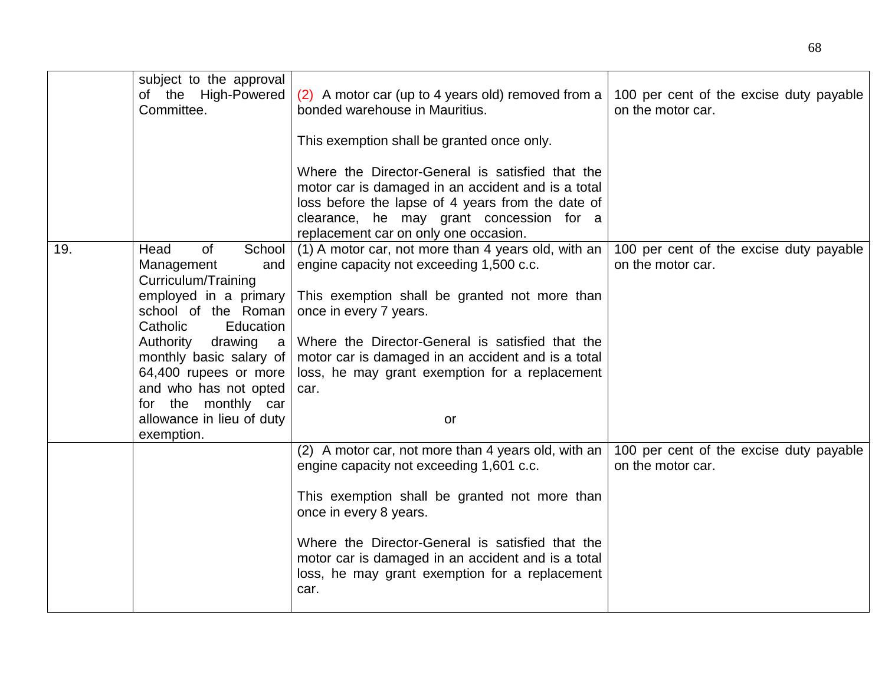| | | | |
|---|---|---|---|
| | subject to the approval of the High-Powered Committee. | (2) A motor car (up to 4 years old) removed from a bonded warehouse in Mauritius.<br><br>This exemption shall be granted once only.<br><br>Where the Director-General is satisfied that the motor car is damaged in an accident and is a total loss before the lapse of 4 years from the date of clearance, he may grant concession for a replacement car on only one occasion. | 100 per cent of the excise duty payable on the motor car. |
| 19. | Head of School Management and Curriculum/Training employed in a primary school of the Roman Catholic Education Authority drawing a monthly basic salary of 64,400 rupees or more and who has not opted for the monthly car allowance in lieu of duty exemption. | (1) A motor car, not more than 4 years old, with an engine capacity not exceeding 1,500 c.c.<br><br>This exemption shall be granted not more than once in every 7 years.<br><br>Where the Director-General is satisfied that the motor car is damaged in an accident and is a total loss, he may grant exemption for a replacement car.<br><br>or | 100 per cent of the excise duty payable on the motor car. |
| | | (2) A motor car, not more than 4 years old, with an engine capacity not exceeding 1,601 c.c.<br><br>This exemption shall be granted not more than once in every 8 years.<br><br>Where the Director-General is satisfied that the motor car is damaged in an accident and is a total loss, he may grant exemption for a replacement car. | 100 per cent of the excise duty payable on the motor car. |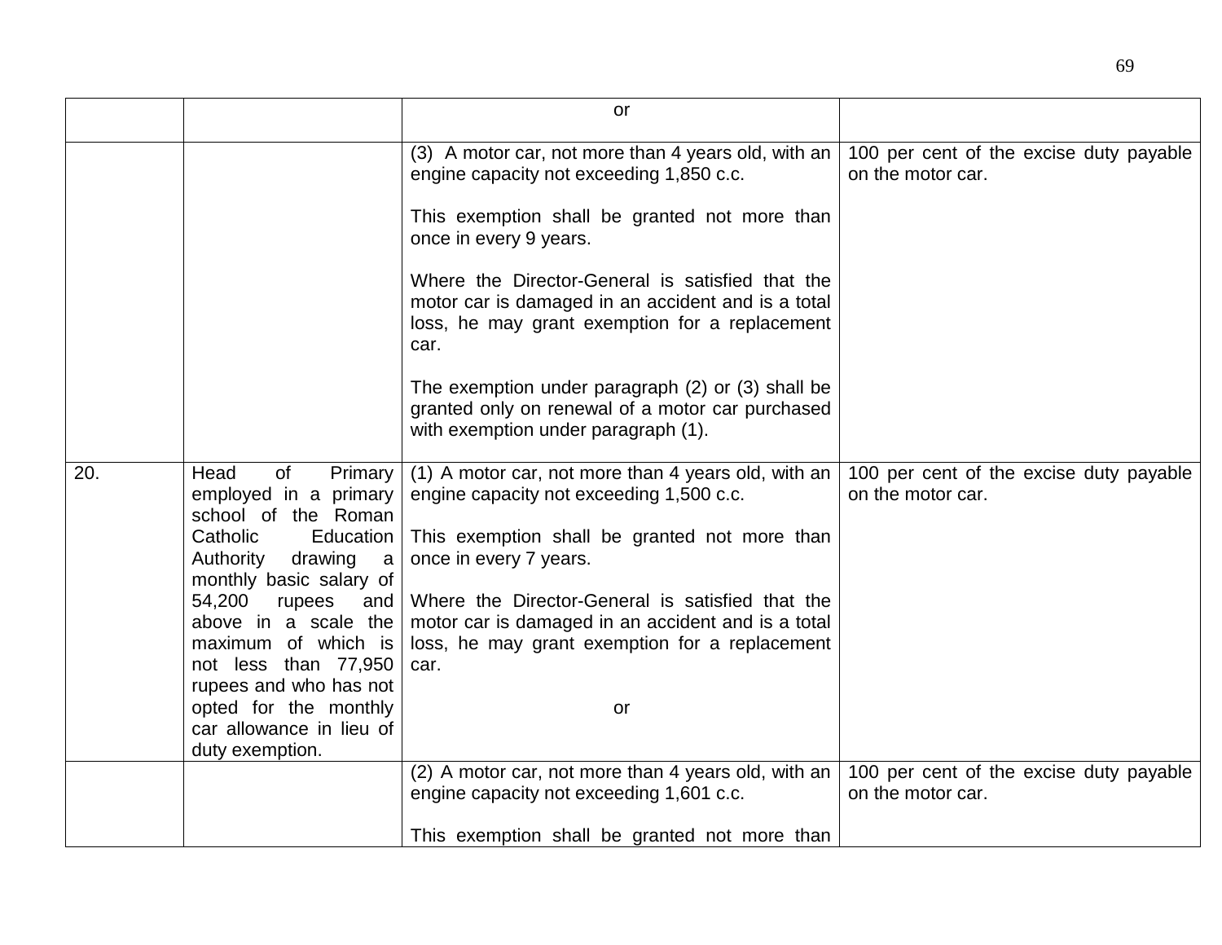| | | | |
|---|---|---|---|
| | | or | |
| | | (3) A motor car, not more than 4 years old, with an engine capacity not exceeding 1,850 c.c.<br><br>This exemption shall be granted not more than once in every 9 years.<br><br>Where the Director-General is satisfied that the motor car is damaged in an accident and is a total loss, he may grant exemption for a replacement car.<br><br>The exemption under paragraph (2) or (3) shall be granted only on renewal of a motor car purchased with exemption under paragraph (1). | 100 per cent of the excise duty payable on the motor car. |
| 20. | Head of Primary employed in a primary school of the Roman Catholic Education Authority drawing a monthly basic salary of 54,200 rupees and above in a scale the maximum of which is not less than 77,950 rupees and who has not opted for the monthly car allowance in lieu of duty exemption. | (1) A motor car, not more than 4 years old, with an engine capacity not exceeding 1,500 c.c.<br><br>This exemption shall be granted not more than once in every 7 years.<br><br>Where the Director-General is satisfied that the motor car is damaged in an accident and is a total loss, he may grant exemption for a replacement car.<br><br>or | 100 per cent of the excise duty payable on the motor car. |
| | | (2) A motor car, not more than 4 years old, with an engine capacity not exceeding 1,601 c.c.<br><br>This exemption shall be granted not more than | 100 per cent of the excise duty payable on the motor car. |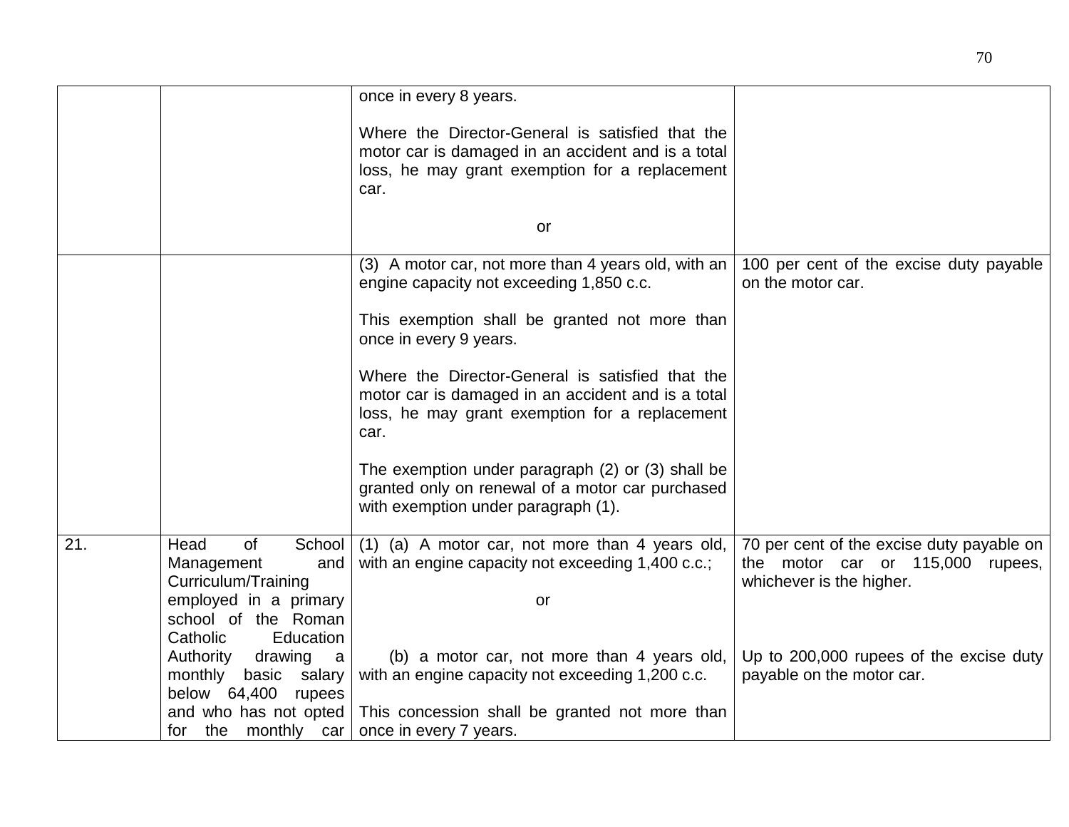| | | | |
|---|---|---|---|
| | | once in every 8 years.<br><br>Where the Director-General is satisfied that the motor car is damaged in an accident and is a total loss, he may grant exemption for a replacement car.<br><br>or | |
| | | (3) A motor car, not more than 4 years old, with an engine capacity not exceeding 1,850 c.c.<br><br>This exemption shall be granted not more than once in every 9 years.<br><br>Where the Director-General is satisfied that the motor car is damaged in an accident and is a total loss, he may grant exemption for a replacement car.<br><br>The exemption under paragraph (2) or (3) shall be granted only on renewal of a motor car purchased with exemption under paragraph (1). | 100 per cent of the excise duty payable on the motor car. |
| 21. | Head of School Management and Curriculum/Training employed in a primary school of the Roman Catholic Education Authority drawing a monthly basic salary below 64,400 rupees and who has not opted for the monthly car | (1) (a) A motor car, not more than 4 years old, with an engine capacity not exceeding 1,400 c.c.;<br><br>or<br><br>(b) a motor car, not more than 4 years old, with an engine capacity not exceeding 1,200 c.c.<br><br>This concession shall be granted not more than once in every 7 years. | 70 per cent of the excise duty payable on the motor car or 115,000 rupees, whichever is the higher.<br><br>Up to 200,000 rupees of the excise duty payable on the motor car. |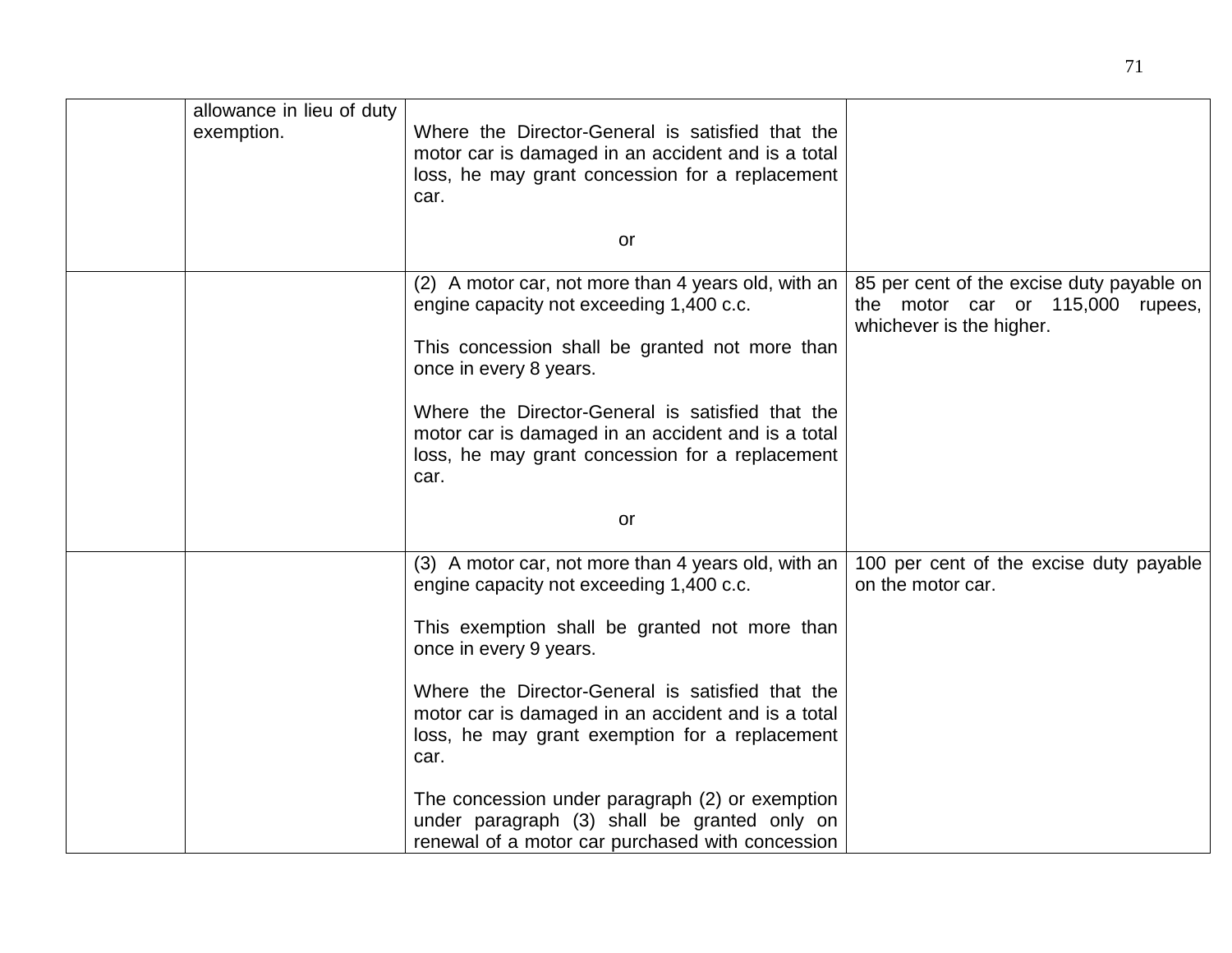| | | | |
|---|---|---|---|
| | allowance in lieu of duty exemption. | Where the Director-General is satisfied that the motor car is damaged in an accident and is a total loss, he may grant concession for a replacement car.<br><br>or | |
| | | (2) A motor car, not more than 4 years old, with an engine capacity not exceeding 1,400 c.c.<br><br>This concession shall be granted not more than once in every 8 years.<br><br>Where the Director-General is satisfied that the motor car is damaged in an accident and is a total loss, he may grant concession for a replacement car.<br><br>or | 85 per cent of the excise duty payable on the motor car or 115,000 rupees, whichever is the higher. |
| | | (3) A motor car, not more than 4 years old, with an engine capacity not exceeding 1,400 c.c.<br><br>This exemption shall be granted not more than once in every 9 years.<br><br>Where the Director-General is satisfied that the motor car is damaged in an accident and is a total loss, he may grant exemption for a replacement car.<br><br>The concession under paragraph (2) or exemption under paragraph (3) shall be granted only on renewal of a motor car purchased with concession | 100 per cent of the excise duty payable on the motor car. |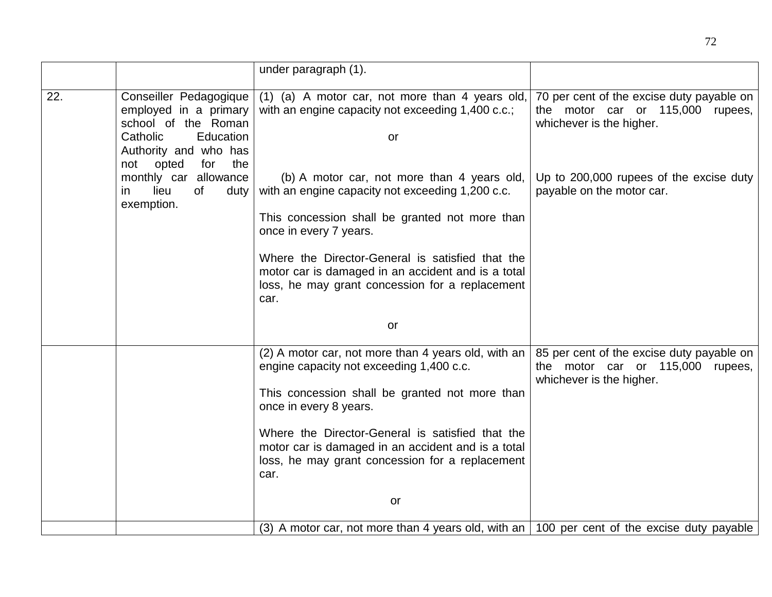| | | | |
|---|---|---|---|
| | | under paragraph (1). | |
| 22. | Conseiller Pedagogique employed in a primary school of the Roman Catholic Education Authority and who has not opted for the monthly car allowance in lieu of duty exemption. | (1) (a) A motor car, not more than 4 years old, with an engine capacity not exceeding 1,400 c.c.;<br><br>or<br><br>(b) A motor car, not more than 4 years old, with an engine capacity not exceeding 1,200 c.c.<br><br>This concession shall be granted not more than once in every 7 years.<br><br>Where the Director-General is satisfied that the motor car is damaged in an accident and is a total loss, he may grant concession for a replacement car.<br><br>or | 70 per cent of the excise duty payable on the motor car or 115,000 rupees, whichever is the higher.<br><br>Up to 200,000 rupees of the excise duty payable on the motor car. |
| | | (2) A motor car, not more than 4 years old, with an engine capacity not exceeding 1,400 c.c.<br><br>This concession shall be granted not more than once in every 8 years.<br><br>Where the Director-General is satisfied that the motor car is damaged in an accident and is a total loss, he may grant concession for a replacement car.<br><br>or | 85 per cent of the excise duty payable on the motor car or 115,000 rupees, whichever is the higher. |
| | | (3) A motor car, not more than 4 years old, with an | 100 per cent of the excise duty payable |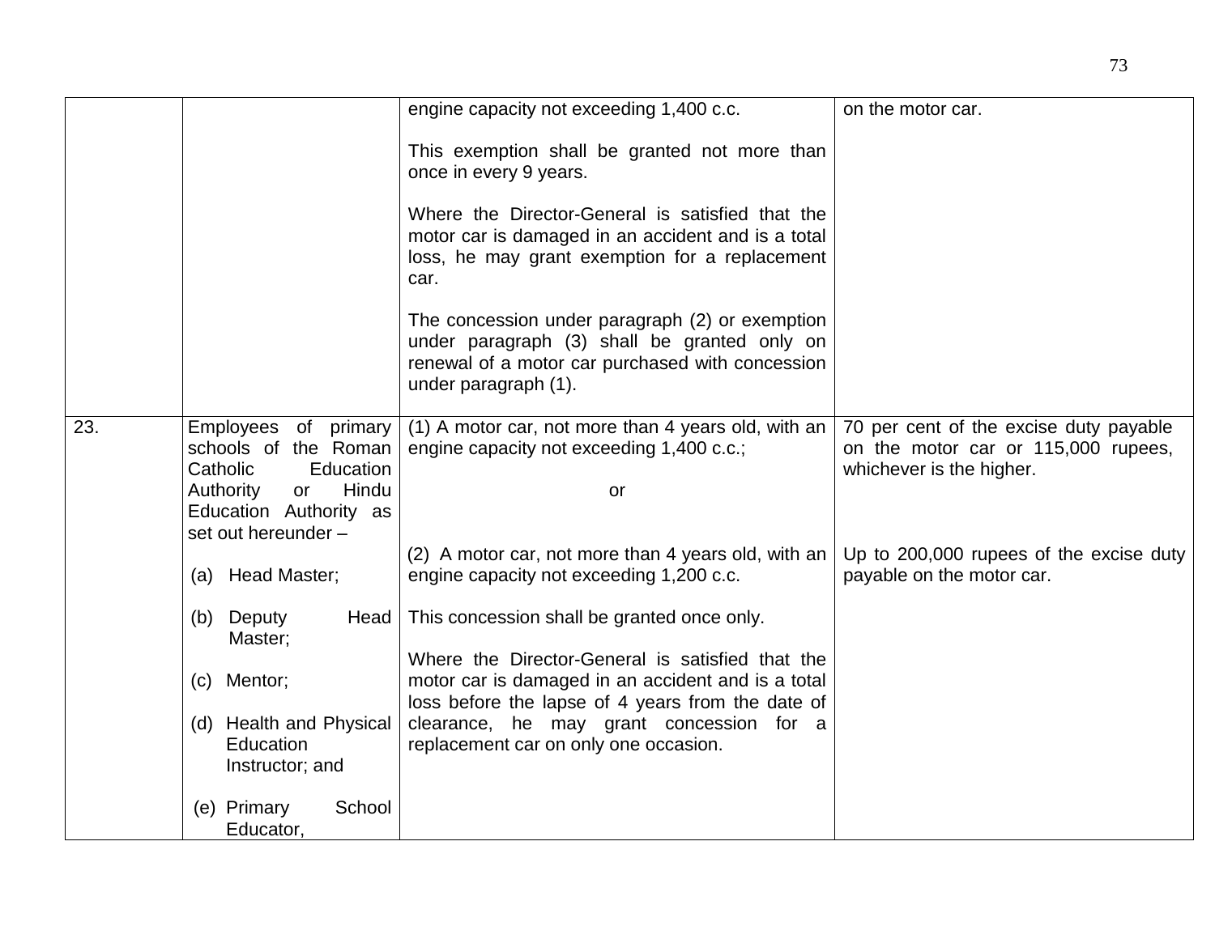| | | | |
|---|---|---|---|
| | | engine capacity not exceeding 1,400 c.c.<br><br>This exemption shall be granted not more than once in every 9 years.<br><br>Where the Director-General is satisfied that the motor car is damaged in an accident and is a total loss, he may grant exemption for a replacement car.<br><br>The concession under paragraph (2) or exemption under paragraph (3) shall be granted only on renewal of a motor car purchased with concession under paragraph (1). | on the motor car. |
| 23. | Employees of primary schools of the Roman Catholic Education Authority or Hindu Education Authority as set out hereunder –<br><br>(a) Head Master;<br><br>(b) Deputy Head Master;<br><br>(c) Mentor;<br><br>(d) Health and Physical Education Instructor; and<br><br>(e) Primary School Educator, | (1) A motor car, not more than 4 years old, with an engine capacity not exceeding 1,400 c.c.;<br><br>or<br><br>(2) A motor car, not more than 4 years old, with an engine capacity not exceeding 1,200 c.c.<br><br>This concession shall be granted once only.<br><br>Where the Director-General is satisfied that the motor car is damaged in an accident and is a total loss before the lapse of 4 years from the date of clearance, he may grant concession for a replacement car on only one occasion. | 70 per cent of the excise duty payable on the motor car or 115,000 rupees, whichever is the higher.<br><br>Up to 200,000 rupees of the excise duty payable on the motor car. |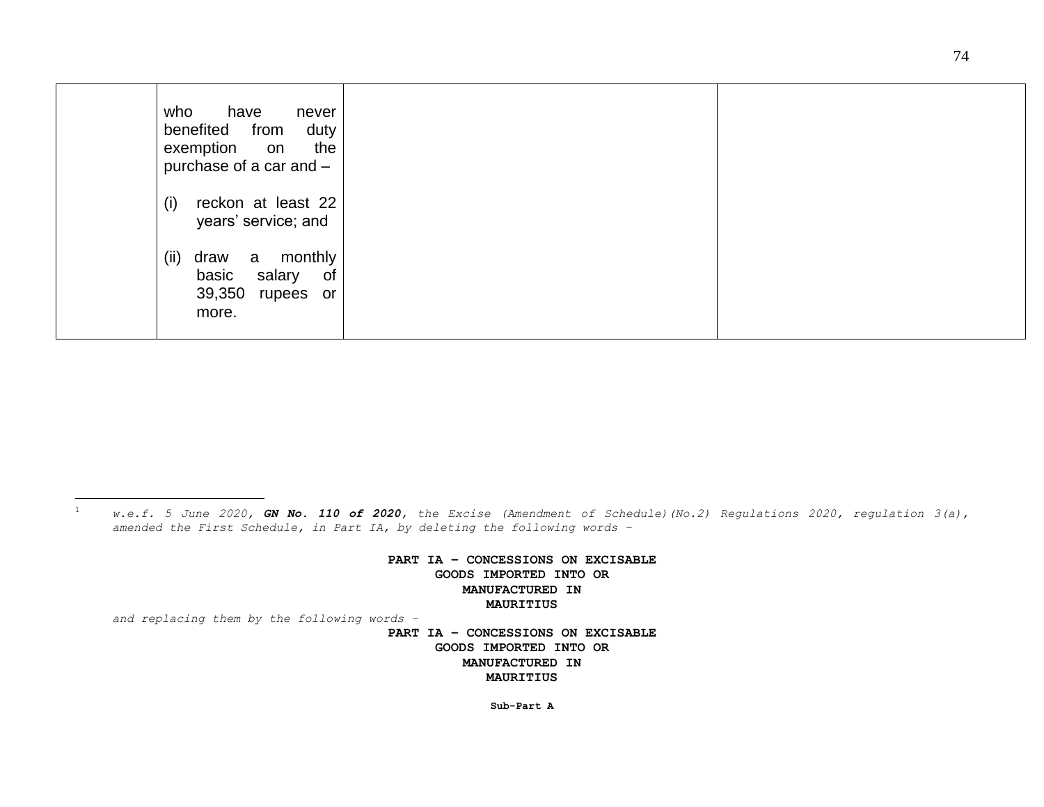| | | | |
|---|---|---|---|
| | who have never benefited from duty exemption on the purchase of a car and –<br><br>(i) reckon at least 22 years' service; and<br><br>(ii) draw a monthly basic salary of 39,350 rupees or more. | | |

---

[1] *w.e.f. 5 June 2020, **GN No. 110 of 2020,** the Excise (Amendment of Schedule)(No.2) Regulations 2020, regulation 3(a), amended the First Schedule, in Part IA, by deleting the following words –*

**PART IA – CONCESSIONS ON EXCISABLE GOODS IMPORTED INTO OR MANUFACTURED IN MAURITIUS**

*and replacing them by the following words –*

**PART IA – CONCESSIONS ON EXCISABLE GOODS IMPORTED INTO OR MANUFACTURED IN MAURITIUS**

**Sub-Part A**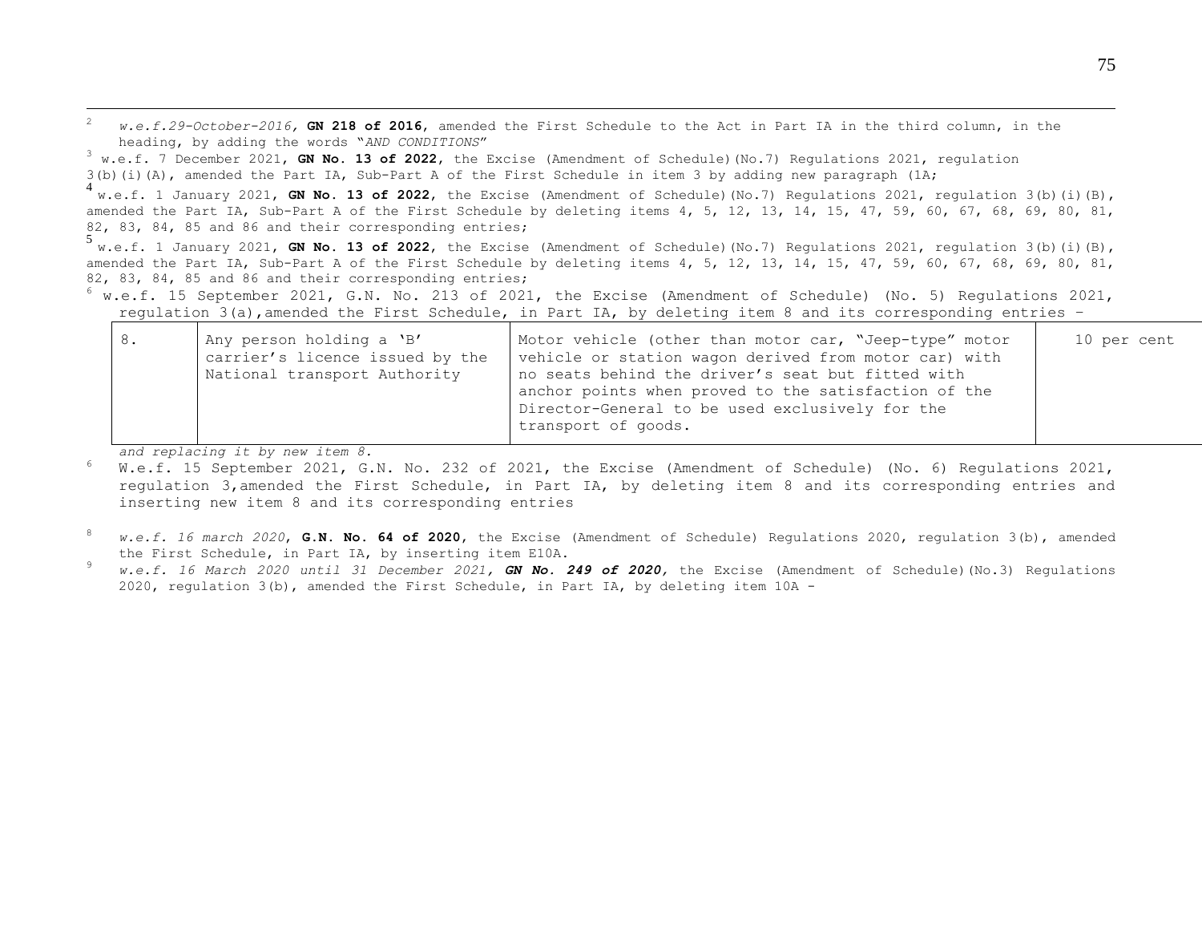[2] *w.e.f.29-October-2016,* **GN 218 of 2016**, amended the First Schedule to the Act in Part IA in the third column, in the heading, by adding the words "*AND CONDITIONS*"

[3] w.e.f. 7 December 2021, **GN No. 13 of 2022**, the Excise (Amendment of Schedule)(No.7) Regulations 2021, regulation 3(b)(i)(A), amended the Part IA, Sub-Part A of the First Schedule in item 3 by adding new paragraph (1A;

[4] w.e.f. 1 January 2021, **GN No. 13 of 2022**, the Excise (Amendment of Schedule)(No.7) Regulations 2021, regulation 3(b)(i)(B), amended the Part IA, Sub-Part A of the First Schedule by deleting items 4, 5, 12, 13, 14, 15, 47, 59, 60, 67, 68, 69, 80, 81, 82, 83, 84, 85 and 86 and their corresponding entries;

[5] w.e.f. 1 January 2021, **GN No. 13 of 2022**, the Excise (Amendment of Schedule)(No.7) Regulations 2021, regulation 3(b)(i)(B), amended the Part IA, Sub-Part A of the First Schedule by deleting items 4, 5, 12, 13, 14, 15, 47, 59, 60, 67, 68, 69, 80, 81, 82, 83, 84, 85 and 86 and their corresponding entries;

[6] w.e.f. 15 September 2021, G.N. No. 213 of 2021, the Excise (Amendment of Schedule) (No. 5) Regulations 2021, regulation 3(a),amended the First Schedule, in Part IA, by deleting item 8 and its corresponding entries –

| | | | |
|---|---|---|---|
| 8. | Any person holding a 'B' carrier's licence issued by the National transport Authority | Motor vehicle (other than motor car, "Jeep-type" motor vehicle or station wagon derived from motor car) with no seats behind the driver's seat but fitted with anchor points when proved to the satisfaction of the Director-General to be used exclusively for the transport of goods. | 10 per cent |

*and replacing it by new item 8.*

[6] W.e.f. 15 September 2021, G.N. No. 232 of 2021, the Excise (Amendment of Schedule) (No. 6) Regulations 2021, regulation 3,amended the First Schedule, in Part IA, by deleting item 8 and its corresponding entries and inserting new item 8 and its corresponding entries

[8] *w.e.f. 16 march 2020*, **G.N. No. 64 of 2020**, the Excise (Amendment of Schedule) Regulations 2020, regulation 3(b), amended the First Schedule, in Part IA, by inserting item E10A.

[9] *w.e.f. 16 March 2020 until 31 December 2021,* ***GN No. 249 of 2020,*** the Excise (Amendment of Schedule)(No.3) Regulations 2020, regulation 3(b), amended the First Schedule, in Part IA, by deleting item 10A -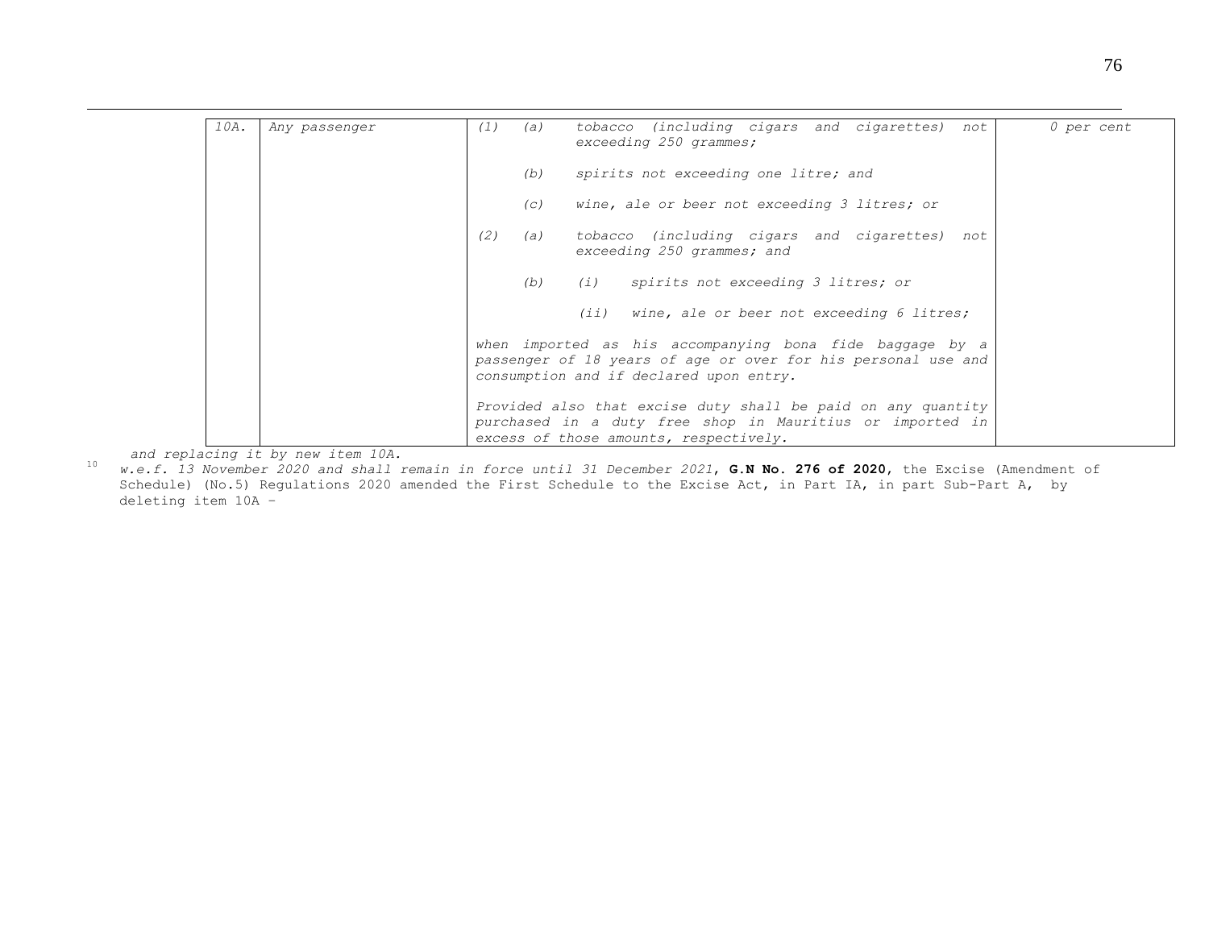| 10A. | Any passenger | (1) (a) tobacco (including cigars and cigarettes) not exceeding 250 grammes;<br><br>(b) spirits not exceeding one litre; and<br><br>(c) wine, ale or beer not exceeding 3 litres; or<br><br>(2) (a) tobacco (including cigars and cigarettes) not exceeding 250 grammes; and<br><br>(b) (i) spirits not exceeding 3 litres; or<br><br>(ii) wine, ale or beer not exceeding 6 litres;<br><br>when imported as his accompanying bona fide baggage by a passenger of 18 years of age or over for his personal use and consumption and if declared upon entry.<br><br>Provided also that excise duty shall be paid on any quantity purchased in a duty free shop in Mauritius or imported in excess of those amounts, respectively. | 0 per cent |
|---|---|---|---|

*and replacing it by new item 10A.*

[10] *w.e.f. 13 November 2020 and shall remain in force until 31 December 2021*, **G.N No. 276 of 2020**, the Excise (Amendment of Schedule) (No.5) Regulations 2020 amended the First Schedule to the Excise Act, in Part IA, in part Sub-Part A, by deleting item 10A –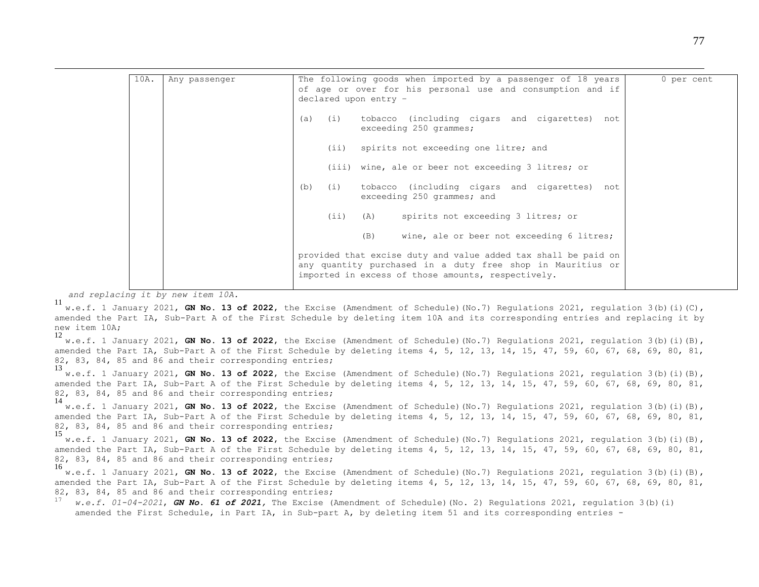| 10A. | Any passenger | The following goods when imported by a passenger of 18 years of age or over for his personal use and consumption and if declared upon entry –<br><br>(a) (i) tobacco (including cigars and cigarettes) not exceeding 250 grammes;<br><br>(ii) spirits not exceeding one litre; and<br><br>(iii) wine, ale or beer not exceeding 3 litres; or<br><br>(b) (i) tobacco (including cigars and cigarettes) not exceeding 250 grammes; and<br><br>(ii) (A) spirits not exceeding 3 litres; or<br><br>(B) wine, ale or beer not exceeding 6 litres;<br><br>provided that excise duty and value added tax shall be paid on any quantity purchased in a duty free shop in Mauritius or imported in excess of those amounts, respectively. | 0 per cent |
|---|---|---|---|

*and replacing it by new item 10A.*

[11] w.e.f. 1 January 2021, **GN No. 13 of 2022**, the Excise (Amendment of Schedule)(No.7) Regulations 2021, regulation 3(b)(i)(C), amended the Part IA, Sub-Part A of the First Schedule by deleting item 10A and its corresponding entries and replacing it by new item 10A;

[12] w.e.f. 1 January 2021, **GN No. 13 of 2022**, the Excise (Amendment of Schedule)(No.7) Regulations 2021, regulation 3(b)(i)(B), amended the Part IA, Sub-Part A of the First Schedule by deleting items 4, 5, 12, 13, 14, 15, 47, 59, 60, 67, 68, 69, 80, 81, 82, 83, 84, 85 and 86 and their corresponding entries;

[13] w.e.f. 1 January 2021, **GN No. 13 of 2022**, the Excise (Amendment of Schedule)(No.7) Regulations 2021, regulation 3(b)(i)(B), amended the Part IA, Sub-Part A of the First Schedule by deleting items 4, 5, 12, 13, 14, 15, 47, 59, 60, 67, 68, 69, 80, 81, 82, 83, 84, 85 and 86 and their corresponding entries;

[14] w.e.f. 1 January 2021, **GN No. 13 of 2022**, the Excise (Amendment of Schedule)(No.7) Regulations 2021, regulation 3(b)(i)(B), amended the Part IA, Sub-Part A of the First Schedule by deleting items 4, 5, 12, 13, 14, 15, 47, 59, 60, 67, 68, 69, 80, 81, 82, 83, 84, 85 and 86 and their corresponding entries;

[15] w.e.f. 1 January 2021, **GN No. 13 of 2022**, the Excise (Amendment of Schedule)(No.7) Regulations 2021, regulation 3(b)(i)(B), amended the Part IA, Sub-Part A of the First Schedule by deleting items 4, 5, 12, 13, 14, 15, 47, 59, 60, 67, 68, 69, 80, 81, 82, 83, 84, 85 and 86 and their corresponding entries;

[16] w.e.f. 1 January 2021, **GN No. 13 of 2022**, the Excise (Amendment of Schedule)(No.7) Regulations 2021, regulation 3(b)(i)(B), amended the Part IA, Sub-Part A of the First Schedule by deleting items 4, 5, 12, 13, 14, 15, 47, 59, 60, 67, 68, 69, 80, 81, 82, 83, 84, 85 and 86 and their corresponding entries;

[17] *w.e.f. 01-04-2021*, ***GN No. 61 of 2021,*** The Excise (Amendment of Schedule)(No. 2) Regulations 2021, regulation 3(b)(i) amended the First Schedule, in Part IA, in Sub-part A, by deleting item 51 and its corresponding entries -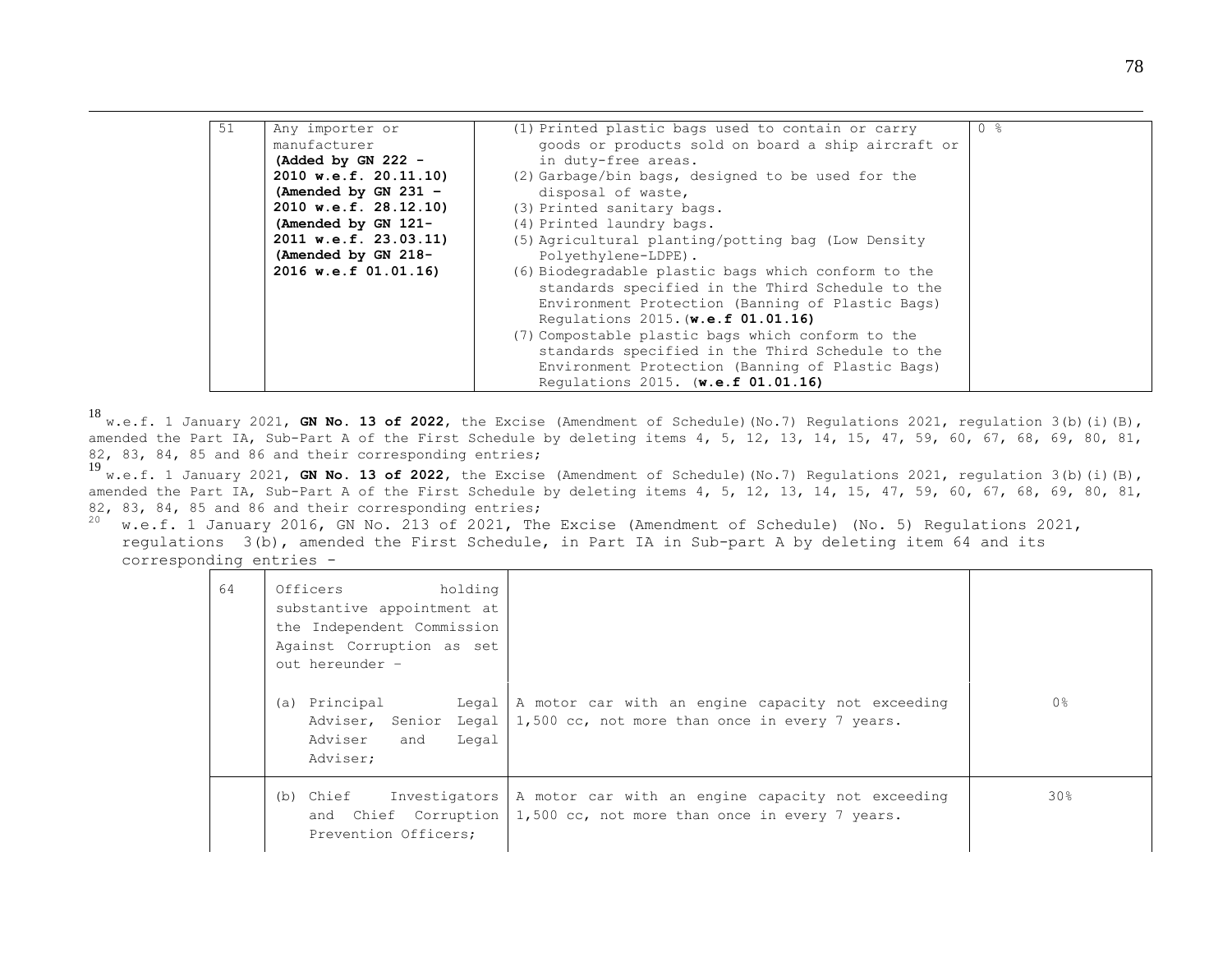| 51 | Any importer or manufacturer **(Added by GN 222 - 2010 w.e.f. 20.11.10) (Amended by GN 231 – 2010 w.e.f. 28.12.10) (Amended by GN 121-2011 w.e.f. 23.03.11) (Amended by GN 218-2016 w.e.f 01.01.16)** | (1) Printed plastic bags used to contain or carry goods or products sold on board a ship aircraft or in duty-free areas.<br>(2) Garbage/bin bags, designed to be used for the disposal of waste,<br>(3) Printed sanitary bags.<br>(4) Printed laundry bags.<br>(5) Agricultural planting/potting bag (Low Density Polyethylene-LDPE).<br>(6) Biodegradable plastic bags which conform to the standards specified in the Third Schedule to the Environment Protection (Banning of Plastic Bags) Regulations 2015.(**w.e.f 01.01.16)**<br>(7) Compostable plastic bags which conform to the standards specified in the Third Schedule to the Environment Protection (Banning of Plastic Bags) Regulations 2015. (**w.e.f 01.01.16)** | 0 % |
|---|---|---|---|

[18] w.e.f. 1 January 2021, **GN No. 13 of 2022**, the Excise (Amendment of Schedule)(No.7) Regulations 2021, regulation 3(b)(i)(B), amended the Part IA, Sub-Part A of the First Schedule by deleting items 4, 5, 12, 13, 14, 15, 47, 59, 60, 67, 68, 69, 80, 81, 82, 83, 84, 85 and 86 and their corresponding entries;

[19] w.e.f. 1 January 2021, **GN No. 13 of 2022**, the Excise (Amendment of Schedule)(No.7) Regulations 2021, regulation 3(b)(i)(B), amended the Part IA, Sub-Part A of the First Schedule by deleting items 4, 5, 12, 13, 14, 15, 47, 59, 60, 67, 68, 69, 80, 81, 82, 83, 84, 85 and 86 and their corresponding entries;

[20] w.e.f. 1 January 2016, GN No. 213 of 2021, The Excise (Amendment of Schedule) (No. 5) Regulations 2021, regulations 3(b), amended the First Schedule, in Part IA in Sub-part A by deleting item 64 and its corresponding entries -

| 64 | Officers holding substantive appointment at the Independent Commission Against Corruption as set out hereunder – | | |
|---|---|---|---|
| | (a) Principal Legal Adviser, Senior Legal Adviser and Legal Adviser; | A motor car with an engine capacity not exceeding 1,500 cc, not more than once in every 7 years. | 0% |
| | (b) Chief Investigators and Chief Corruption Prevention Officers; | A motor car with an engine capacity not exceeding 1,500 cc, not more than once in every 7 years. | 30% |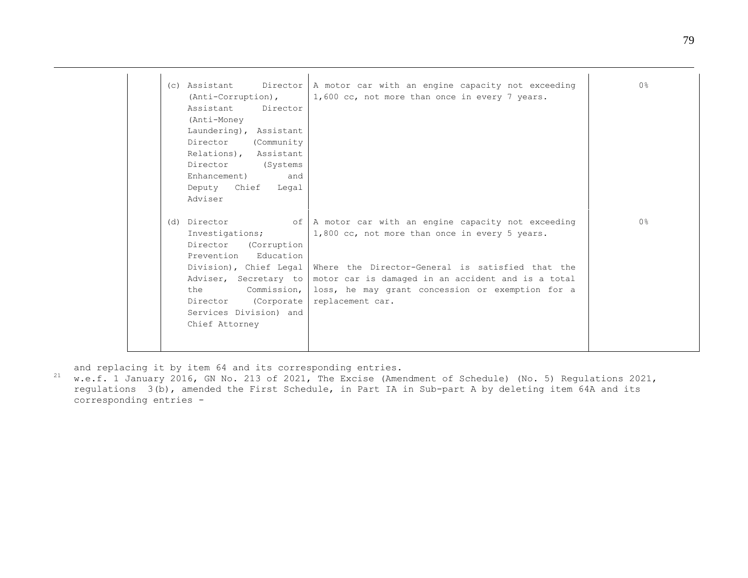| | | | |
|---|---|---|---|
| | (c) Assistant Director (Anti-Corruption), Assistant Director (Anti-Money Laundering), Assistant Director (Community Relations), Assistant Director (Systems Enhancement) and Deputy Chief Legal Adviser | A motor car with an engine capacity not exceeding 1,600 cc, not more than once in every 7 years. | 0% |
| | (d) Director of Investigations; Director (Corruption Prevention Education Division), Chief Legal Adviser, Secretary to the Commission, Director (Corporate Services Division) and Chief Attorney | A motor car with an engine capacity not exceeding 1,800 cc, not more than once in every 5 years.<br><br>Where the Director-General is satisfied that the motor car is damaged in an accident and is a total loss, he may grant concession or exemption for a replacement car. | 0% |

and replacing it by item 64 and its corresponding entries.

[21] w.e.f. 1 January 2016, GN No. 213 of 2021, The Excise (Amendment of Schedule) (No. 5) Regulations 2021, regulations 3(b), amended the First Schedule, in Part IA in Sub-part A by deleting item 64A and its corresponding entries -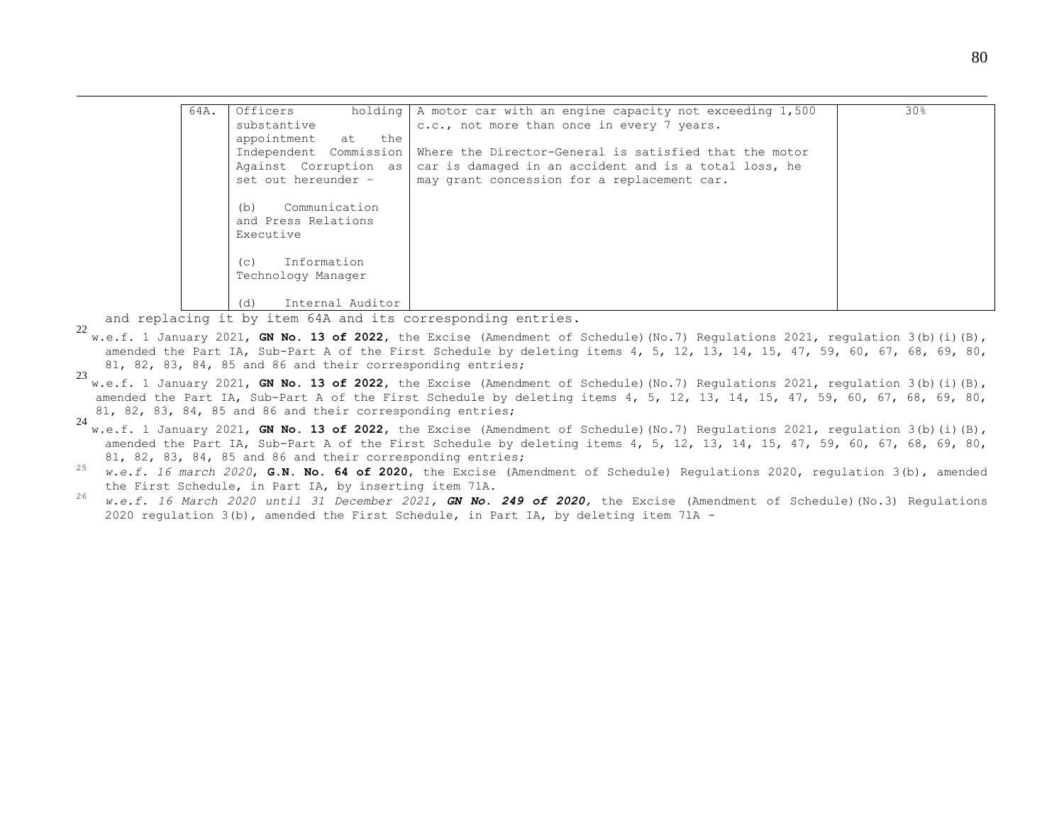| 64A. | Officers holding substantive appointment at the Independent Commission Against Corruption as set out hereunder –<br><br>(b) Communication and Press Relations Executive<br><br>(c) Information Technology Manager<br><br>(d) Internal Auditor | A motor car with an engine capacity not exceeding 1,500 c.c., not more than once in every 7 years.<br><br>Where the Director-General is satisfied that the motor car is damaged in an accident and is a total loss, he may grant concession for a replacement car. | 30% |
|---|---|---|---|

and replacing it by item 64A and its corresponding entries.

[22] w.e.f. 1 January 2021, **GN No. 13 of 2022**, the Excise (Amendment of Schedule)(No.7) Regulations 2021, regulation 3(b)(i)(B), amended the Part IA, Sub-Part A of the First Schedule by deleting items 4, 5, 12, 13, 14, 15, 47, 59, 60, 67, 68, 69, 80, 81, 82, 83, 84, 85 and 86 and their corresponding entries;

[23] w.e.f. 1 January 2021, **GN No. 13 of 2022**, the Excise (Amendment of Schedule)(No.7) Regulations 2021, regulation 3(b)(i)(B), amended the Part IA, Sub-Part A of the First Schedule by deleting items 4, 5, 12, 13, 14, 15, 47, 59, 60, 67, 68, 69, 80, 81, 82, 83, 84, 85 and 86 and their corresponding entries;

[24] w.e.f. 1 January 2021, **GN No. 13 of 2022**, the Excise (Amendment of Schedule)(No.7) Regulations 2021, regulation 3(b)(i)(B), amended the Part IA, Sub-Part A of the First Schedule by deleting items 4, 5, 12, 13, 14, 15, 47, 59, 60, 67, 68, 69, 80, 81, 82, 83, 84, 85 and 86 and their corresponding entries;

[25] *w.e.f. 16 march 2020*, **G.N. No. 64 of 2020**, the Excise (Amendment of Schedule) Regulations 2020, regulation 3(b), amended the First Schedule, in Part IA, by inserting item 71A.

[26] *w.e.f. 16 March 2020 until 31 December 2021, **GN No. 249 of 2020**,* the Excise (Amendment of Schedule)(No.3) Regulations 2020 regulation 3(b), amended the First Schedule, in Part IA, by deleting item 71A -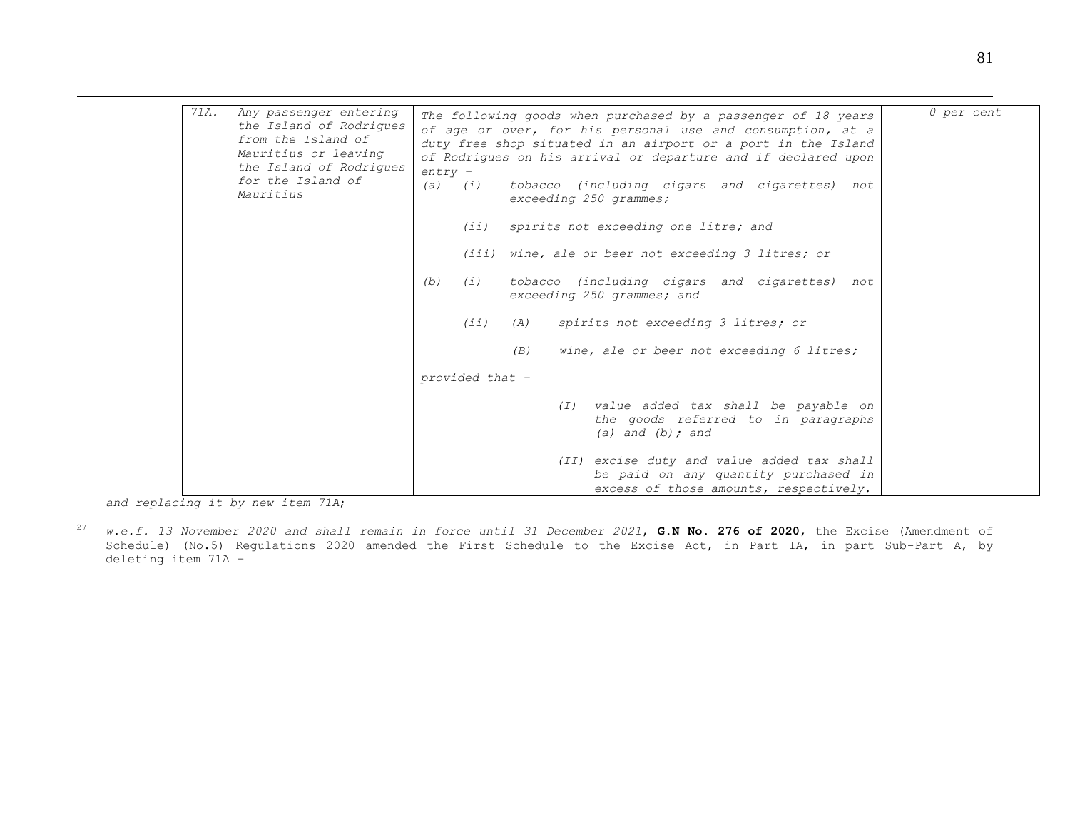| 71A. | *Any passenger entering the Island of Rodrigues from the Island of Mauritius or leaving the Island of Rodrigues for the Island of Mauritius* | *The following goods when purchased by a passenger of 18 years of age or over, for his personal use and consumption, at a duty free shop situated in an airport or a port in the Island of Rodrigues on his arrival or departure and if declared upon entry –*<br>*(a) (i) tobacco (including cigars and cigarettes) not exceeding 250 grammes;*<br>*(ii) spirits not exceeding one litre; and*<br>*(iii) wine, ale or beer not exceeding 3 litres; or*<br>*(b) (i) tobacco (including cigars and cigarettes) not exceeding 250 grammes; and*<br>*(ii) (A) spirits not exceeding 3 litres; or*<br>*(B) wine, ale or beer not exceeding 6 litres;*<br>*provided that –*<br>*(I) value added tax shall be payable on the goods referred to in paragraphs (a) and (b); and*<br>*(II) excise duty and value added tax shall be paid on any quantity purchased in excess of those amounts, respectively.* | *0 per cent* |
|---|---|---|---|

*and replacing it by new item 71A;*

[27] *w.e.f. 13 November 2020 and shall remain in force until 31 December 2021*, **G.N No. 276 of 2020**, the Excise (Amendment of Schedule) (No.5) Regulations 2020 amended the First Schedule to the Excise Act, in Part IA, in part Sub-Part A, by deleting item 71A –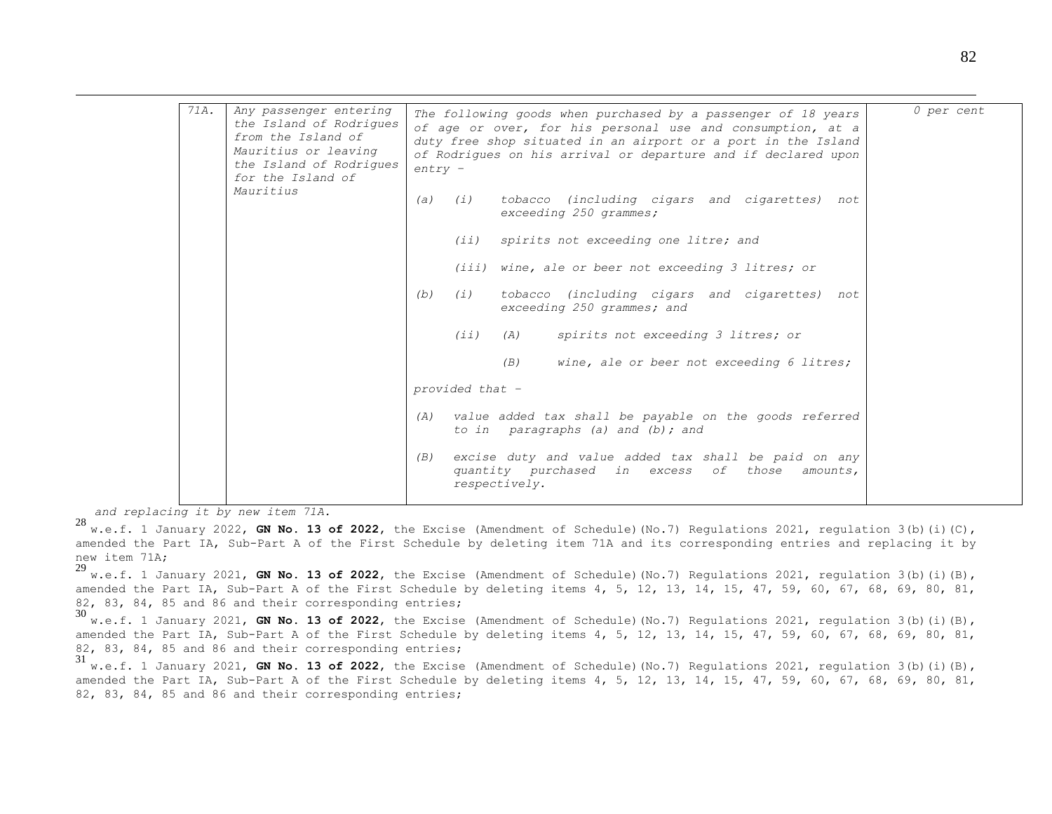| 71A. | Any passenger entering the Island of Rodrigues from the Island of Mauritius or leaving the Island of Rodrigues for the Island of Mauritius | The following goods when purchased by a passenger of 18 years of age or over, for his personal use and consumption, at a duty free shop situated in an airport or a port in the Island of Rodrigues on his arrival or departure and if declared upon entry –<br><br>(a) (i) tobacco (including cigars and cigarettes) not exceeding 250 grammes;<br><br>(ii) spirits not exceeding one litre; and<br><br>(iii) wine, ale or beer not exceeding 3 litres; or<br><br>(b) (i) tobacco (including cigars and cigarettes) not exceeding 250 grammes; and<br><br>(ii) (A) spirits not exceeding 3 litres; or<br><br>(B) wine, ale or beer not exceeding 6 litres;<br><br>provided that –<br><br>(A) value added tax shall be payable on the goods referred to in paragraphs (a) and (b); and<br><br>(B) excise duty and value added tax shall be paid on any quantity purchased in excess of those amounts, respectively. | 0 per cent |
|---|---|---|---|

*and replacing it by new item 71A.*

[28] w.e.f. 1 January 2022, **GN No. 13 of 2022**, the Excise (Amendment of Schedule)(No.7) Regulations 2021, regulation 3(b)(i)(C), amended the Part IA, Sub-Part A of the First Schedule by deleting item 71A and its corresponding entries and replacing it by new item 71A;

[29] w.e.f. 1 January 2021, **GN No. 13 of 2022**, the Excise (Amendment of Schedule)(No.7) Regulations 2021, regulation 3(b)(i)(B), amended the Part IA, Sub-Part A of the First Schedule by deleting items 4, 5, 12, 13, 14, 15, 47, 59, 60, 67, 68, 69, 80, 81, 82, 83, 84, 85 and 86 and their corresponding entries;

[30] w.e.f. 1 January 2021, **GN No. 13 of 2022**, the Excise (Amendment of Schedule)(No.7) Regulations 2021, regulation 3(b)(i)(B), amended the Part IA, Sub-Part A of the First Schedule by deleting items 4, 5, 12, 13, 14, 15, 47, 59, 60, 67, 68, 69, 80, 81, 82, 83, 84, 85 and 86 and their corresponding entries;

[31] w.e.f. 1 January 2021, **GN No. 13 of 2022**, the Excise (Amendment of Schedule)(No.7) Regulations 2021, regulation 3(b)(i)(B), amended the Part IA, Sub-Part A of the First Schedule by deleting items 4, 5, 12, 13, 14, 15, 47, 59, 60, 67, 68, 69, 80, 81, 82, 83, 84, 85 and 86 and their corresponding entries;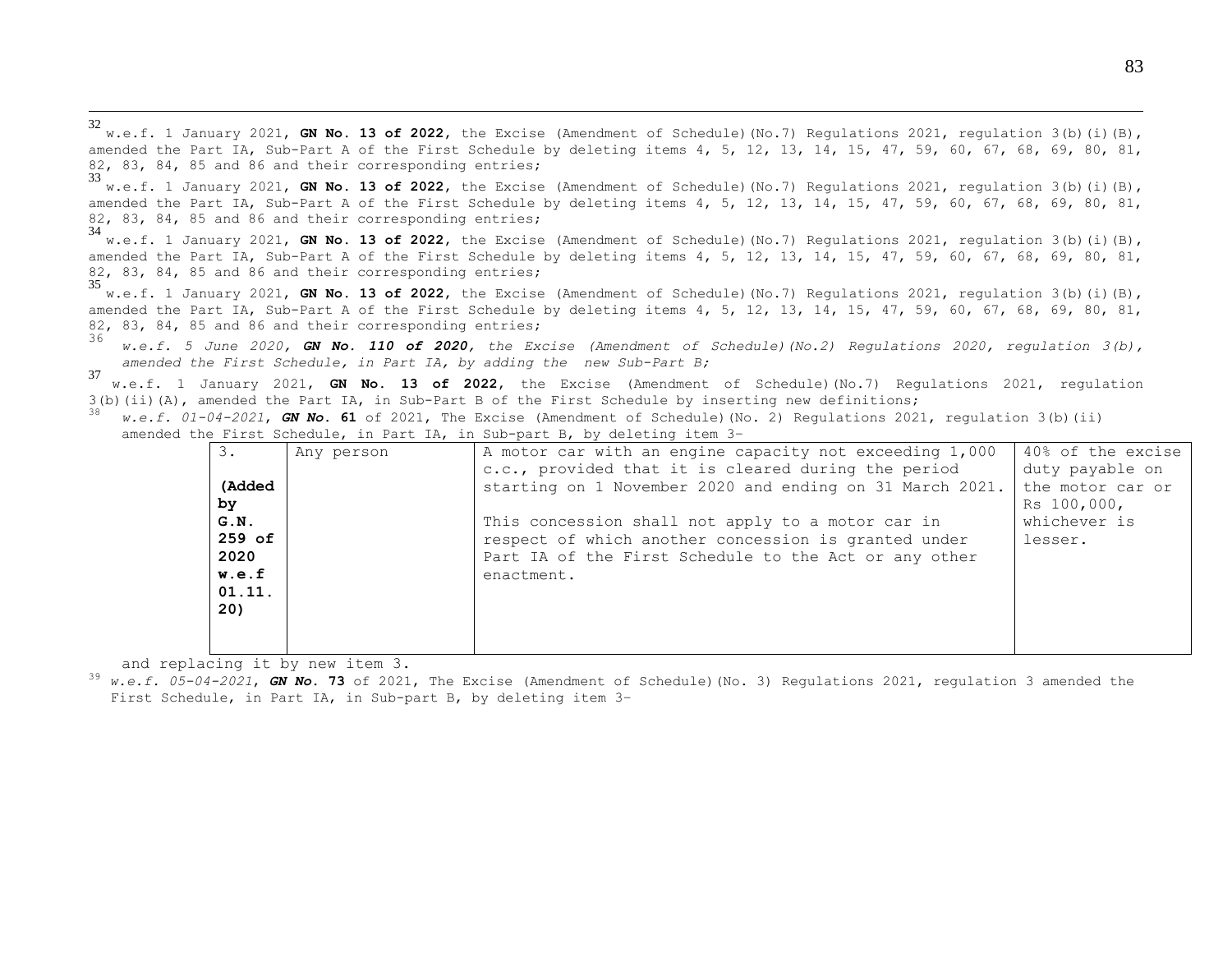[32] w.e.f. 1 January 2021, **GN No. 13 of 2022**, the Excise (Amendment of Schedule)(No.7) Regulations 2021, regulation 3(b)(i)(B), amended the Part IA, Sub-Part A of the First Schedule by deleting items 4, 5, 12, 13, 14, 15, 47, 59, 60, 67, 68, 69, 80, 81, 82, 83, 84, 85 and 86 and their corresponding entries;

[33] w.e.f. 1 January 2021, **GN No. 13 of 2022**, the Excise (Amendment of Schedule)(No.7) Regulations 2021, regulation 3(b)(i)(B), amended the Part IA, Sub-Part A of the First Schedule by deleting items 4, 5, 12, 13, 14, 15, 47, 59, 60, 67, 68, 69, 80, 81, 82, 83, 84, 85 and 86 and their corresponding entries;

[34] w.e.f. 1 January 2021, **GN No. 13 of 2022**, the Excise (Amendment of Schedule)(No.7) Regulations 2021, regulation 3(b)(i)(B), amended the Part IA, Sub-Part A of the First Schedule by deleting items 4, 5, 12, 13, 14, 15, 47, 59, 60, 67, 68, 69, 80, 81, 82, 83, 84, 85 and 86 and their corresponding entries;

[35] w.e.f. 1 January 2021, **GN No. 13 of 2022**, the Excise (Amendment of Schedule)(No.7) Regulations 2021, regulation 3(b)(i)(B), amended the Part IA, Sub-Part A of the First Schedule by deleting items 4, 5, 12, 13, 14, 15, 47, 59, 60, 67, 68, 69, 80, 81, 82, 83, 84, 85 and 86 and their corresponding entries;

[36] *w.e.f. 5 June 2020, **GN No. 110 of 2020**, the Excise (Amendment of Schedule)(No.2) Regulations 2020, regulation 3(b), amended the First Schedule, in Part IA, by adding the new Sub-Part B;*

[37] w.e.f. 1 January 2021, **GN No. 13 of 2022**, the Excise (Amendment of Schedule)(No.7) Regulations 2021, regulation 3(b)(ii)(A), amended the Part IA, in Sub-Part B of the First Schedule by inserting new definitions;

[38] *w.e.f. 01-04-2021*, ***GN No*. 61** of 2021, The Excise (Amendment of Schedule)(No. 2) Regulations 2021, regulation 3(b)(ii) amended the First Schedule, in Part IA, in Sub-part B, by deleting item 3–

| | | | |
|---|---|---|---|
| 3.<br><br>**(Added by G.N. 259 of 2020 w.e.f 01.11. 20)** | Any person | A motor car with an engine capacity not exceeding 1,000 c.c., provided that it is cleared during the period starting on 1 November 2020 and ending on 31 March 2021.<br><br>This concession shall not apply to a motor car in respect of which another concession is granted under Part IA of the First Schedule to the Act or any other enactment. | 40% of the excise duty payable on the motor car or Rs 100,000, whichever is lesser. |

and replacing it by new item 3.

[39] *w.e.f. 05-04-2021*, ***GN No*. 73** of 2021, The Excise (Amendment of Schedule)(No. 3) Regulations 2021, regulation 3 amended the First Schedule, in Part IA, in Sub-part B, by deleting item 3–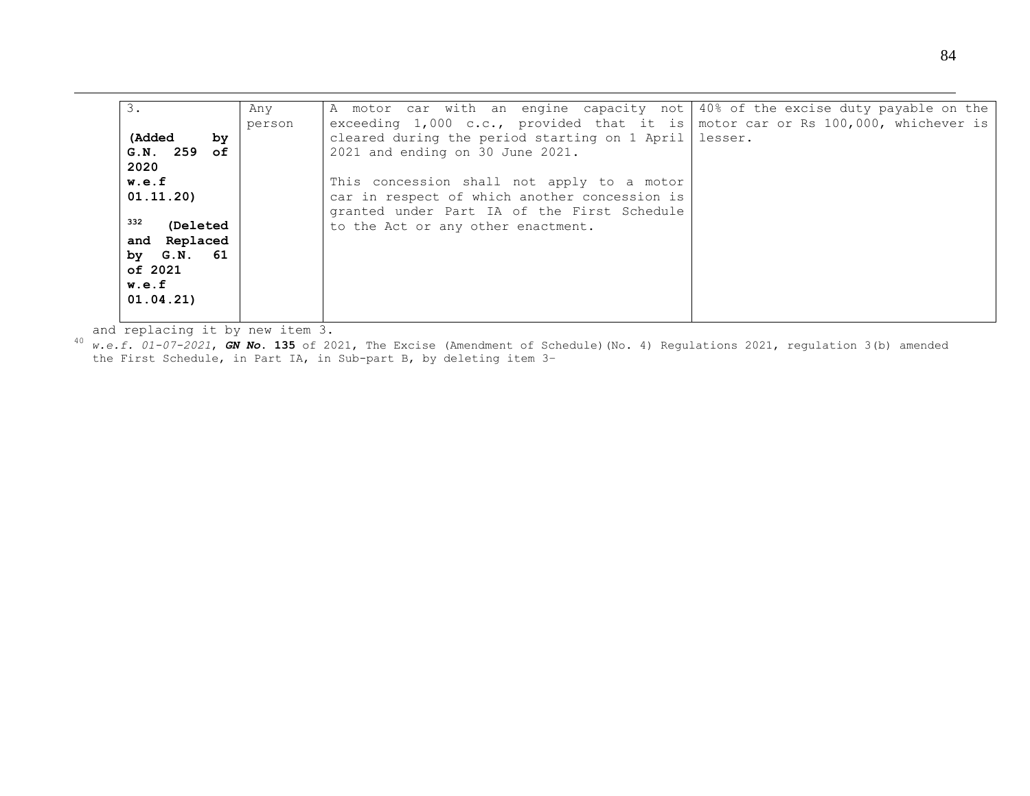| 3.<br><br>**(Added by G.N. 259 of 2020 w.e.f 01.11.20)**<br><br>[332] **(Deleted and Replaced by G.N. 61 of 2021 w.e.f 01.04.21)** | Any person | A motor car with an engine capacity not exceeding 1,000 c.c., provided that it is cleared during the period starting on 1 April 2021 and ending on 30 June 2021.<br><br>This concession shall not apply to a motor car in respect of which another concession is granted under Part IA of the First Schedule to the Act or any other enactment. | 40% of the excise duty payable on the motor car or Rs 100,000, whichever is lesser. |
|---|---|---|---|

and replacing it by new item 3.

[40] *w.e.f. 01-07-2021*, ***GN No.*** **135** of 2021, The Excise (Amendment of Schedule)(No. 4) Regulations 2021, regulation 3(b) amended the First Schedule, in Part IA, in Sub-part B, by deleting item 3–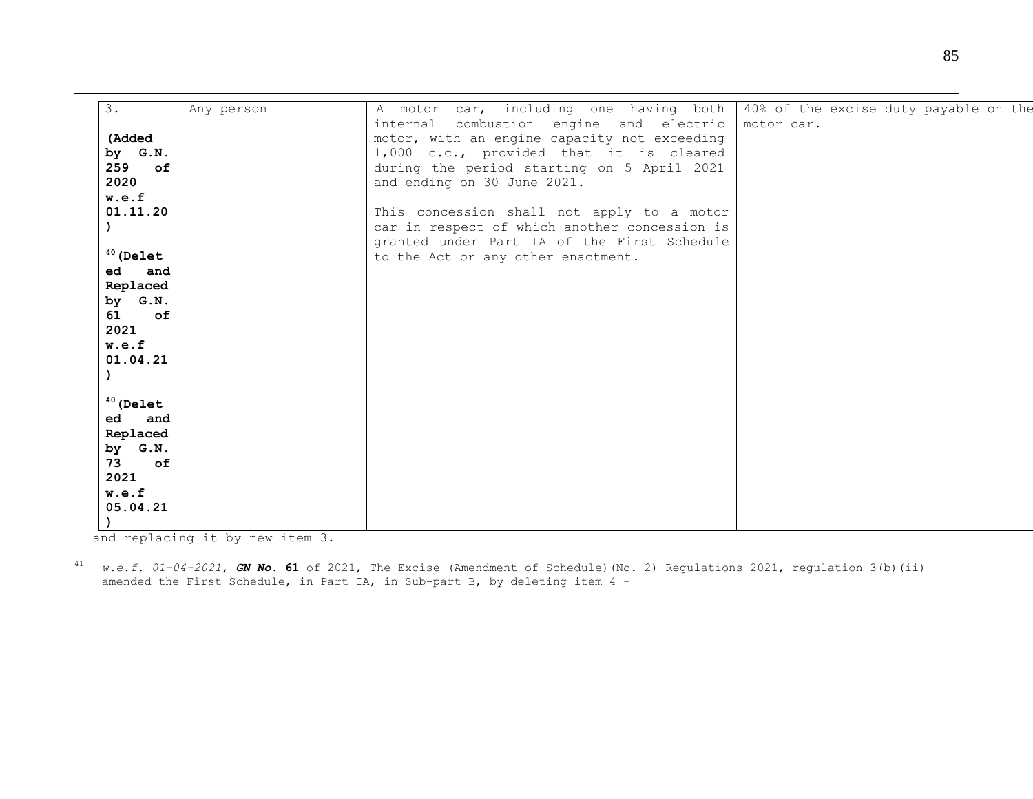| | | | |
|---|---|---|---|
| 3.<br><br>**(Added by G.N. 259 of 2020 w.e.f 01.11.20)**<br><br>[40]**(Deleted and Replaced by G.N. 61 of 2021 w.e.f 01.04.21)**<br><br>[40]**(Deleted and Replaced by G.N. 73 of 2021 w.e.f 05.04.21)** | Any person | A motor car, including one having both internal combustion engine and electric motor, with an engine capacity not exceeding 1,000 c.c., provided that it is cleared during the period starting on 5 April 2021 and ending on 30 June 2021.<br><br>This concession shall not apply to a motor car in respect of which another concession is granted under Part IA of the First Schedule to the Act or any other enactment. | 40% of the excise duty payable on the motor car. |

and replacing it by new item 3.

[41] *w.e.f. 01-04-2021*, ***GN No.* 61** of 2021, The Excise (Amendment of Schedule)(No. 2) Regulations 2021, regulation 3(b)(ii) amended the First Schedule, in Part IA, in Sub-part B, by deleting item 4 –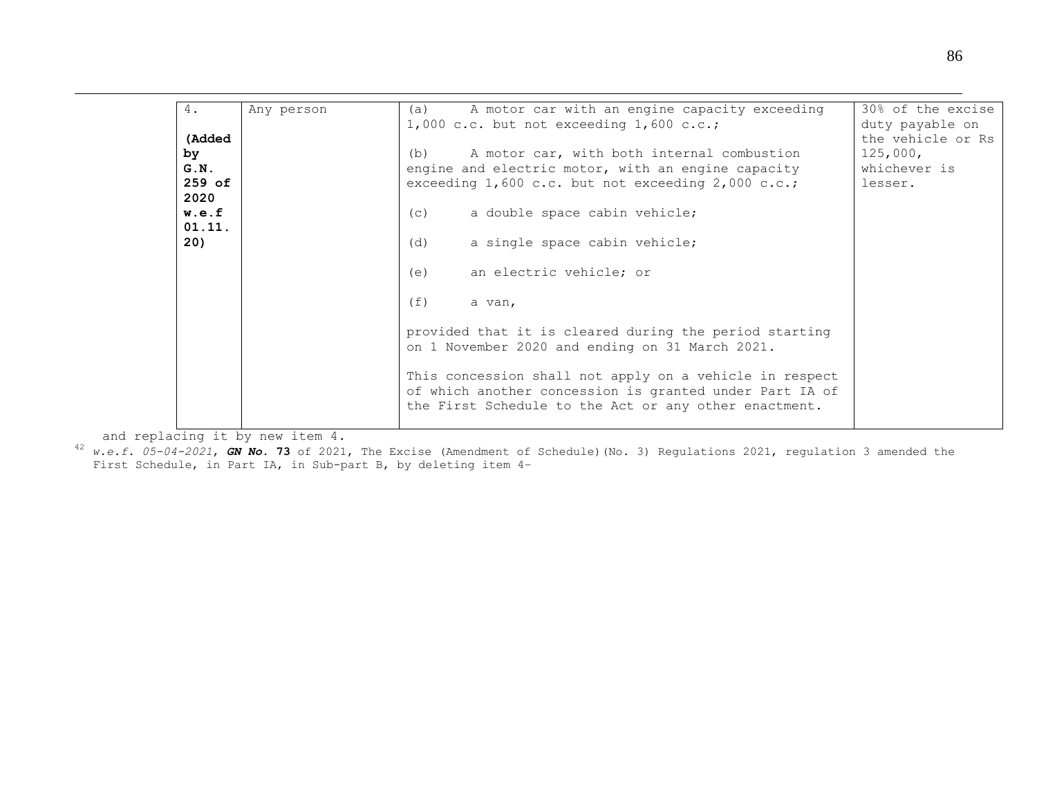| 4.<br><br>**(Added by G.N. 259 of 2020 w.e.f 01.11. 20)** | Any person | (a) A motor car with an engine capacity exceeding 1,000 c.c. but not exceeding 1,600 c.c.;<br><br>(b) A motor car, with both internal combustion engine and electric motor, with an engine capacity exceeding 1,600 c.c. but not exceeding 2,000 c.c.;<br><br>(c) a double space cabin vehicle;<br><br>(d) a single space cabin vehicle;<br><br>(e) an electric vehicle; or<br><br>(f) a van,<br><br>provided that it is cleared during the period starting on 1 November 2020 and ending on 31 March 2021.<br><br>This concession shall not apply on a vehicle in respect of which another concession is granted under Part IA of the First Schedule to the Act or any other enactment. | 30% of the excise duty payable on the vehicle or Rs 125,000, whichever is lesser. |
|---|---|---|---|

and replacing it by new item 4.

[42] *w.e.f. 05-04-2021*, ***GN No.*** **73** of 2021, The Excise (Amendment of Schedule)(No. 3) Regulations 2021, regulation 3 amended the First Schedule, in Part IA, in Sub-part B, by deleting item 4–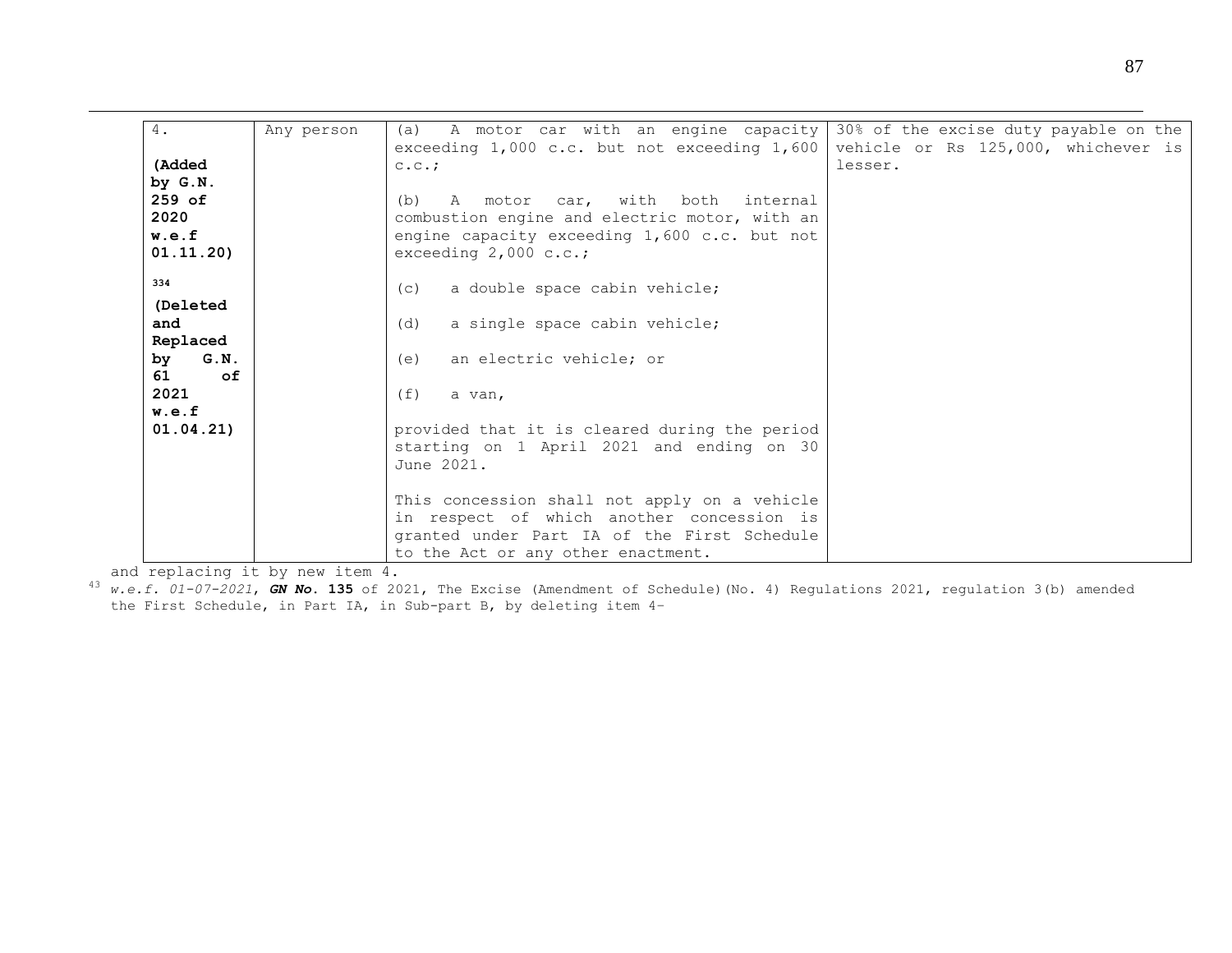| 4.<br><br>**(Added by G.N. 259 of 2020 w.e.f 01.11.20)**<br><br>[334] **(Deleted and Replaced by G.N. 61 of 2021 w.e.f 01.04.21)** | Any person | (a) A motor car with an engine capacity exceeding 1,000 c.c. but not exceeding 1,600 c.c.;<br><br>(b) A motor car, with both internal combustion engine and electric motor, with an engine capacity exceeding 1,600 c.c. but not exceeding 2,000 c.c.;<br><br>(c) a double space cabin vehicle;<br><br>(d) a single space cabin vehicle;<br><br>(e) an electric vehicle; or<br><br>(f) a van,<br><br>provided that it is cleared during the period starting on 1 April 2021 and ending on 30 June 2021.<br><br>This concession shall not apply on a vehicle in respect of which another concession is granted under Part IA of the First Schedule to the Act or any other enactment. | 30% of the excise duty payable on the vehicle or Rs 125,000, whichever is lesser. |
|---|---|---|---|

and replacing it by new item 4.

[43] *w.e.f. 01-07-2021*, ***GN No*. 135** of 2021, The Excise (Amendment of Schedule)(No. 4) Regulations 2021, regulation 3(b) amended the First Schedule, in Part IA, in Sub-part B, by deleting item 4–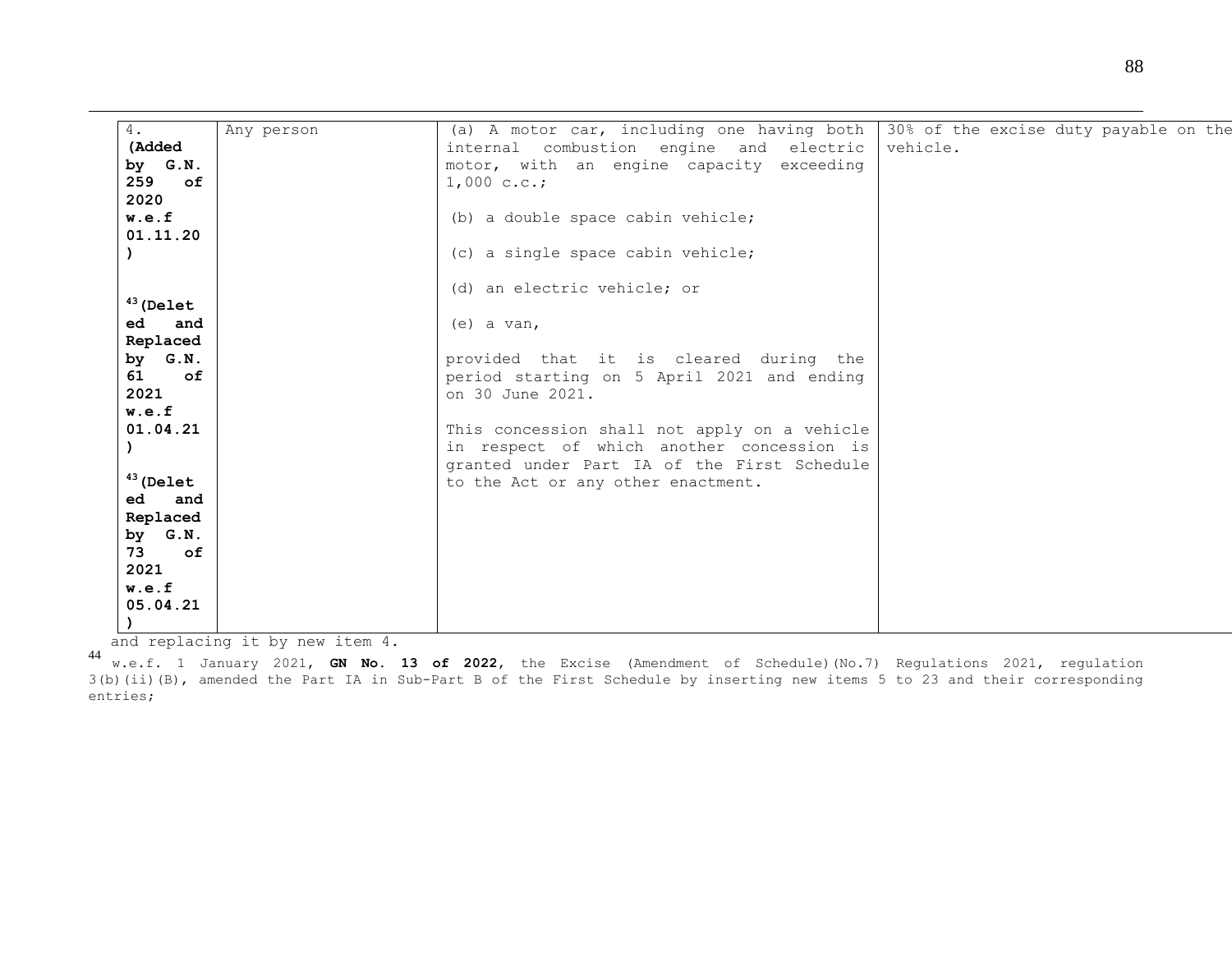| | | | |
|---|---|---|---|
| 4. **(Added by G.N. 259 of 2020 w.e.f 01.11.20)** [43]**(Deleted and Replaced by G.N. 61 of 2021 w.e.f 01.04.21)** [43]**(Deleted and Replaced by G.N. 73 of 2021 w.e.f 05.04.21)** | Any person | (a) A motor car, including one having both internal combustion engine and electric motor, with an engine capacity exceeding 1,000 c.c.; (b) a double space cabin vehicle; (c) a single space cabin vehicle; (d) an electric vehicle; or (e) a van, provided that it is cleared during the period starting on 5 April 2021 and ending on 30 June 2021. This concession shall not apply on a vehicle in respect of which another concession is granted under Part IA of the First Schedule to the Act or any other enactment. | 30% of the excise duty payable on the vehicle. |

and replacing it by new item 4.

[44] w.e.f. 1 January 2021, **GN No. 13 of 2022**, the Excise (Amendment of Schedule)(No.7) Regulations 2021, regulation 3(b)(ii)(B), amended the Part IA in Sub-Part B of the First Schedule by inserting new items 5 to 23 and their corresponding entries;